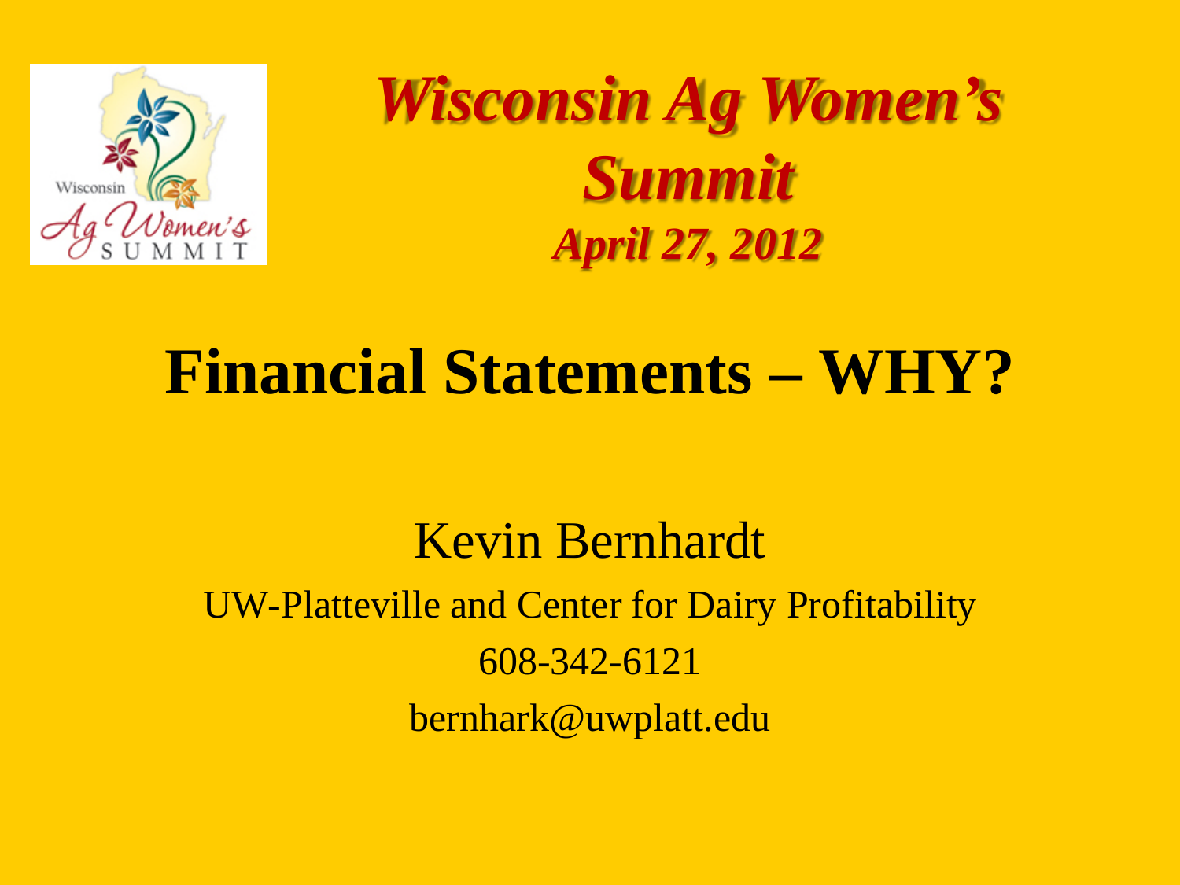# *Wisconsin Ag Women's Summit*

***April 27, 2012***

# Financial Statements – WHY?

Kevin Bernhardt

UW-Platteville and Center for Dairy Profitability

608-342-6121

bernhark@uwplatt.edu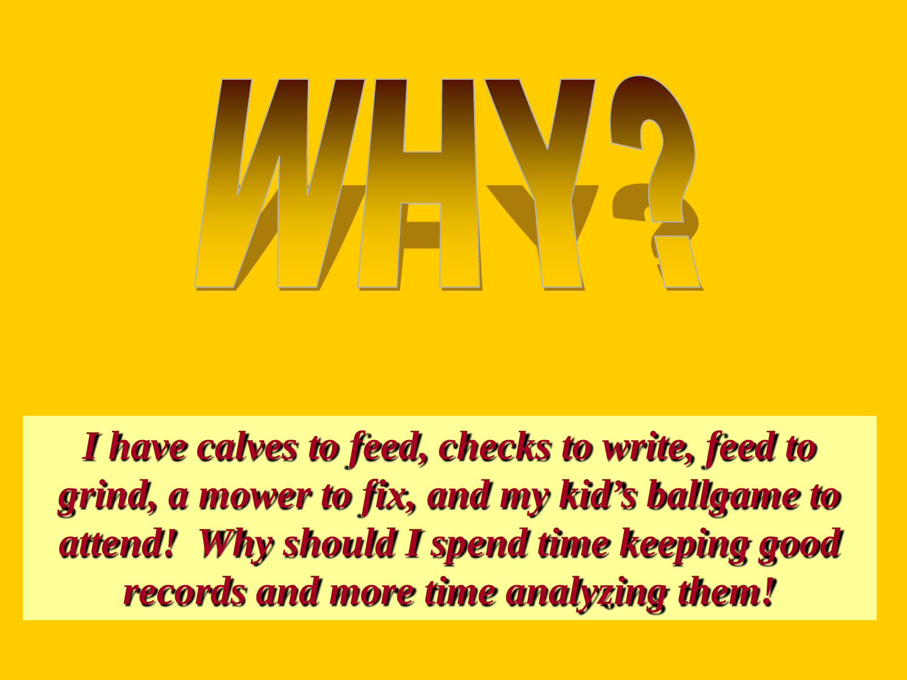# WHY?

***I have calves to feed, checks to write, feed to grind, a mower to fix, and my kid's ballgame to attend! Why should I spend time keeping good records and more time analyzing them!***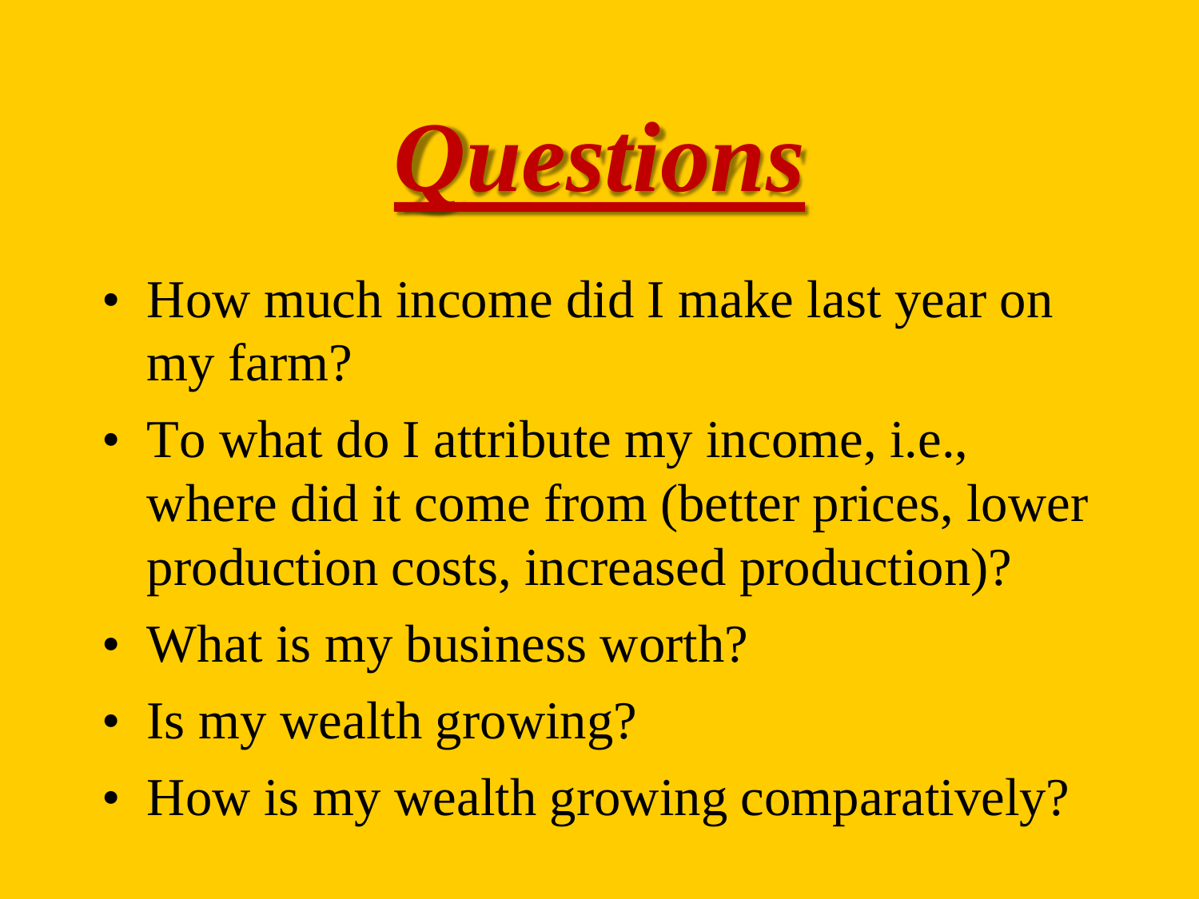# *Questions*

- How much income did I make last year on my farm?
- To what do I attribute my income, i.e., where did it come from (better prices, lower production costs, increased production)?
- What is my business worth?
- Is my wealth growing?
- How is my wealth growing comparatively?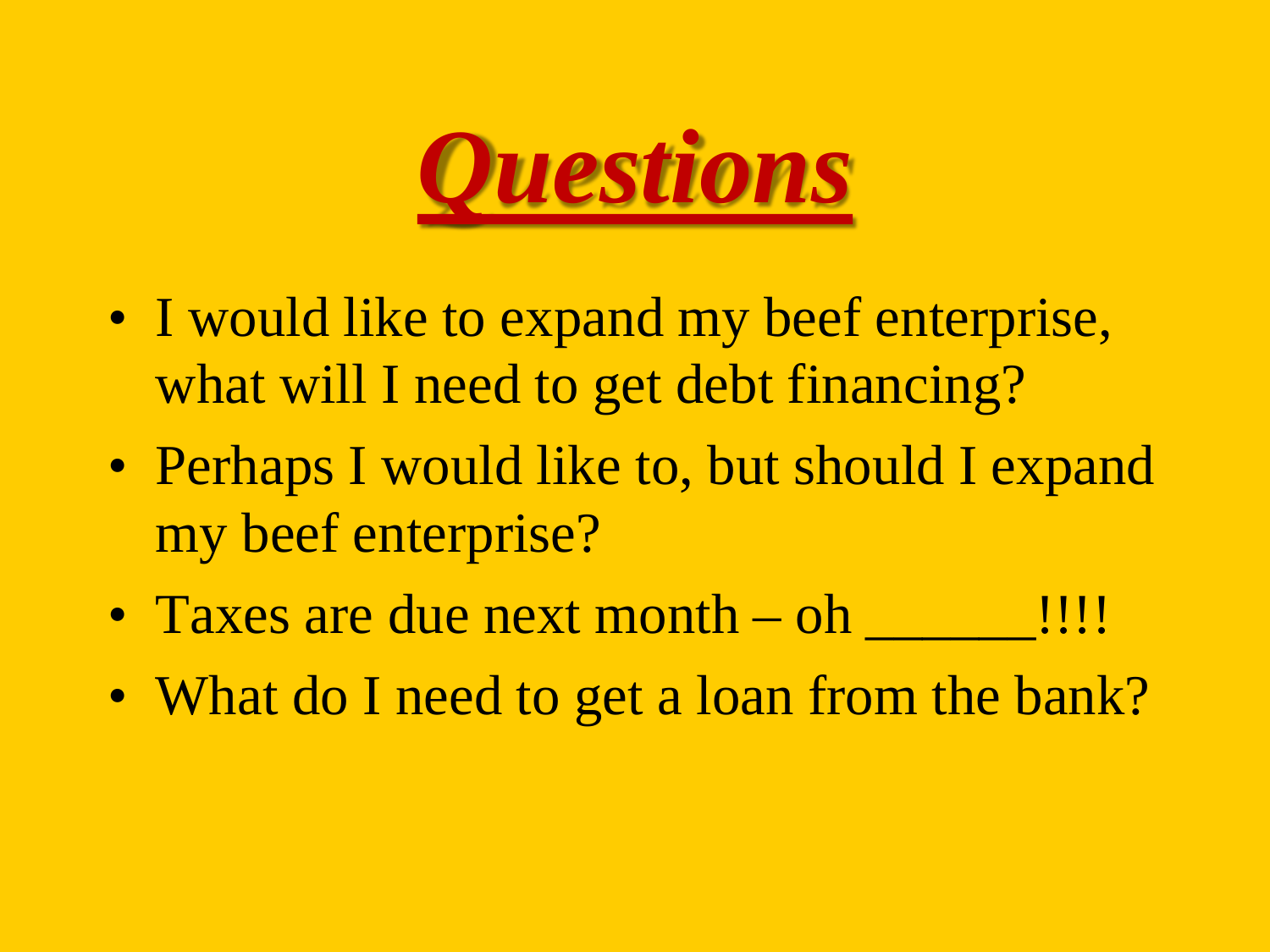# *Questions*

- I would like to expand my beef enterprise, what will I need to get debt financing?
- Perhaps I would like to, but should I expand my beef enterprise?
- Taxes are due next month – oh ______!!!!
- What do I need to get a loan from the bank?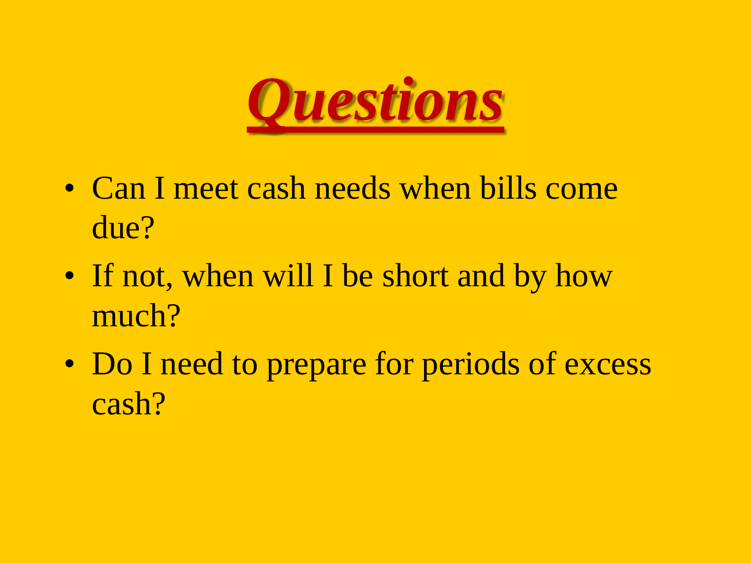# *Questions*

- Can I meet cash needs when bills come due?
- If not, when will I be short and by how much?
- Do I need to prepare for periods of excess cash?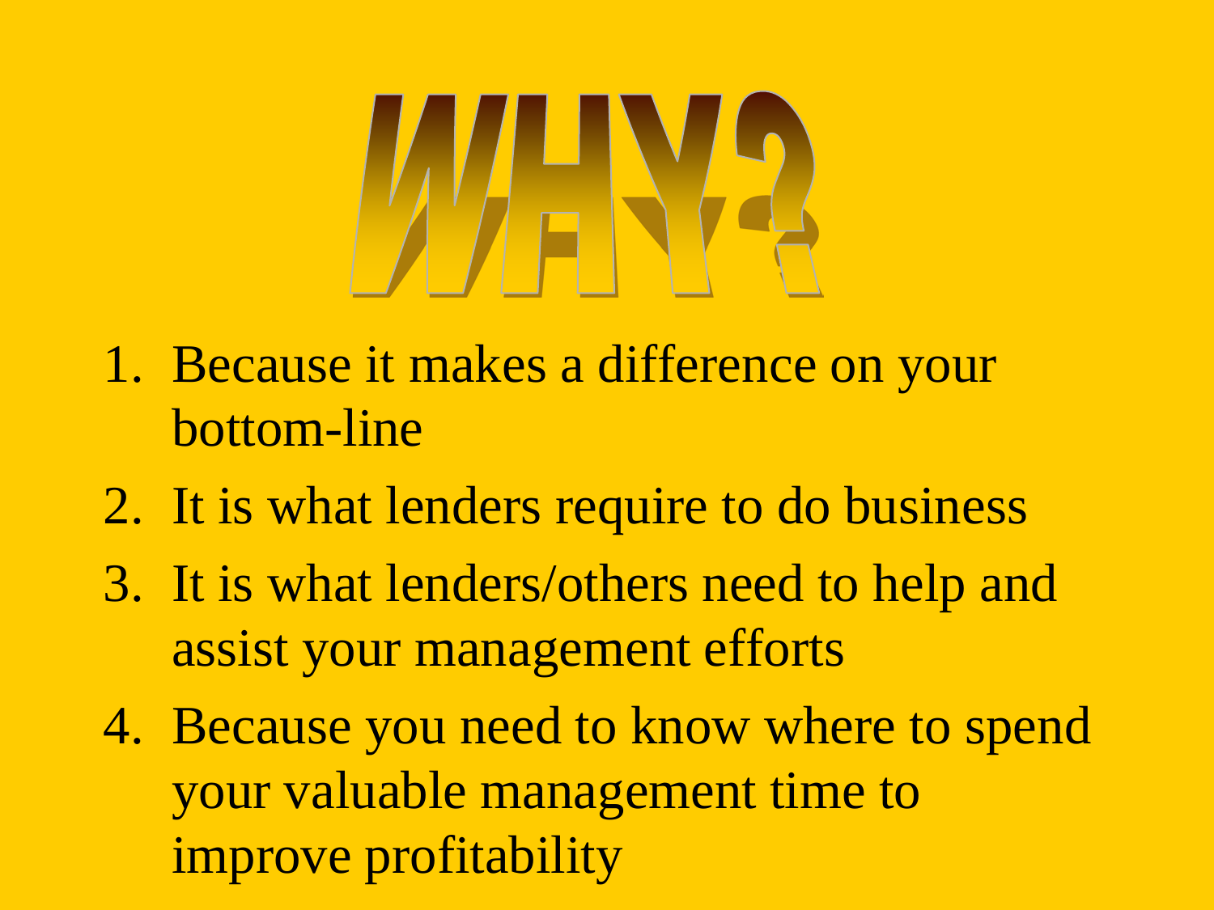# WHY?

1. Because it makes a difference on your bottom-line
2. It is what lenders require to do business
3. It is what lenders/others need to help and assist your management efforts
4. Because you need to know where to spend your valuable management time to improve profitability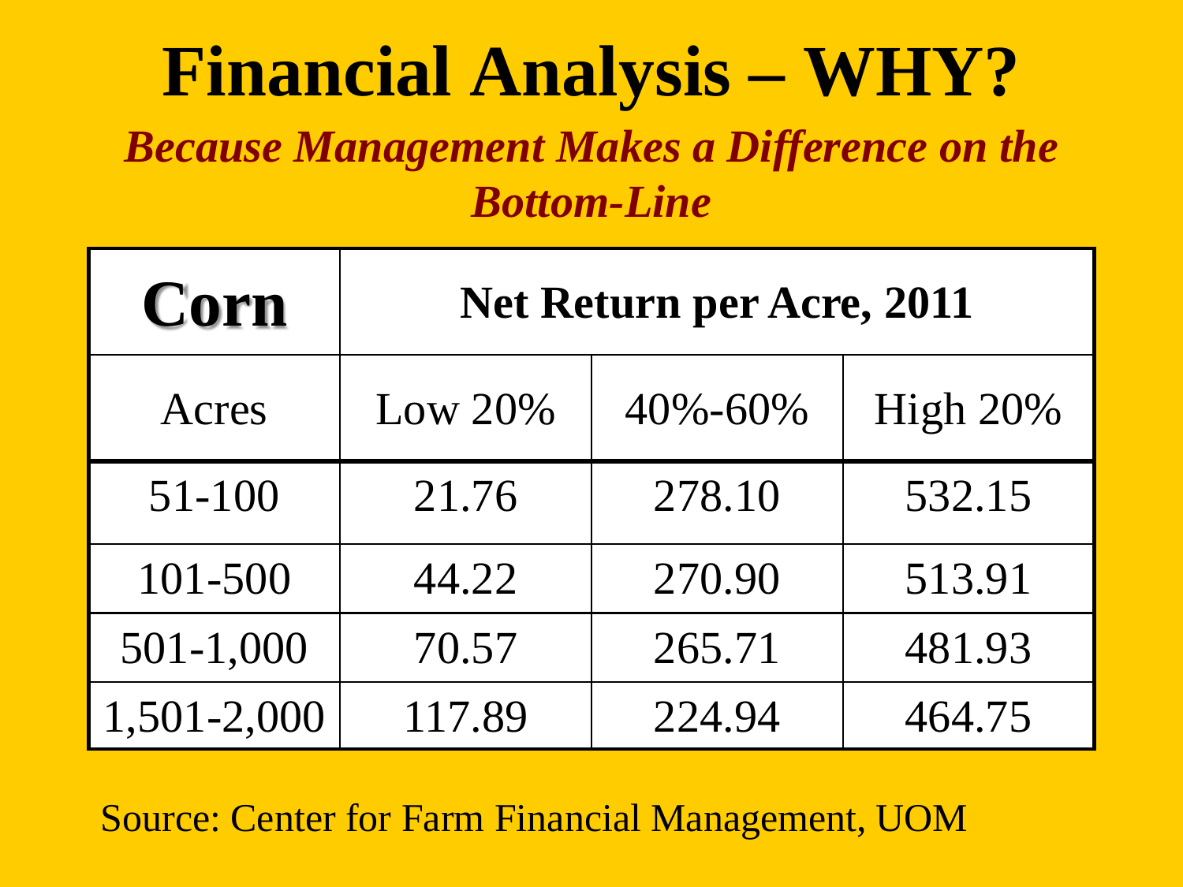# Financial Analysis – WHY?

***Because Management Makes a Difference on the Bottom-Line***

| **Corn** | **Net Return per Acre, 2011** | | |
|---|---|---|---|
| Acres | Low 20% | 40%-60% | High 20% |
| 51-100 | 21.76 | 278.10 | 532.15 |
| 101-500 | 44.22 | 270.90 | 513.91 |
| 501-1,000 | 70.57 | 265.71 | 481.93 |
| 1,501-2,000 | 117.89 | 224.94 | 464.75 |

Source: Center for Farm Financial Management, UOM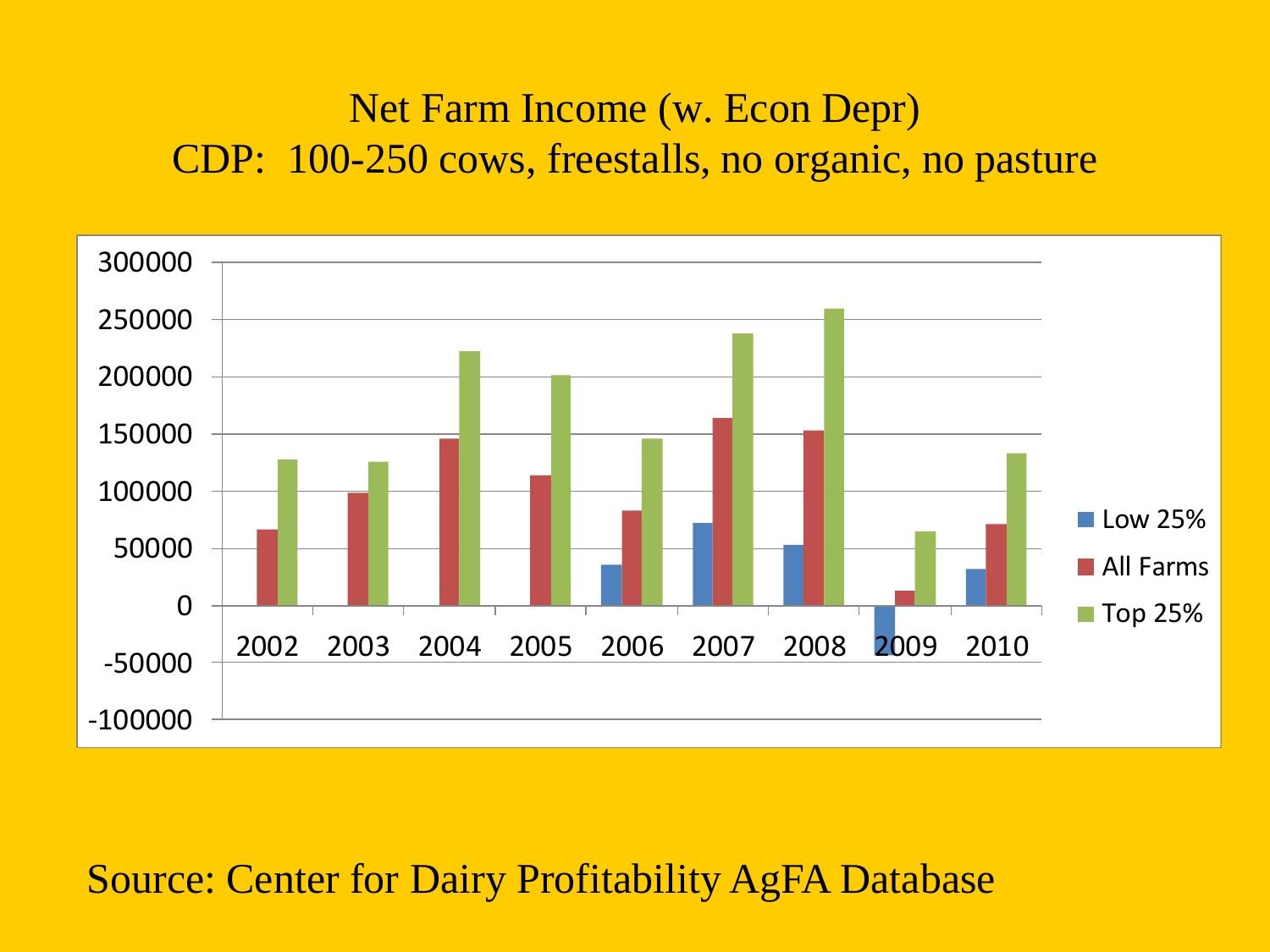# Net Farm Income (w. Econ Depr)
## CDP: 100-250 cows, freestalls, no organic, no pasture

Source: Center for Dairy Profitability AgFA Database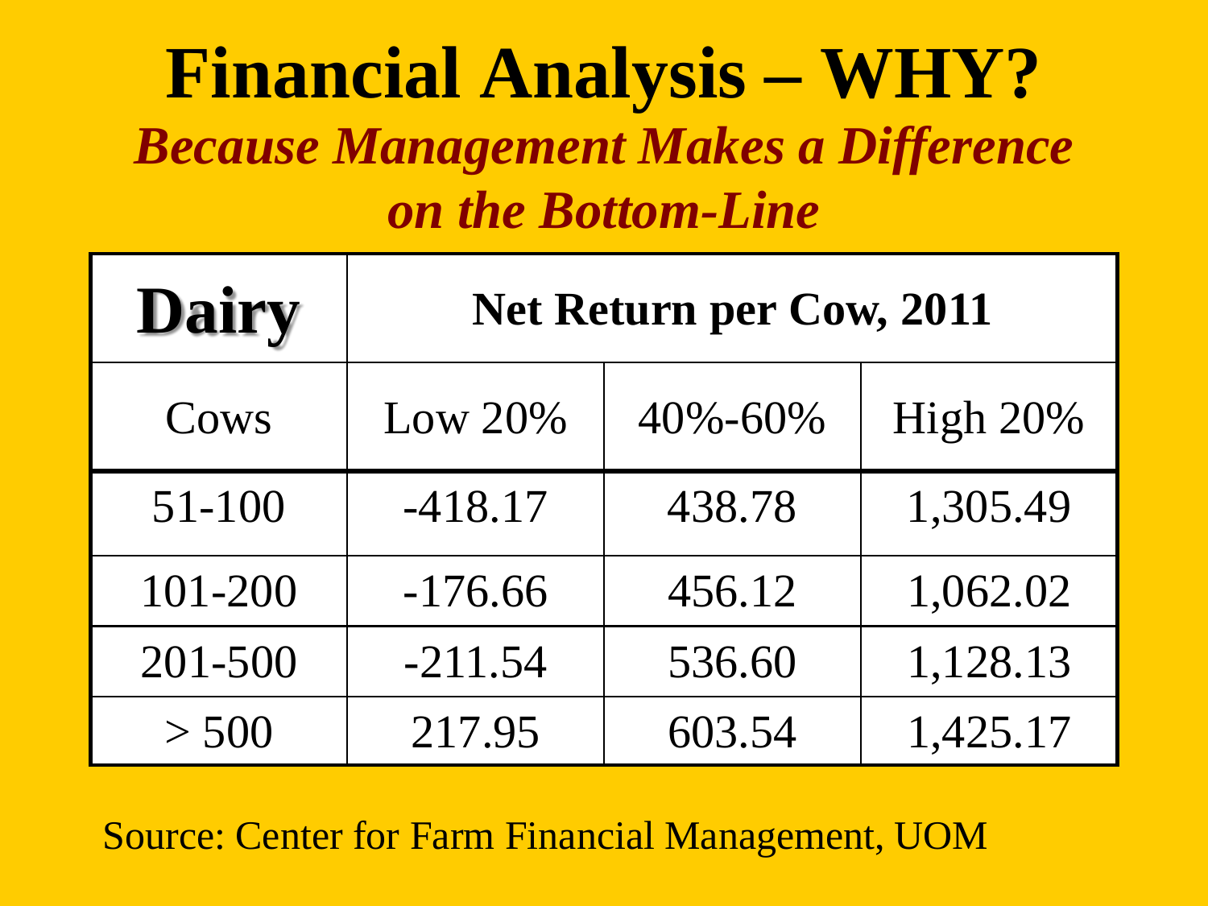# Financial Analysis – WHY?

***Because Management Makes a Difference on the Bottom-Line***

| **Dairy** | **Net Return per Cow, 2011** | | |
|---|---|---|---|
| Cows | Low 20% | 40%-60% | High 20% |
| 51-100 | -418.17 | 438.78 | 1,305.49 |
| 101-200 | -176.66 | 456.12 | 1,062.02 |
| 201-500 | -211.54 | 536.60 | 1,128.13 |
| > 500 | 217.95 | 603.54 | 1,425.17 |

Source: Center for Farm Financial Management, UOM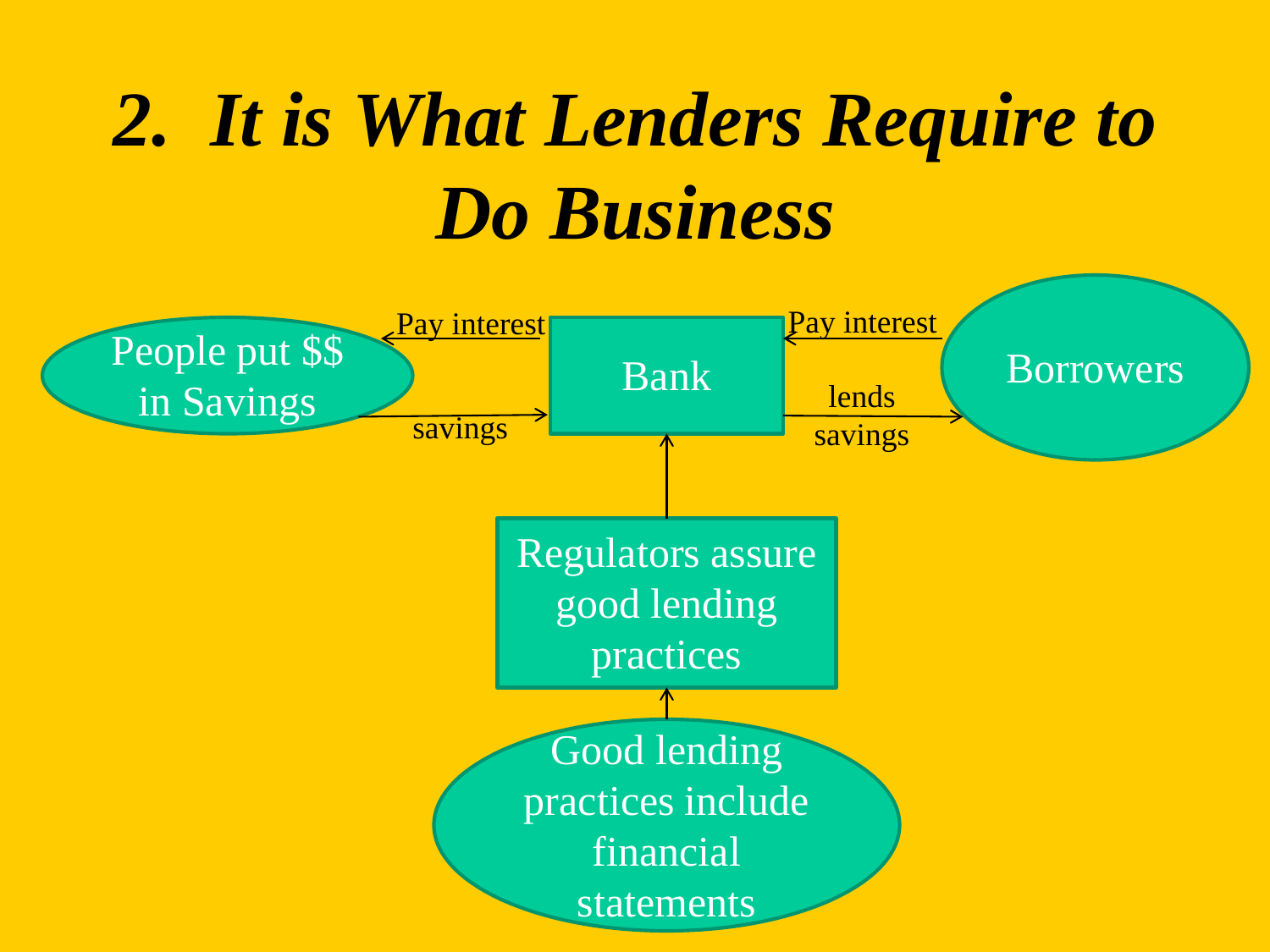# *2. It is What Lenders Require to Do Business*

People put $$ in Savings

Pay interest

savings

Bank

Pay interest

lends savings

Borrowers

Regulators assure good lending practices

Good lending practices include financial statements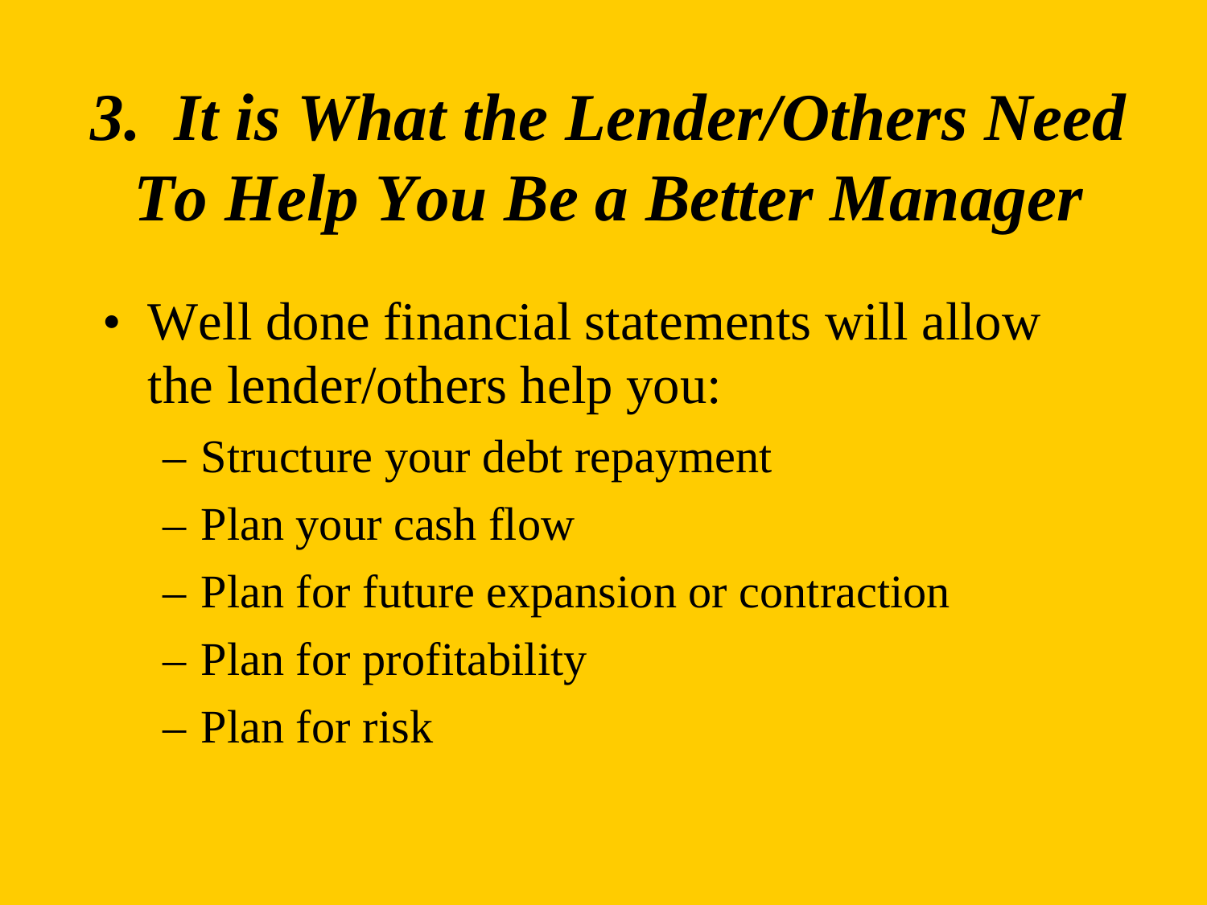# *3. It is What the Lender/Others Need To Help You Be a Better Manager*

- Well done financial statements will allow the lender/others help you:
  - Structure your debt repayment
  - Plan your cash flow
  - Plan for future expansion or contraction
  - Plan for profitability
  - Plan for risk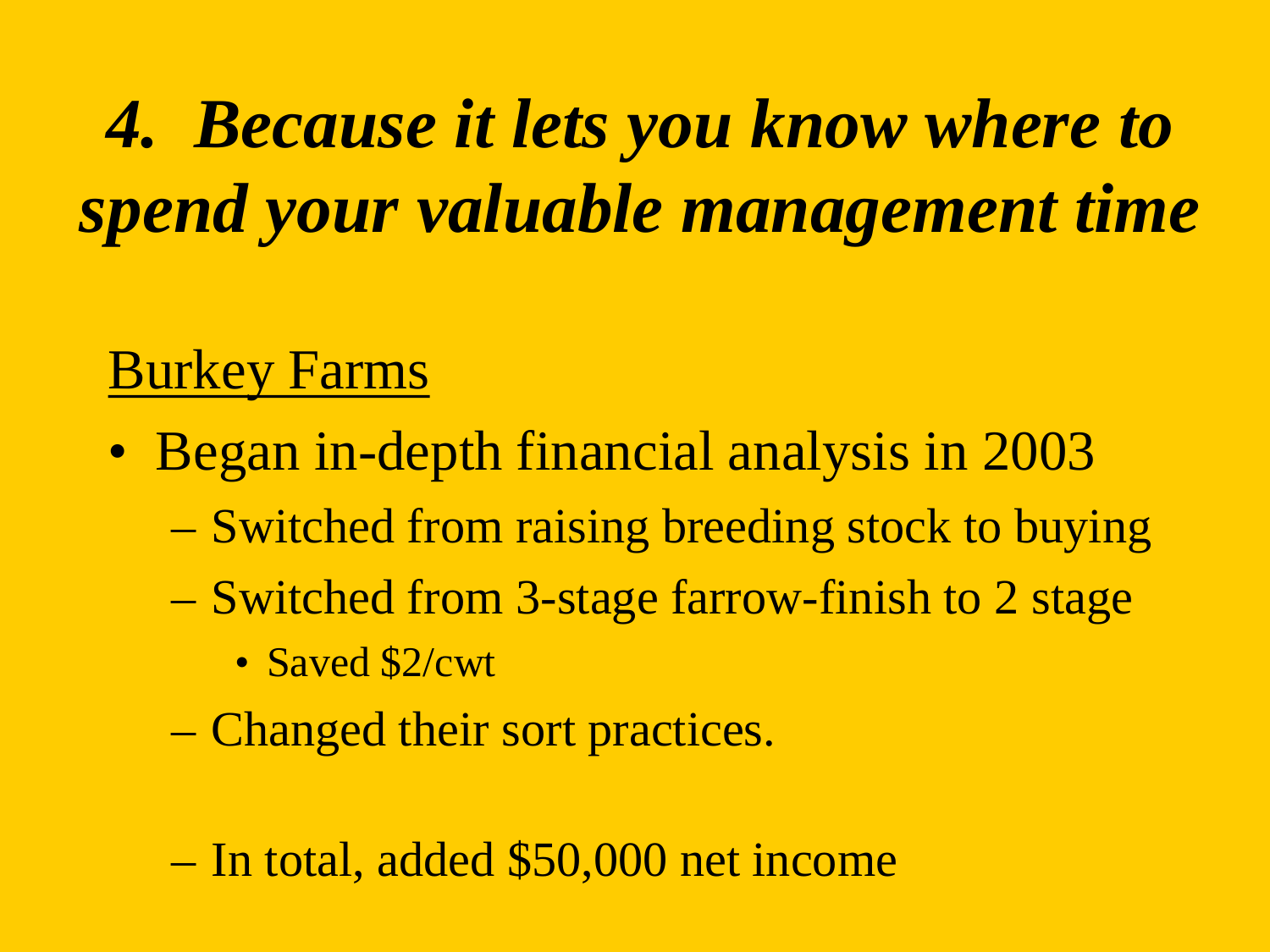# *4. Because it lets you know where to spend your valuable management time*

Burkey Farms

- Began in-depth financial analysis in 2003
  - Switched from raising breeding stock to buying
  - Switched from 3-stage farrow-finish to 2 stage
    - Saved $2/cwt
  - Changed their sort practices.
  - In total, added $50,000 net income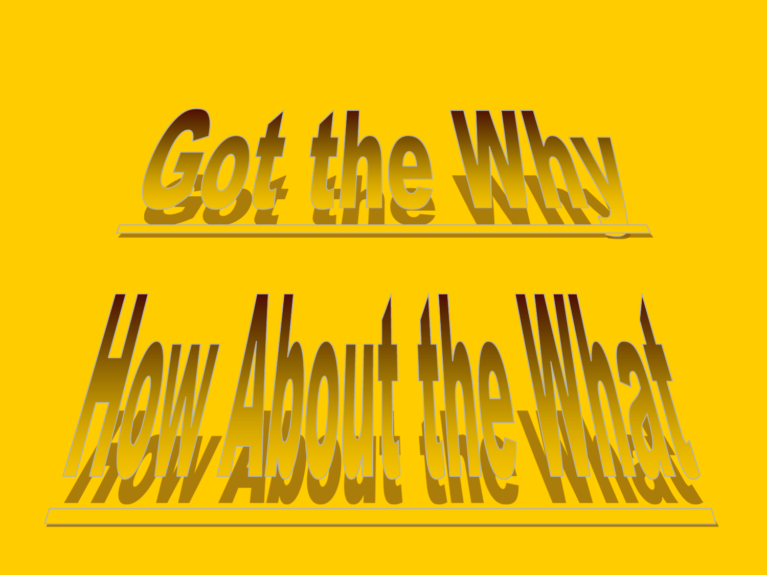# Got the Why

# How About the What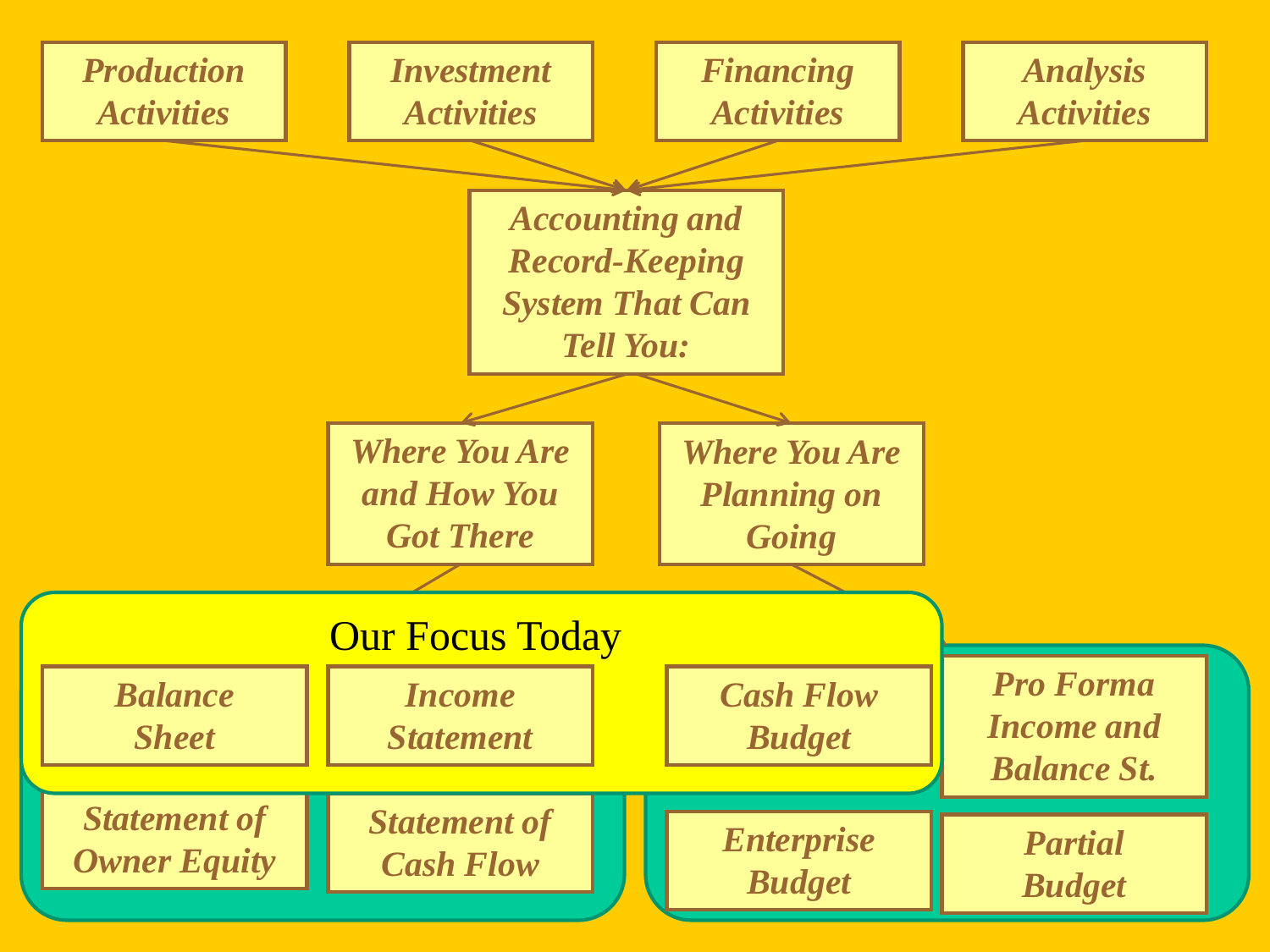*Production Activities* · *Investment Activities* · *Financing Activities* · *Analysis Activities*

*Accounting and Record-Keeping System That Can Tell You:*

- *Where You Are and How You Got There*
  - *Balance Sheet*
  - *Income Statement*
  - *Statement of Owner Equity*
  - *Statement of Cash Flow*
- *Where You Are Planning on Going*
  - *Cash Flow Budget*
  - *Pro Forma Income and Balance St.*
  - *Enterprise Budget*
  - *Partial Budget*

Our Focus Today: *Balance Sheet*, *Income Statement*, *Cash Flow Budget*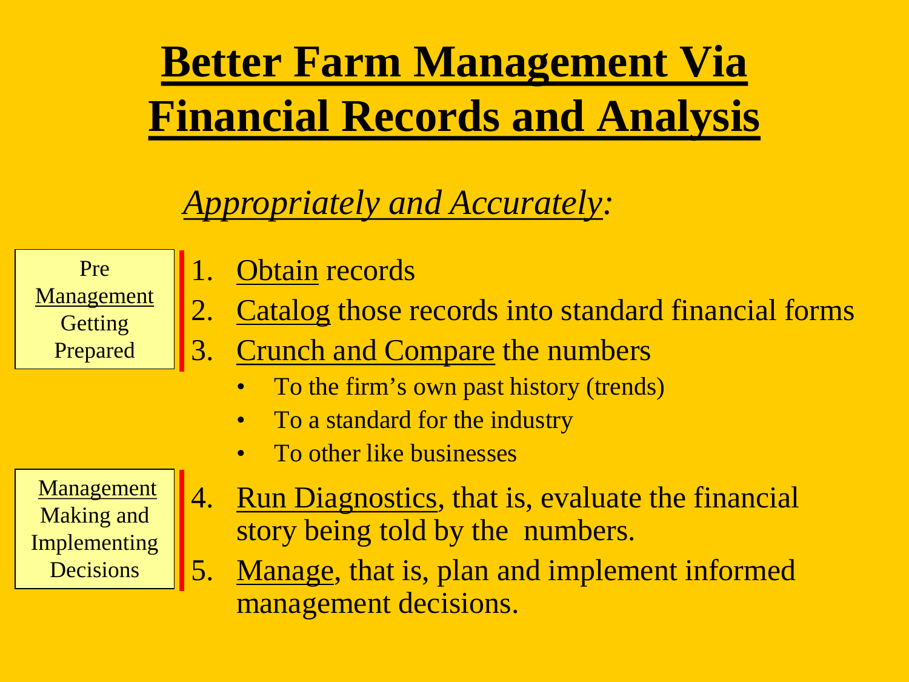# Better Farm Management Via Financial Records and Analysis

*Appropriately and Accurately:*

Pre Management Getting Prepared

1. Obtain records
2. Catalog those records into standard financial forms
3. Crunch and Compare the numbers
   - To the firm's own past history (trends)
   - To a standard for the industry
   - To other like businesses

Management Making and Implementing Decisions

4. Run Diagnostics, that is, evaluate the financial story being told by the numbers.
5. Manage, that is, plan and implement informed management decisions.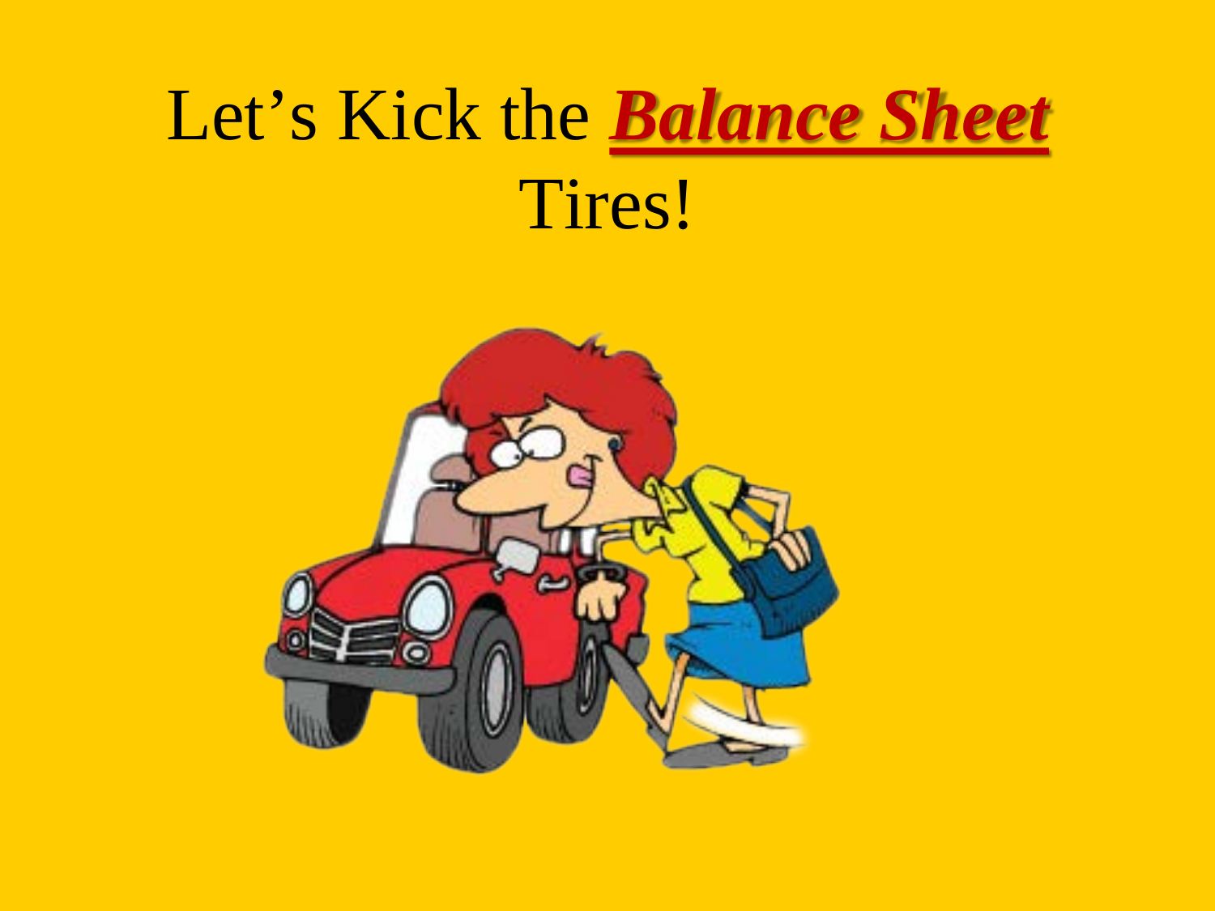# Let's Kick the ***Balance Sheet*** Tires!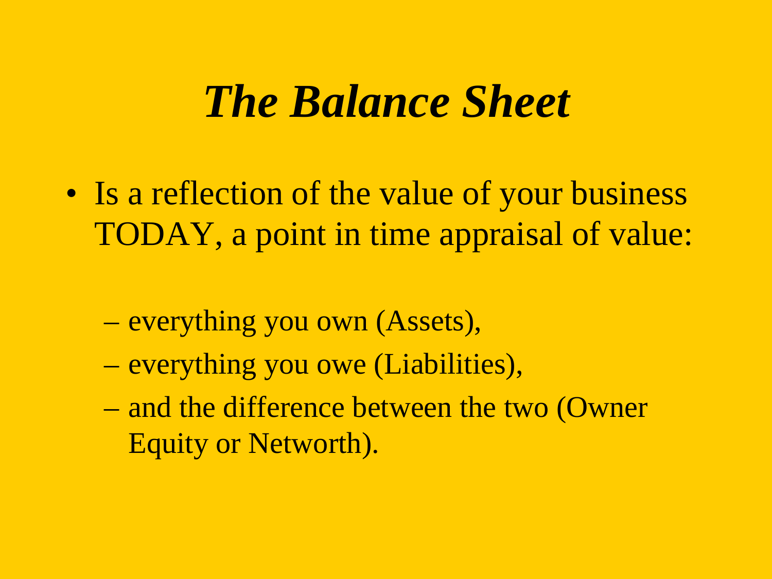# *The Balance Sheet*

- Is a reflection of the value of your business TODAY, a point in time appraisal of value:
  - everything you own (Assets),
  - everything you owe (Liabilities),
  - and the difference between the two (Owner Equity or Networth).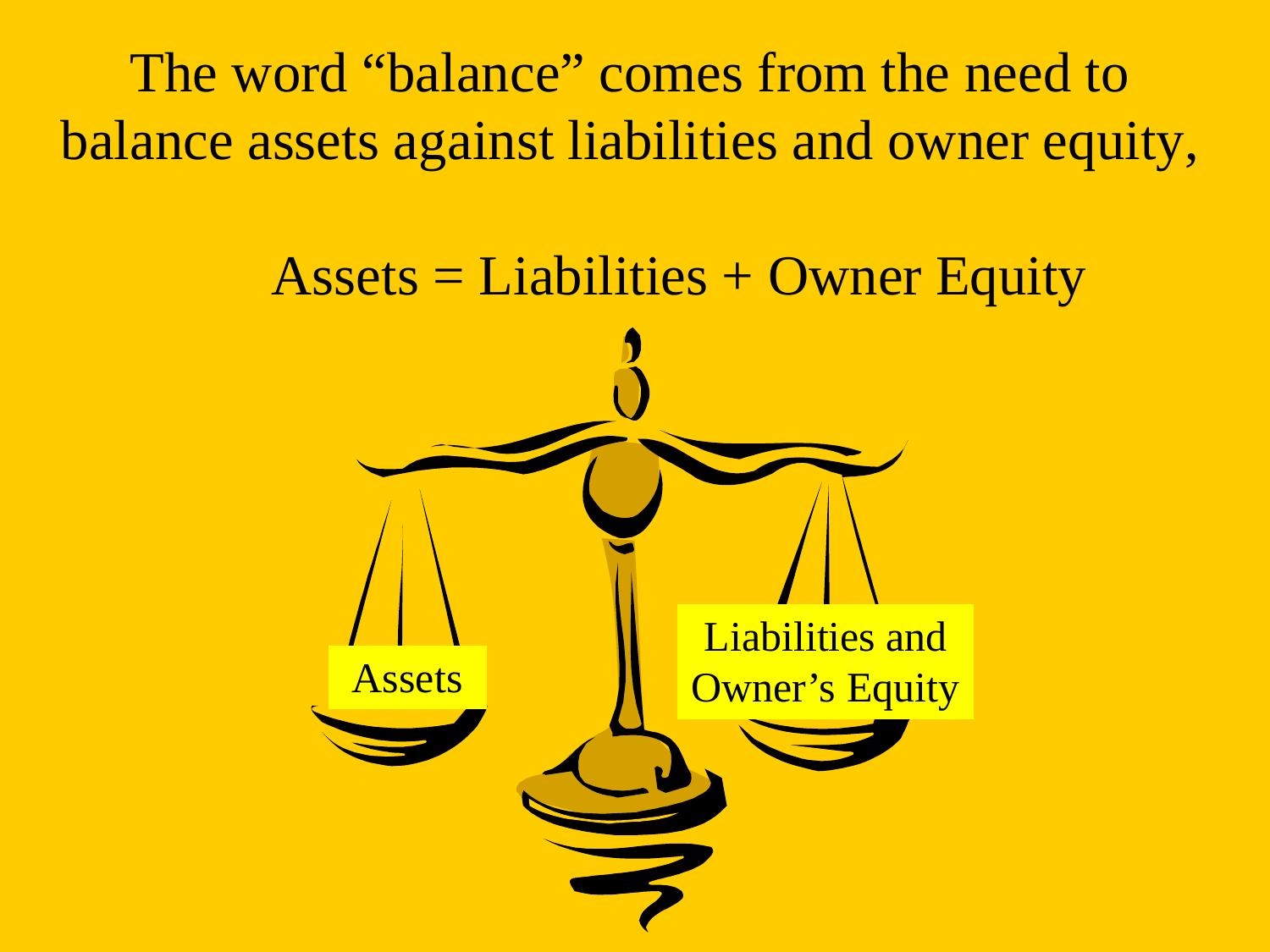The word "balance" comes from the need to balance assets against liabilities and owner equity,

Assets = Liabilities + Owner Equity

Assets

Liabilities and Owner's Equity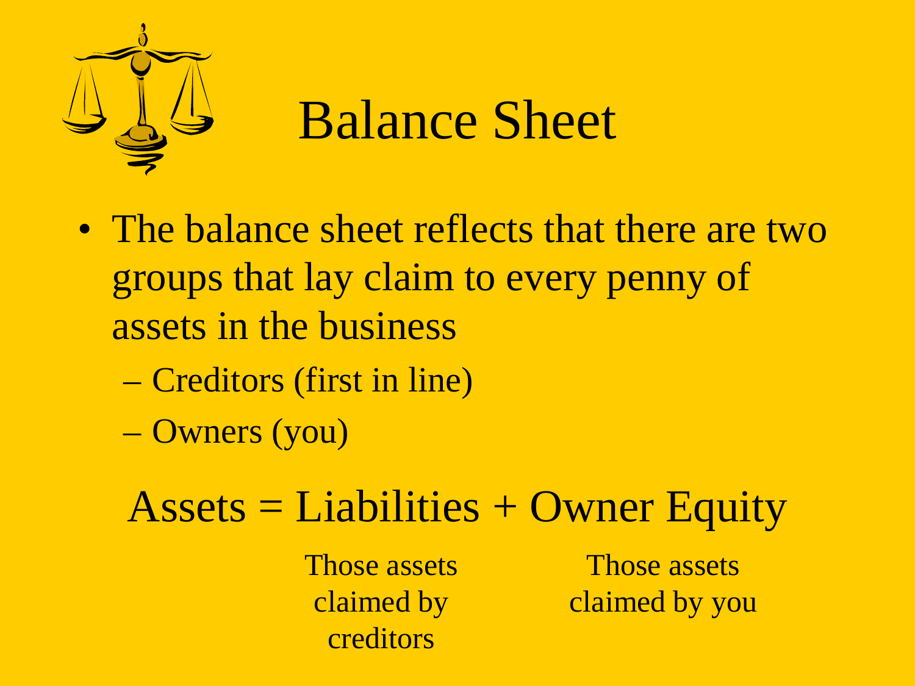# Balance Sheet

- The balance sheet reflects that there are two groups that lay claim to every penny of assets in the business
  - Creditors (first in line)
  - Owners (you)

Assets = Liabilities + Owner Equity

| | Liabilities | Owner Equity |
|---|---|---|
| | Those assets claimed by creditors | Those assets claimed by you |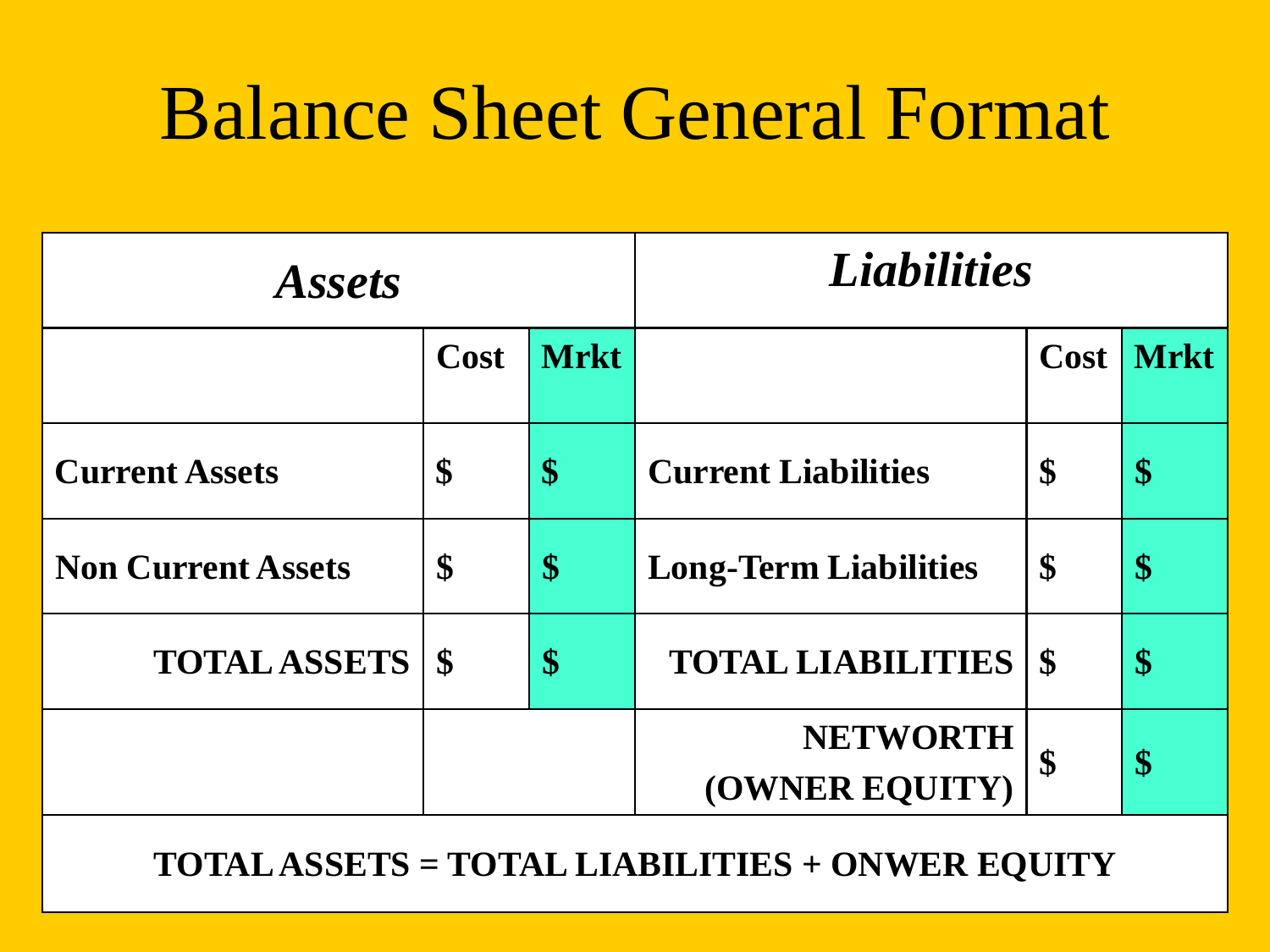# Balance Sheet General Format

| ***Assets*** | | | ***Liabilities*** | | |
|---|---|---|---|---|---|
| | **Cost** | **Mrkt** | | **Cost** | **Mrkt** |
| **Current Assets** | **$** | **$** | **Current Liabilities** | **$** | **$** |
| **Non Current Assets** | **$** | **$** | **Long-Term Liabilities** | **$** | **$** |
| **TOTAL ASSETS** | **$** | **$** | **TOTAL LIABILITIES** | **$** | **$** |
| | | | **NETWORTH (OWNER EQUITY)** | **$** | **$** |
| **TOTAL ASSETS = TOTAL LIABILITIES + ONWER EQUITY** | | | | | |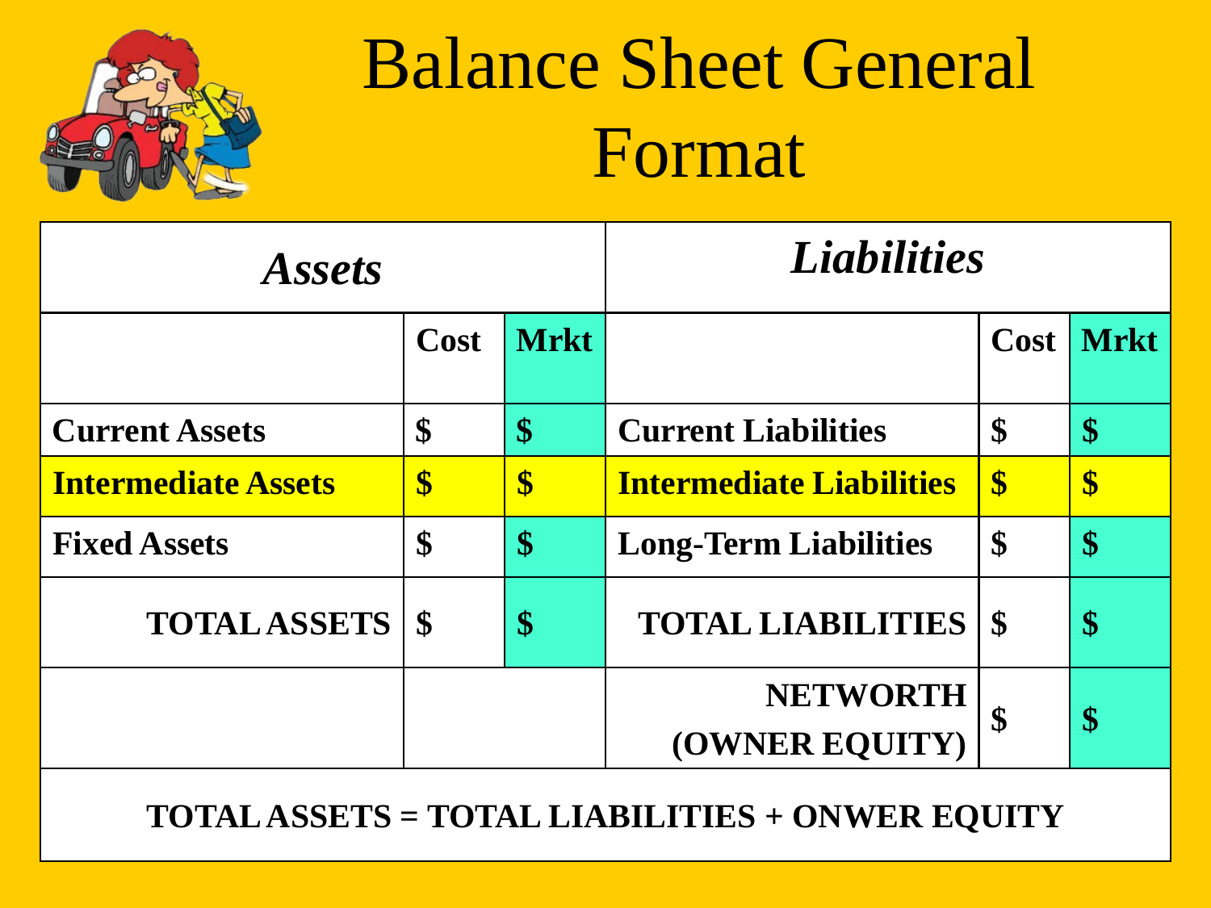# Balance Sheet General Format

| *Assets* | | | *Liabilities* | | |
|---|---|---|---|---|---|
| | **Cost** | **Mrkt** | | **Cost** | **Mrkt** |
| **Current Assets** | **$** | **$** | **Current Liabilities** | **$** | **$** |
| **Intermediate Assets** | **$** | **$** | **Intermediate Liabilities** | **$** | **$** |
| **Fixed Assets** | **$** | **$** | **Long-Term Liabilities** | **$** | **$** |
| **TOTAL ASSETS** | **$** | **$** | **TOTAL LIABILITIES** | **$** | **$** |
| | | | **NETWORTH (OWNER EQUITY)** | **$** | **$** |

**TOTAL ASSETS = TOTAL LIABILITIES + ONWER EQUITY**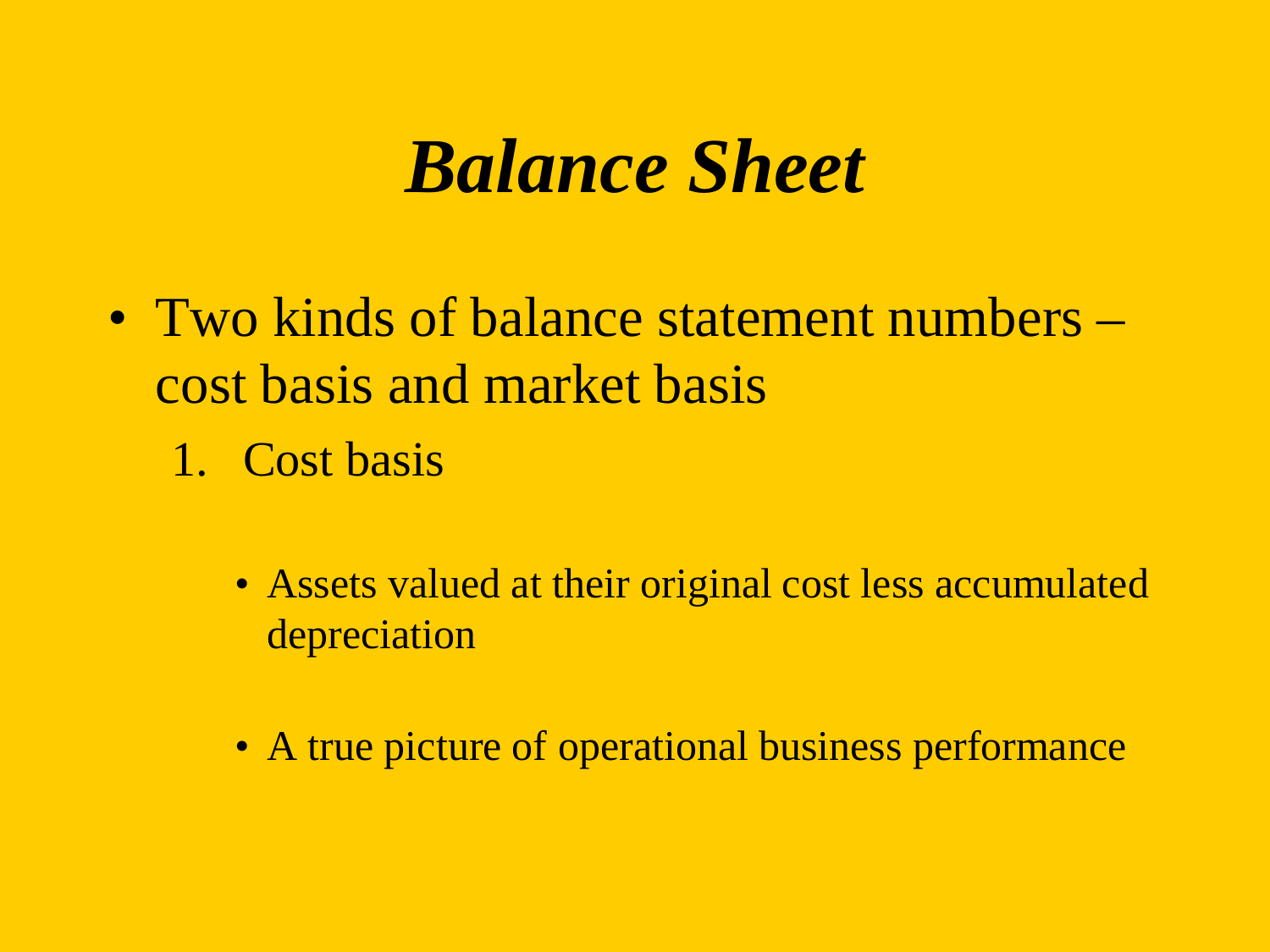# *Balance Sheet*

- Two kinds of balance statement numbers – cost basis and market basis
  1. Cost basis

     - Assets valued at their original cost less accumulated depreciation

     - A true picture of operational business performance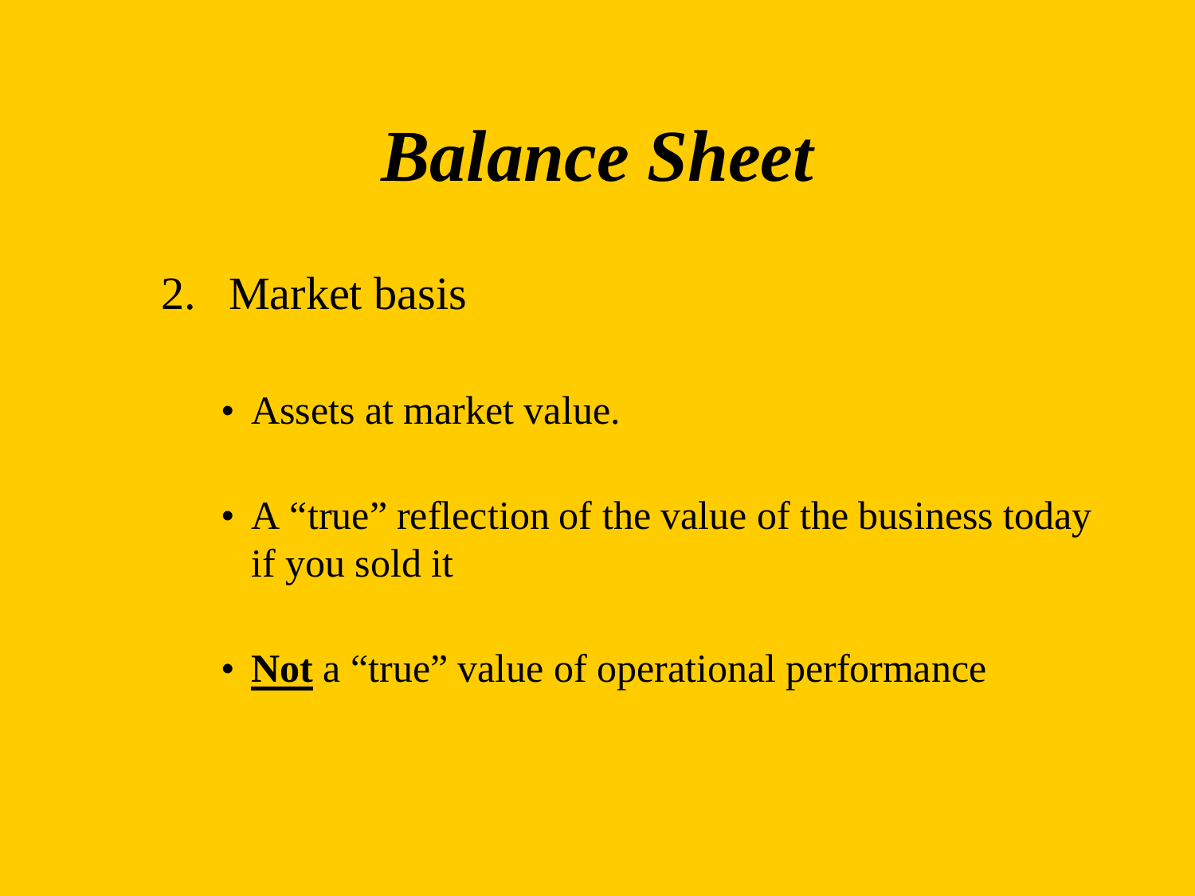# *Balance Sheet*

2. Market basis

- Assets at market value.
- A “true” reflection of the value of the business today if you sold it
- <u>**Not**</u> a “true” value of operational performance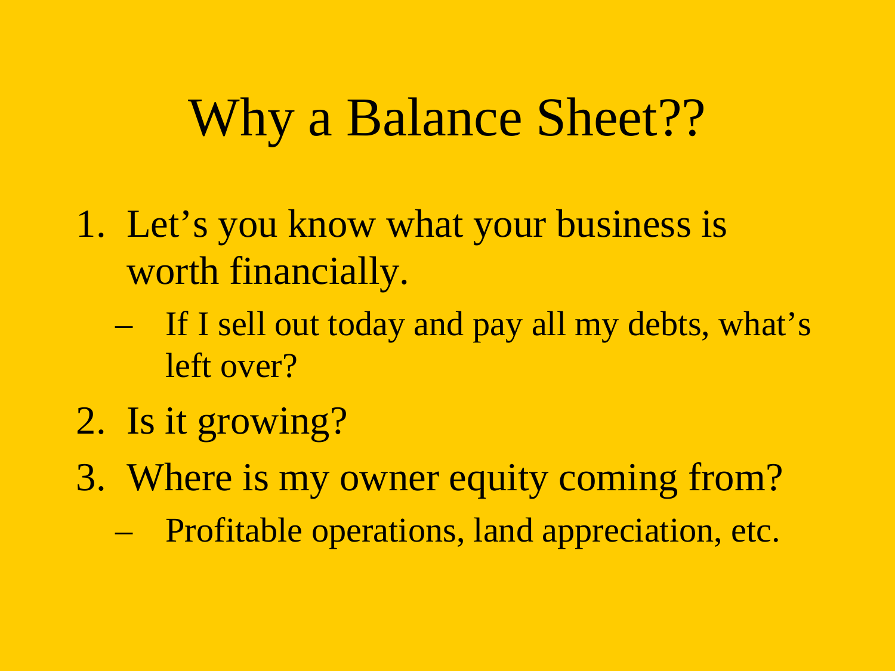# Why a Balance Sheet??

1. Let’s you know what your business is worth financially.
   - If I sell out today and pay all my debts, what’s left over?
2. Is it growing?
3. Where is my owner equity coming from?
   - Profitable operations, land appreciation, etc.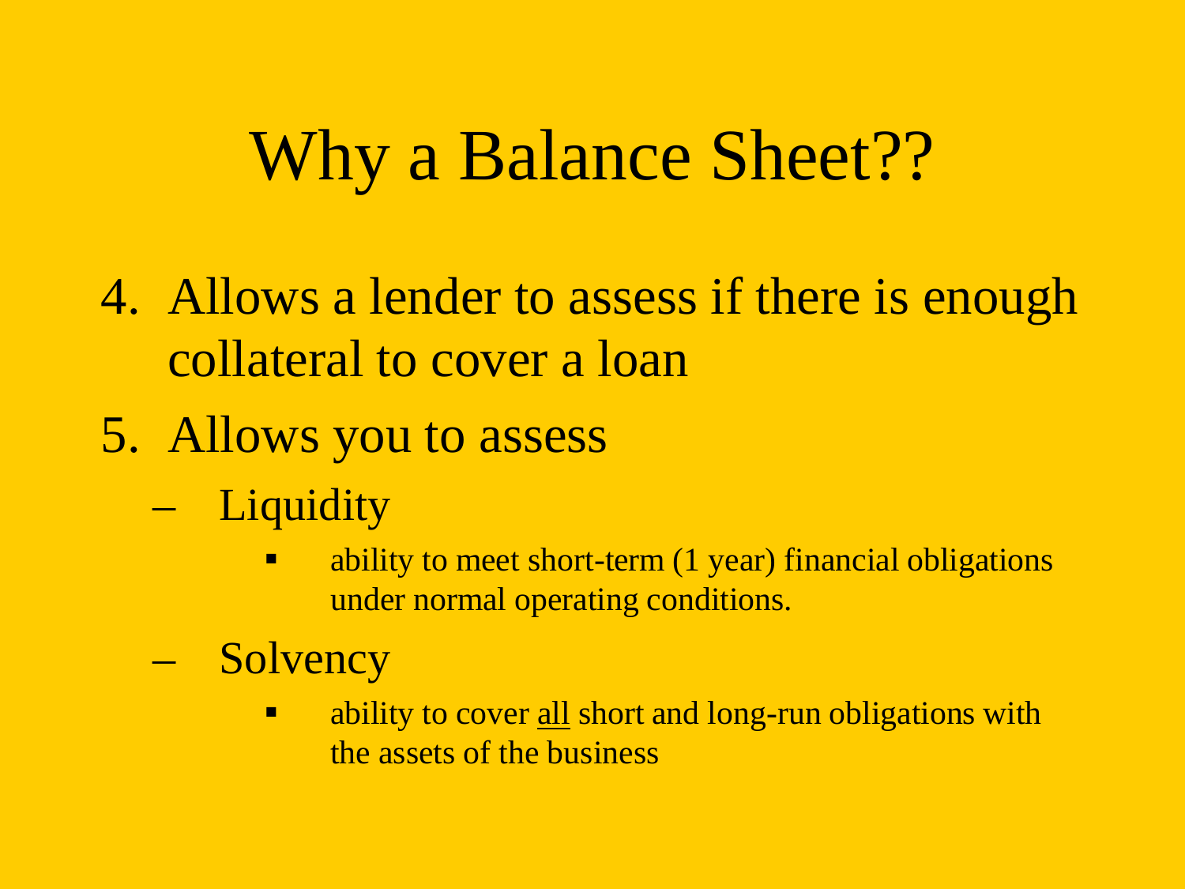# Why a Balance Sheet??

4. Allows a lender to assess if there is enough collateral to cover a loan
5. Allows you to assess
   - Liquidity
     - ability to meet short-term (1 year) financial obligations under normal operating conditions.
   - Solvency
     - ability to cover <u>all</u> short and long-run obligations with the assets of the business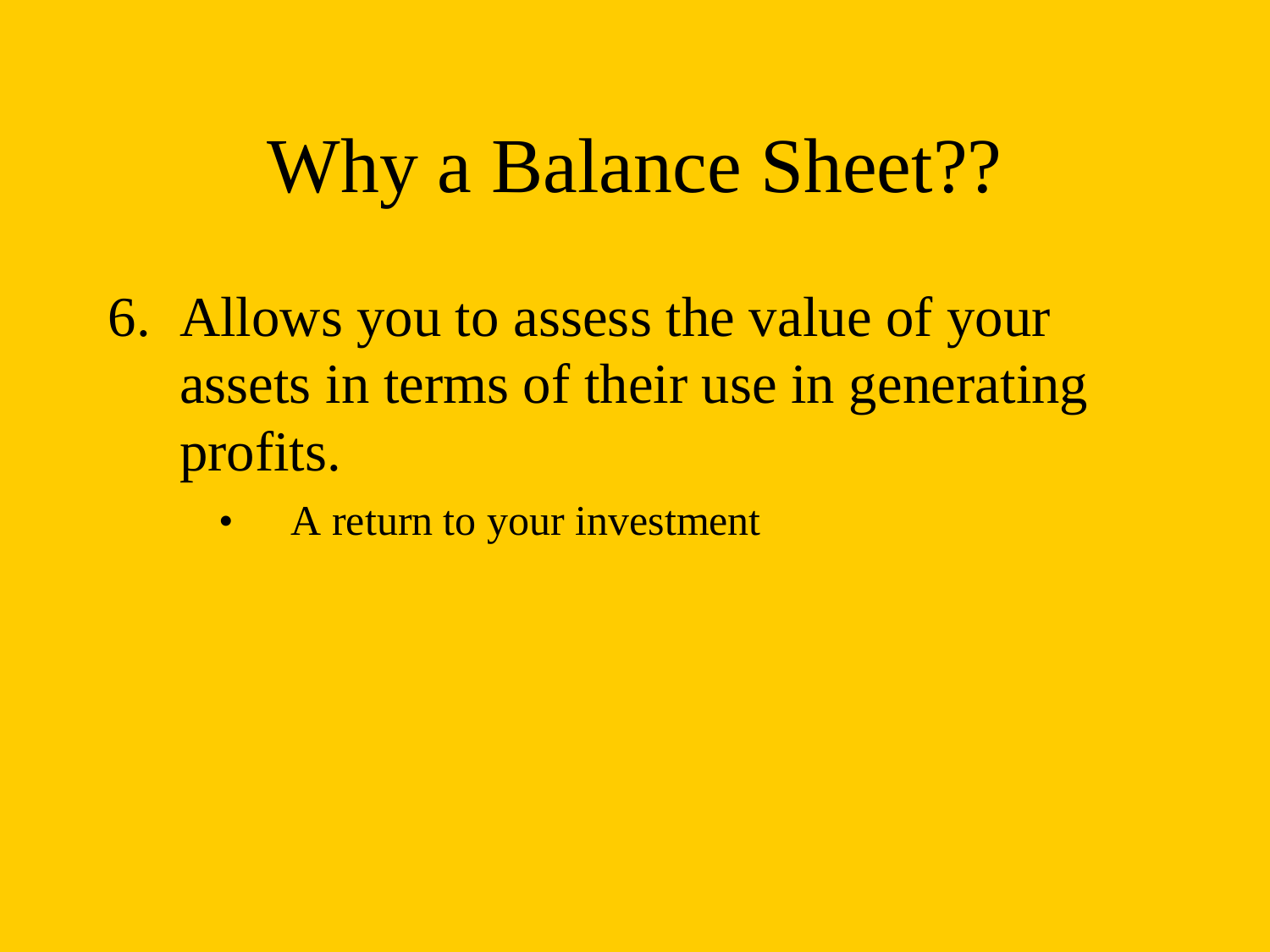# Why a Balance Sheet??

6. Allows you to assess the value of your assets in terms of their use in generating profits.
   - A return to your investment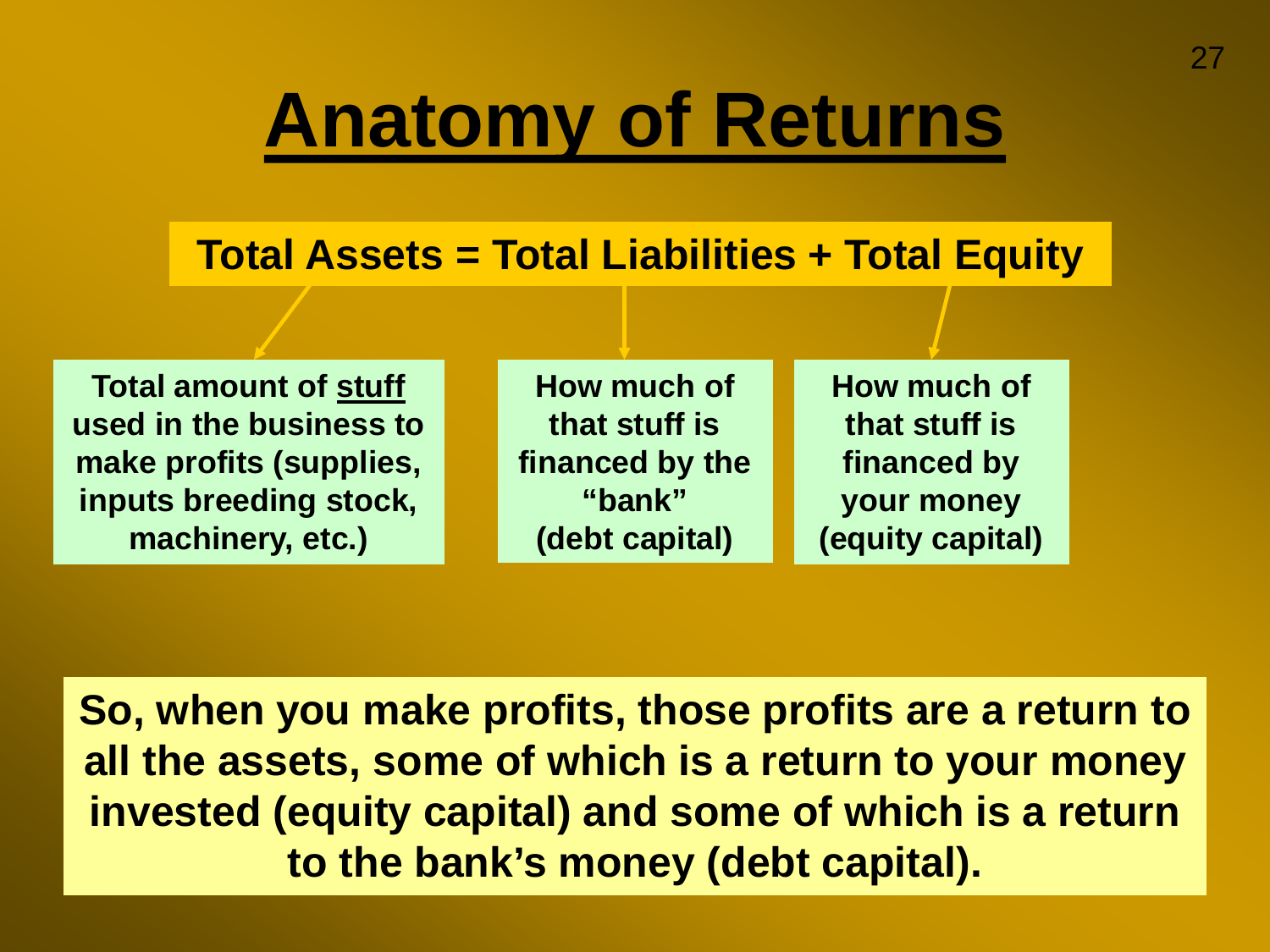# Anatomy of Returns

**Total Assets = Total Liabilities + Total Equity**

**Total amount of <u>stuff</u> used in the business to make profits (supplies, inputs breeding stock, machinery, etc.)**

**How much of that stuff is financed by the "bank" (debt capital)**

**How much of that stuff is financed by your money (equity capital)**

**So, when you make profits, those profits are a return to all the assets, some of which is a return to your money invested (equity capital) and some of which is a return to the bank's money (debt capital).**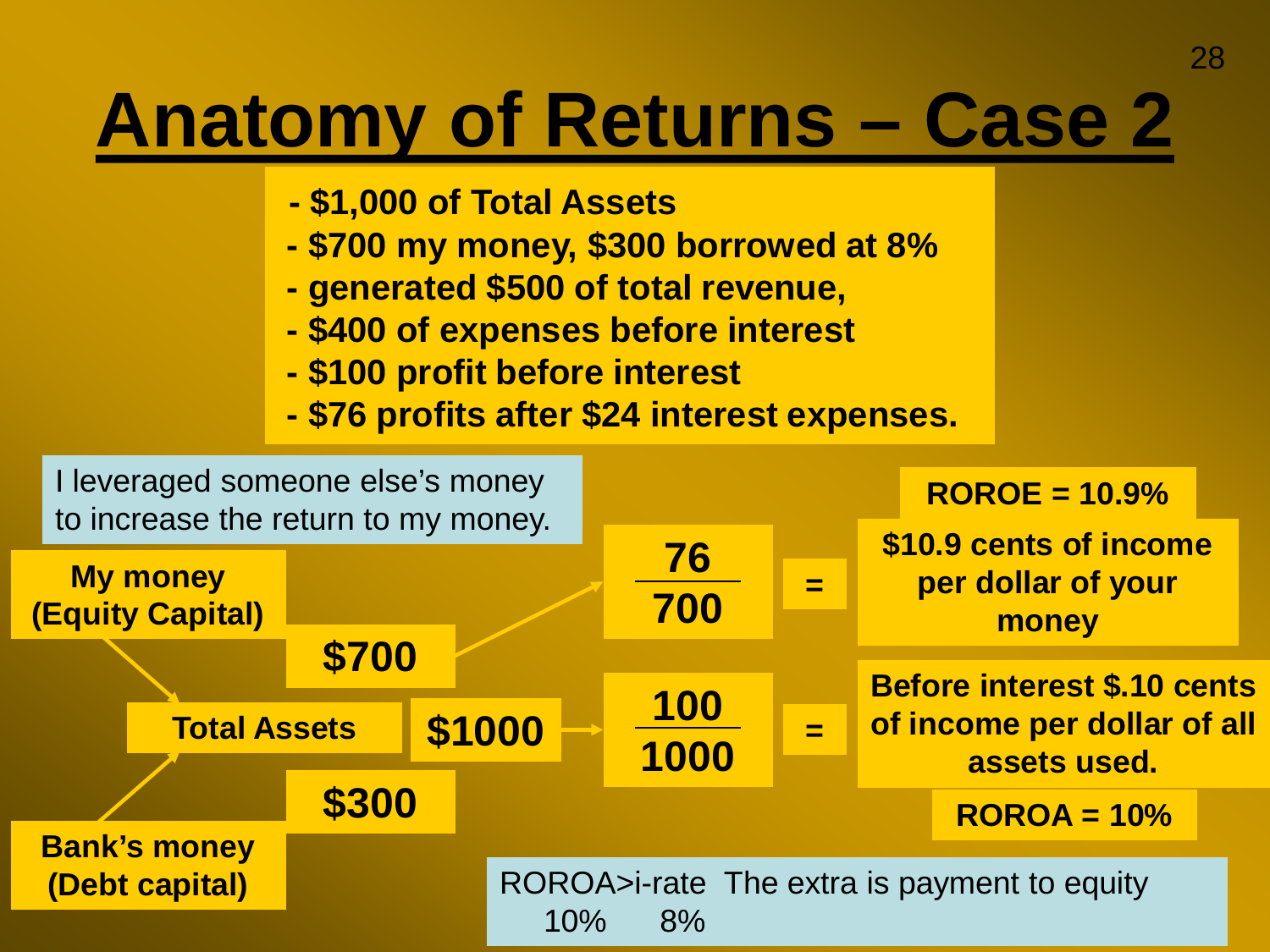# Anatomy of Returns – Case 2

- **$1,000 of Total Assets**
- **$700 my money, $300 borrowed at 8%**
- **generated $500 of total revenue,**
- **$400 of expenses before interest**
- **$100 profit before interest**
- **$76 profits after $24 interest expenses.**

I leveraged someone else's money to increase the return to my money.

**My money (Equity Capital)** — **$700**

**Total Assets** — **$1000**

**Bank's money (Debt capital)** — **$300**

$$\frac{76}{700} =$$

**$10.9 cents of income per dollar of your money**

**ROROE = 10.9%**

$$\frac{100}{1000} =$$

**Before interest $.10 cents of income per dollar of all assets used.**

**ROROA = 10%**

ROROA>i-rate The extra is payment to equity
10% 8%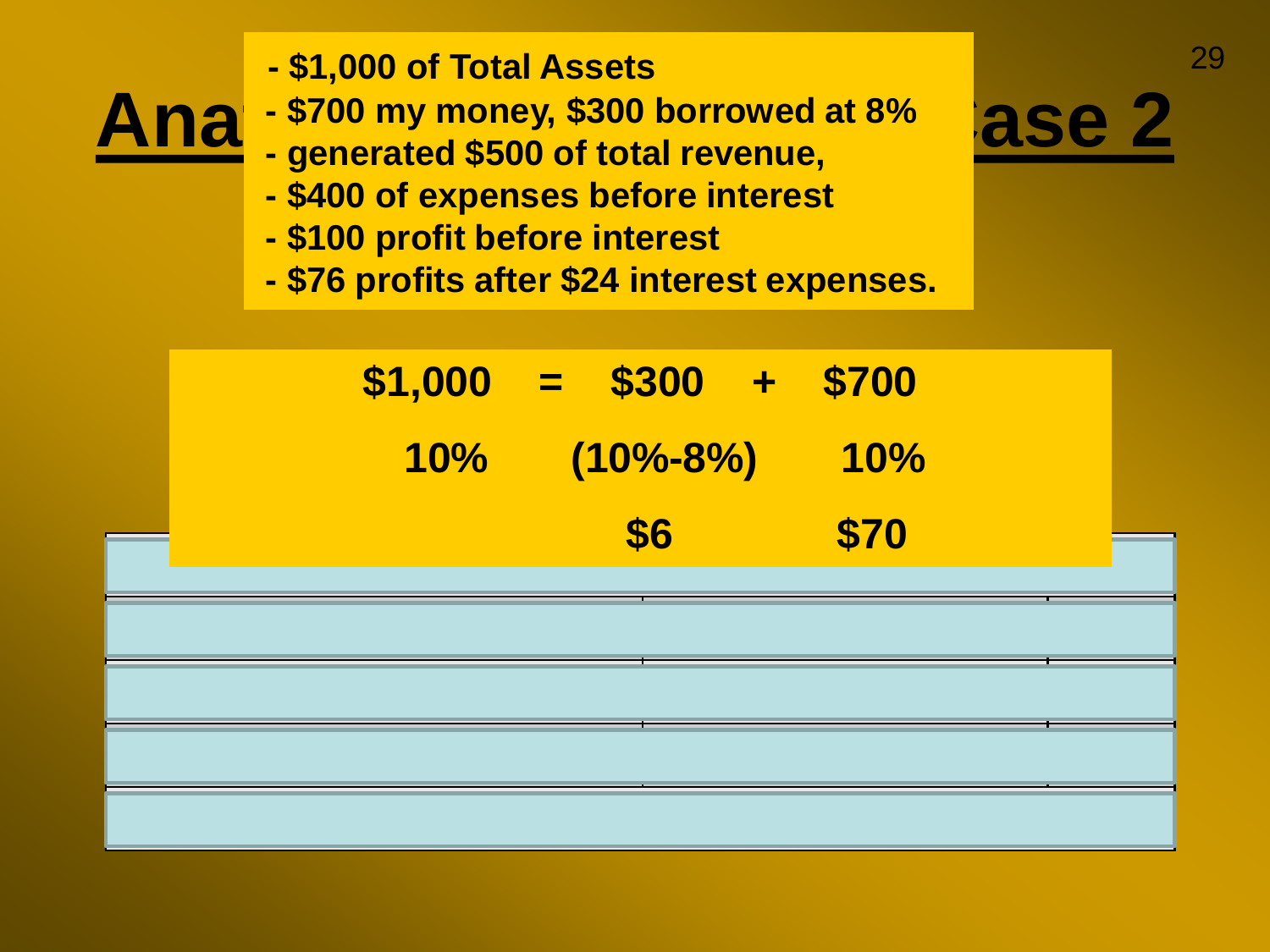# Ana... Case 2

- $1,000 of Total Assets
- $700 my money, $300 borrowed at 8%
- generated $500 of total revenue,
- $400 of expenses before interest
- $100 profit before interest
- $76 profits after $24 interest expenses.

| $1,000 | = | $300 | + | $700 |
|---|---|---|---|---|
| 10% | | (10%-8%) | | 10% |
| | | $6 | | $70 |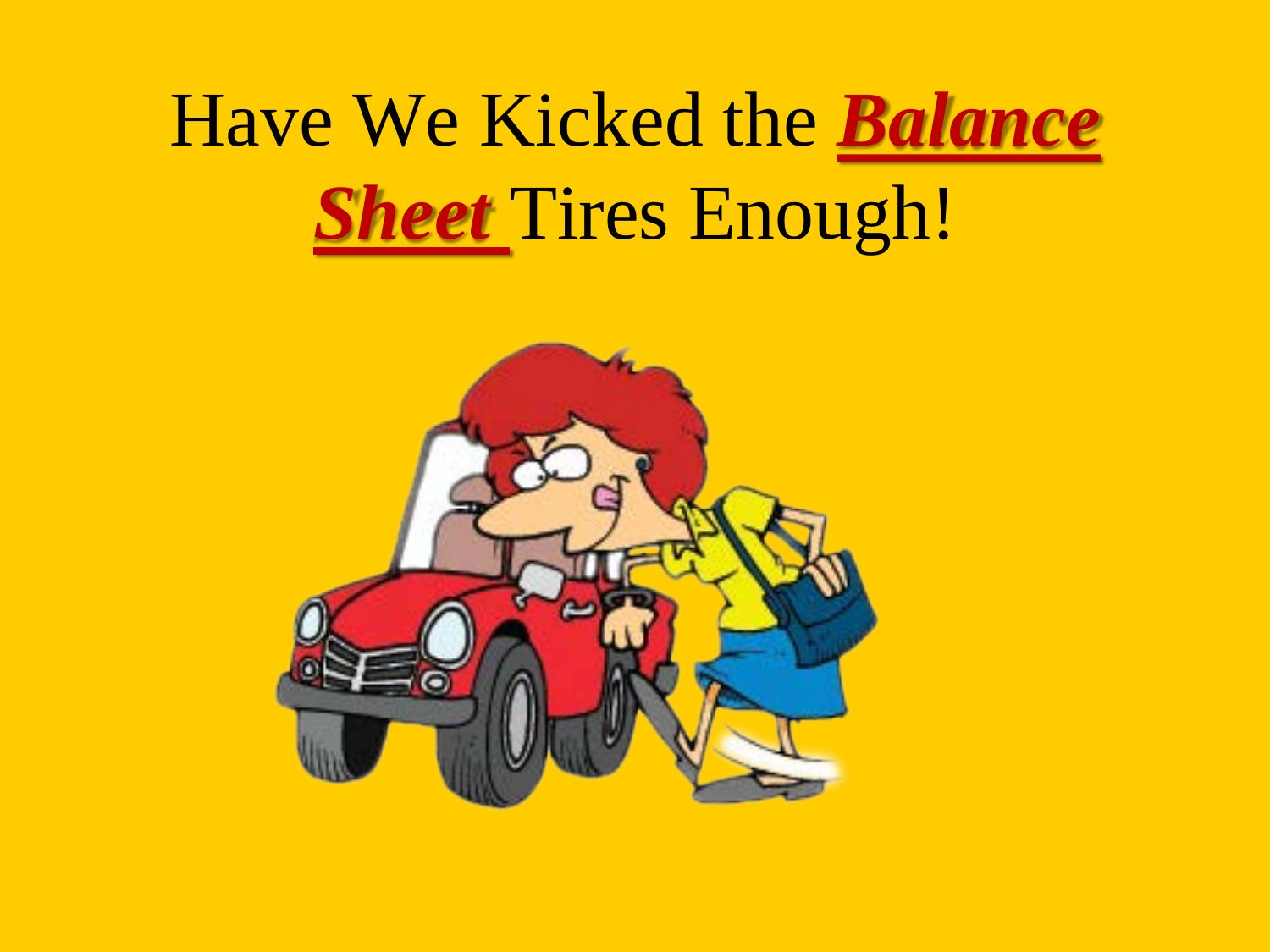# Have We Kicked the ***Balance Sheet*** Tires Enough!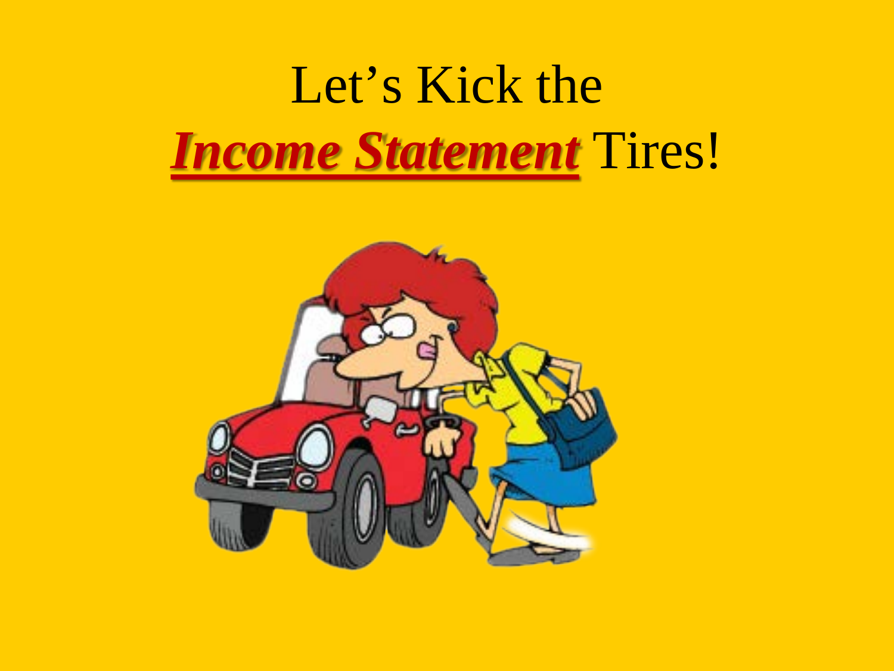# Let's Kick the ***Income Statement*** Tires!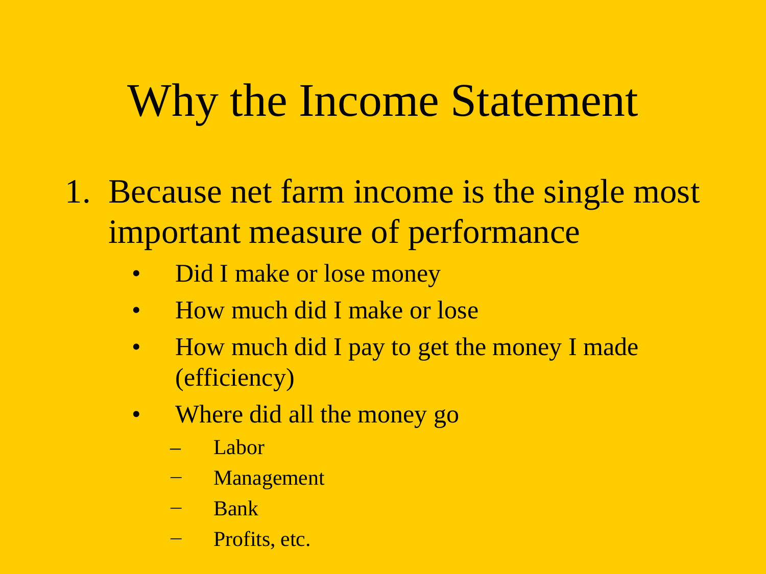# Why the Income Statement

1. Because net farm income is the single most important measure of performance
   - Did I make or lose money
   - How much did I make or lose
   - How much did I pay to get the money I made (efficiency)
   - Where did all the money go
     - Labor
     - Management
     - Bank
     - Profits, etc.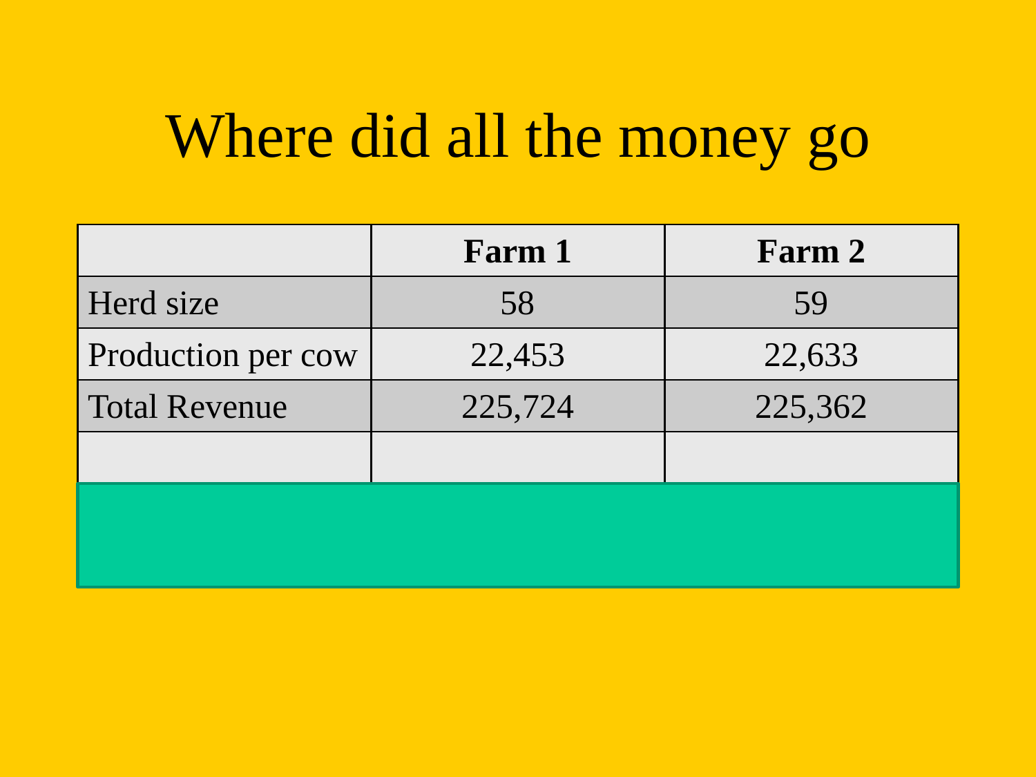# Where did all the money go

| | Farm 1 | Farm 2 |
|---|---|---|
| Herd size | 58 | 59 |
| Production per cow | 22,453 | 22,633 |
| Total Revenue | 225,724 | 225,362 |
| | | |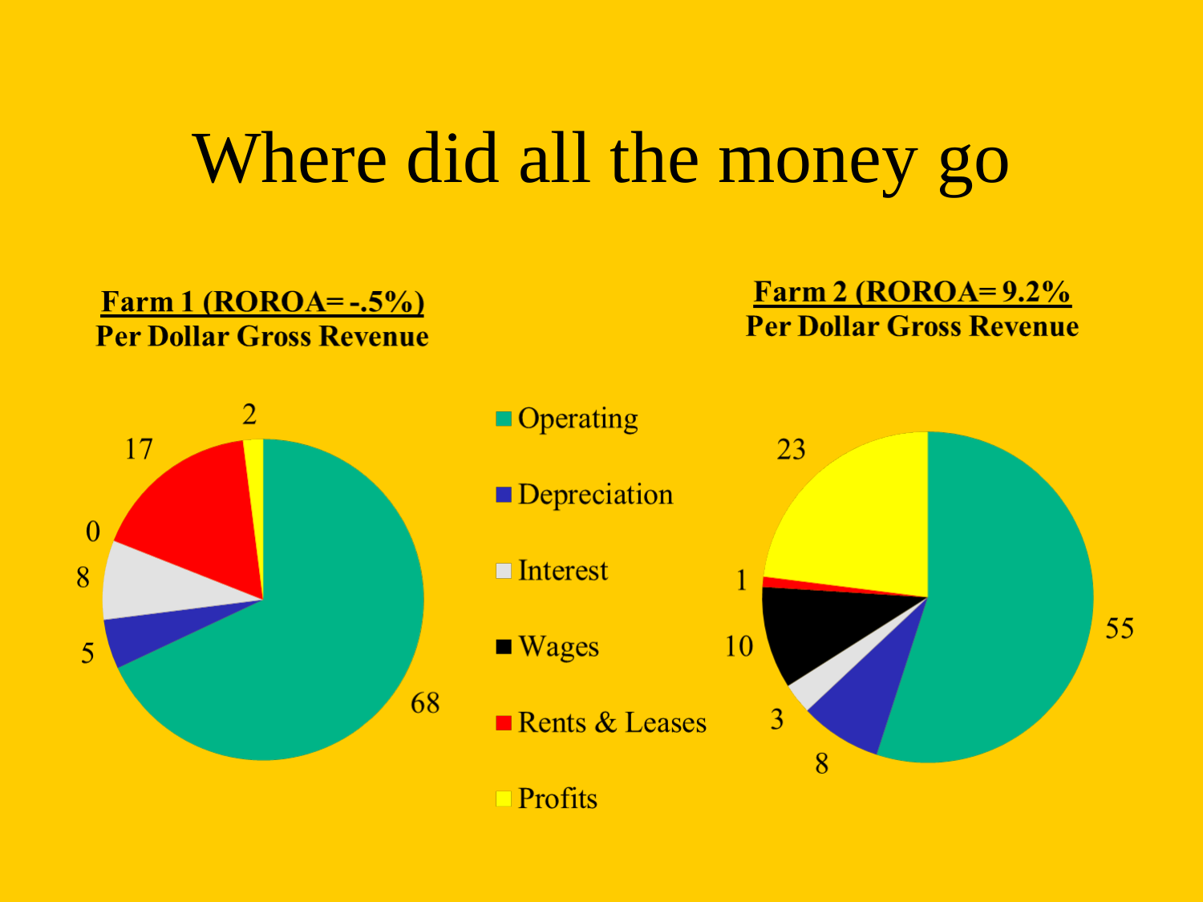# Where did all the money go

**Farm 1 (ROROA= -.5%)**
**Per Dollar Gross Revenue**

| Category | Farm 1 | Farm 2 |
|---|---|---|
| Operating | 68 | 55 |
| Depreciation | 5 | 8 |
| Interest | 8 | 3 |
| Wages | 0 | 10 |
| Rents & Leases | 17 | 1 |
| Profits | 2 | 23 |

**Farm 2 (ROROA= 9.2%)**
**Per Dollar Gross Revenue**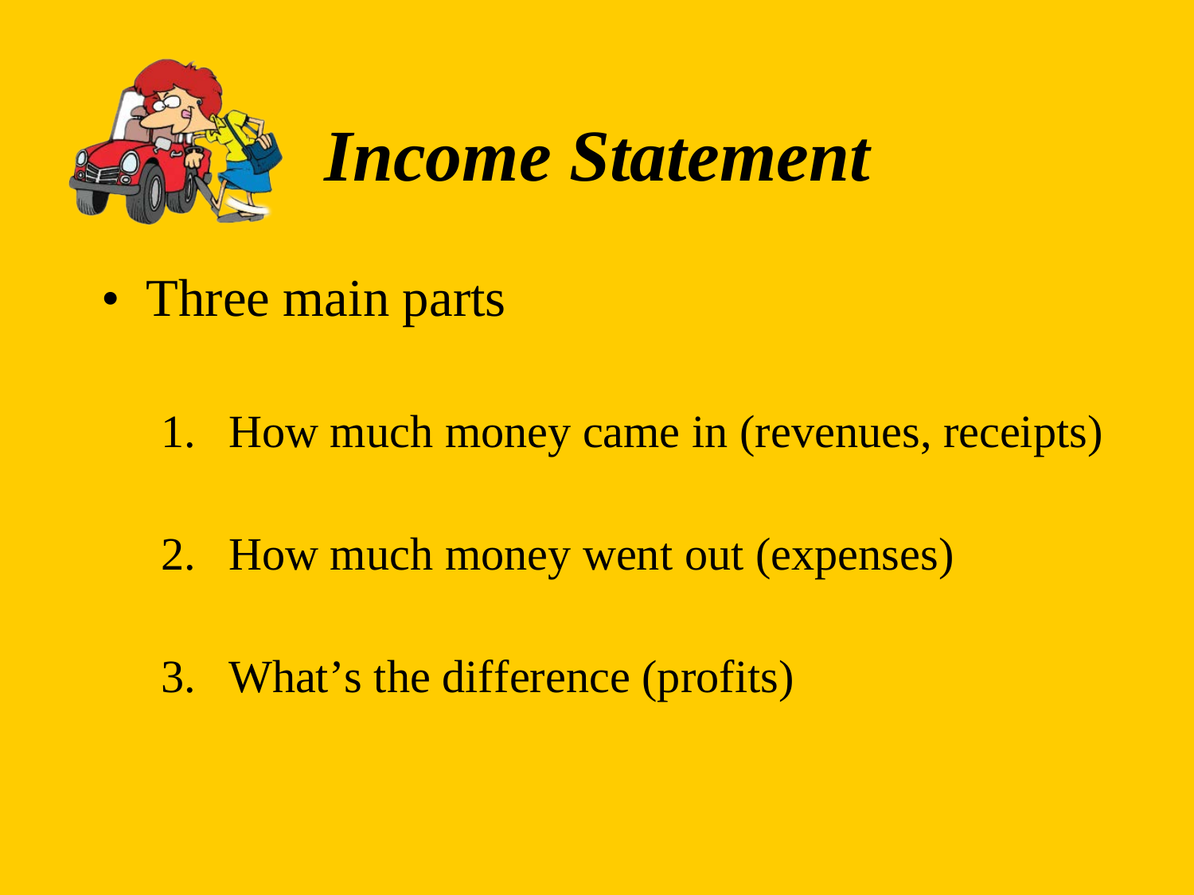# *Income Statement*

- Three main parts

  1. How much money came in (revenues, receipts)

  2. How much money went out (expenses)

  3. What's the difference (profits)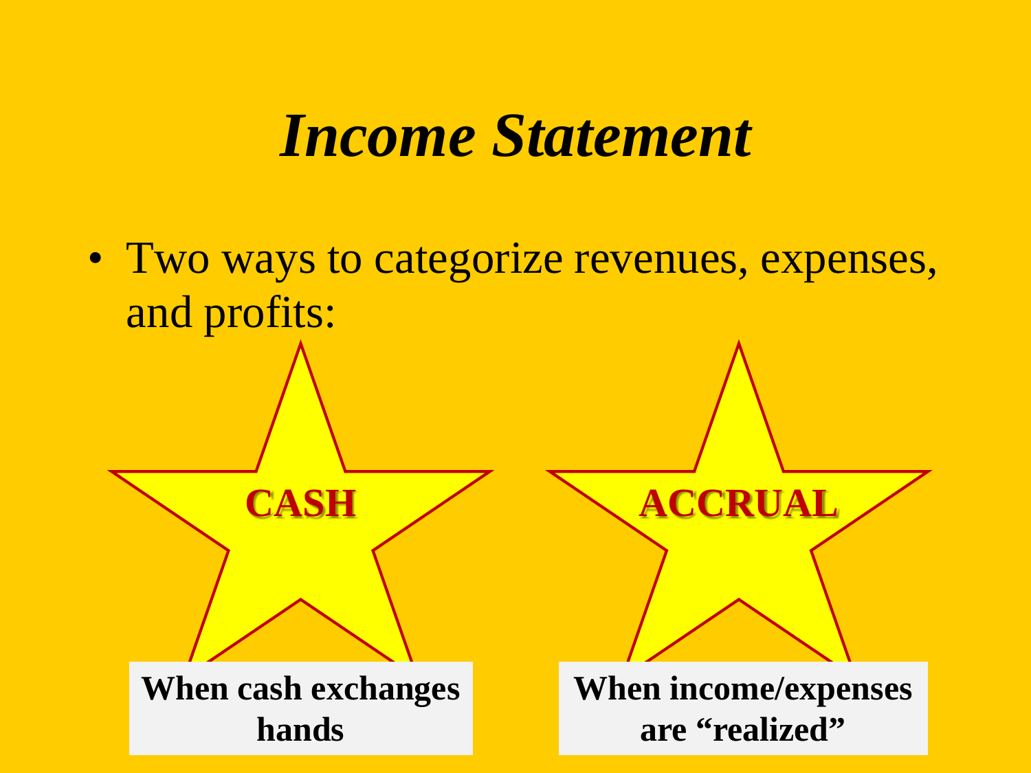# *Income Statement*

- Two ways to categorize revenues, expenses, and profits:

**CASH**

**When cash exchanges hands**

**ACCRUAL**

**When income/expenses are "realized"**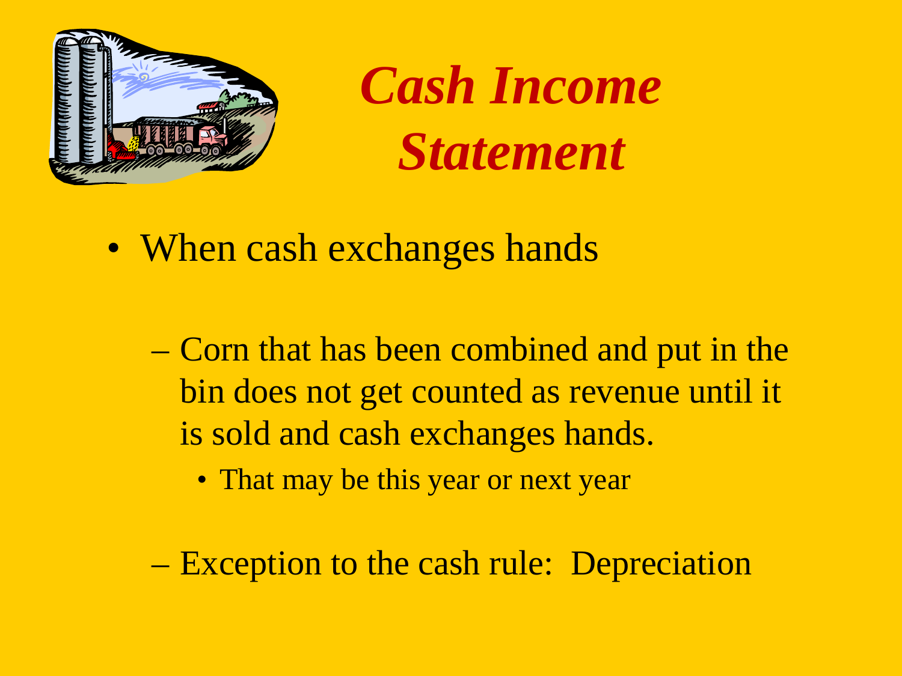# *Cash Income Statement*

- When cash exchanges hands
  - Corn that has been combined and put in the bin does not get counted as revenue until it is sold and cash exchanges hands.
    - That may be this year or next year
  - Exception to the cash rule: Depreciation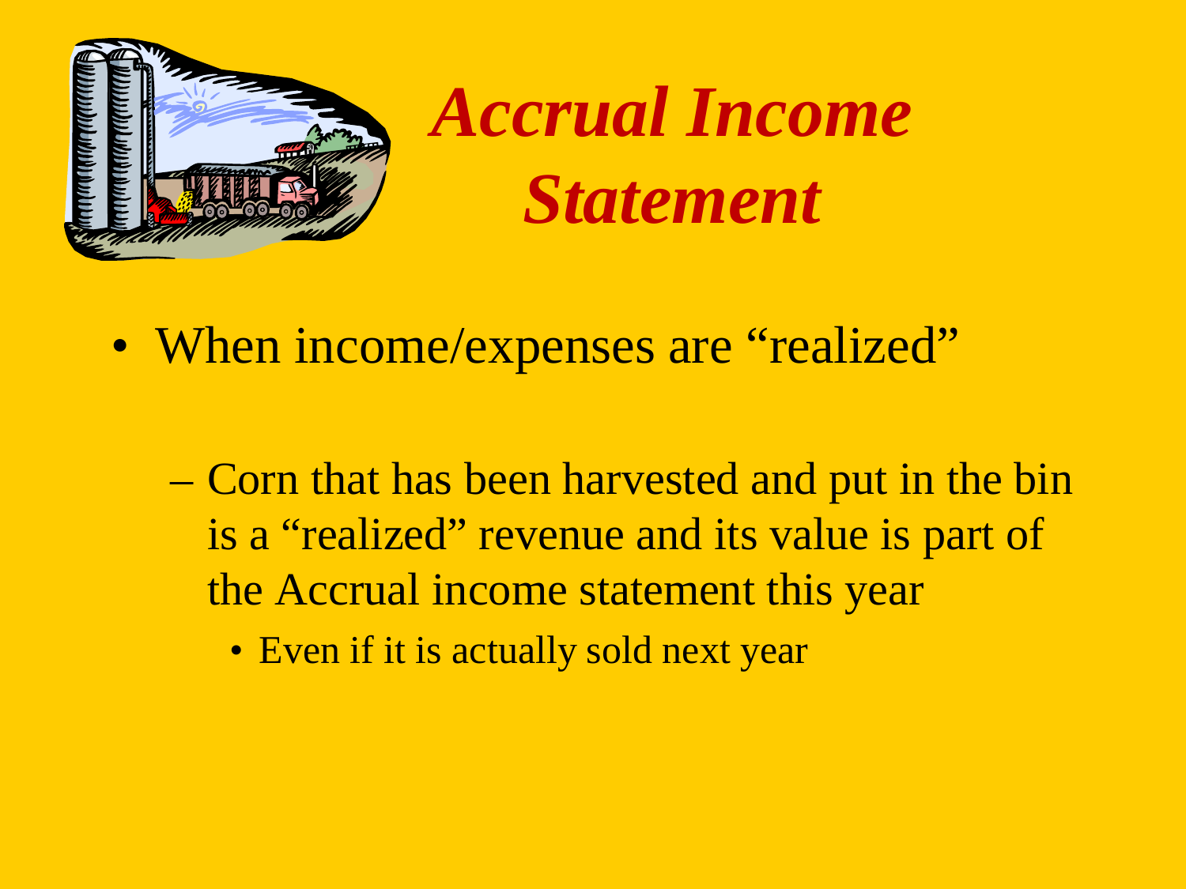# *Accrual Income Statement*

- When income/expenses are "realized"
  - Corn that has been harvested and put in the bin is a "realized" revenue and its value is part of the Accrual income statement this year
    - Even if it is actually sold next year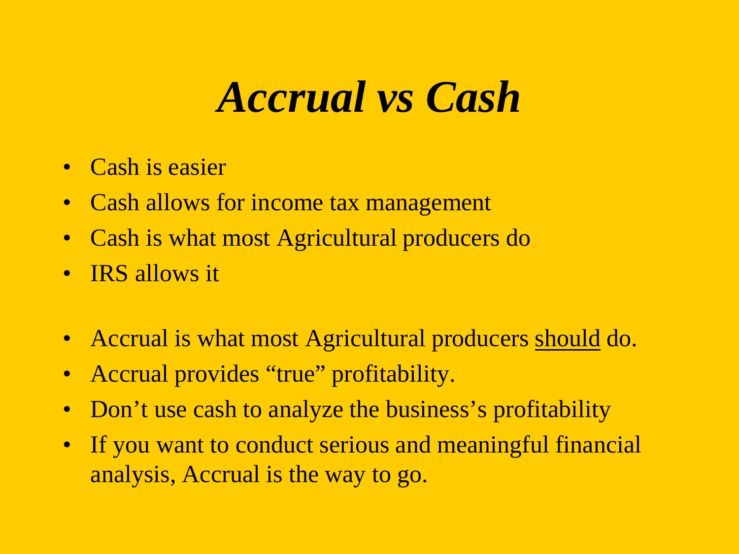# *Accrual vs Cash*

- Cash is easier
- Cash allows for income tax management
- Cash is what most Agricultural producers do
- IRS allows it

- Accrual is what most Agricultural producers <u>should</u> do.
- Accrual provides "true" profitability.
- Don't use cash to analyze the business's profitability
- If you want to conduct serious and meaningful financial analysis, Accrual is the way to go.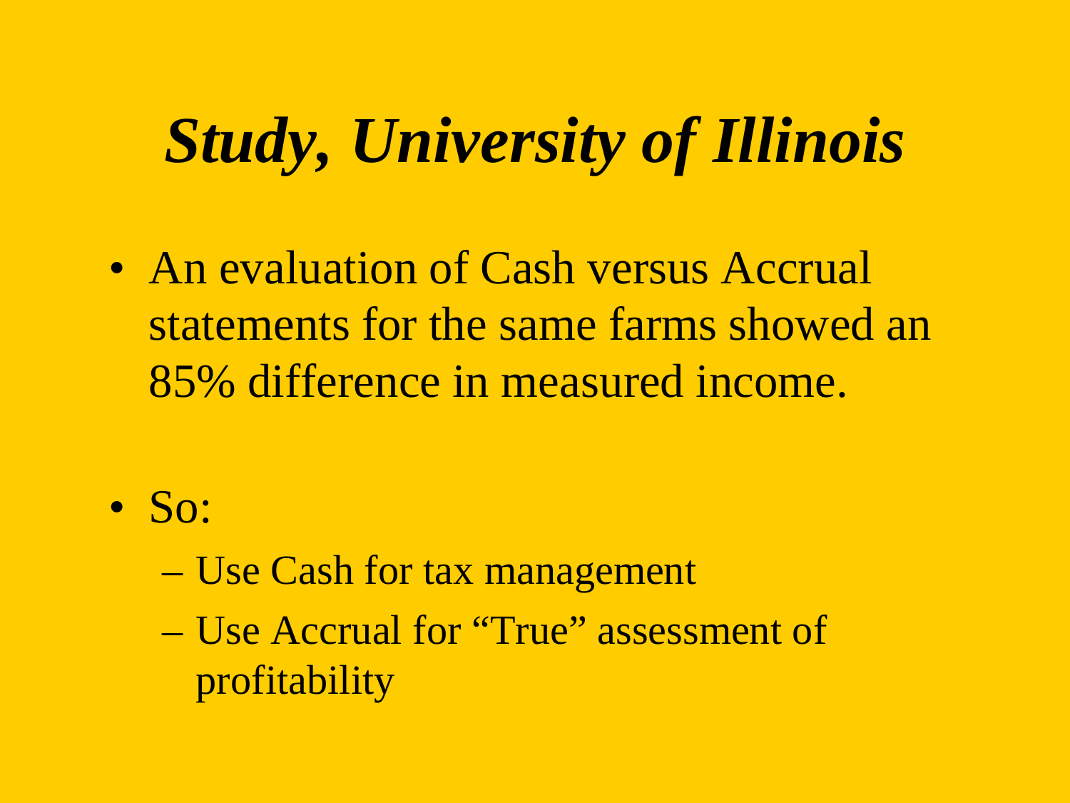# *Study, University of Illinois*

- An evaluation of Cash versus Accrual statements for the same farms showed an 85% difference in measured income.

- So:
  - Use Cash for tax management
  - Use Accrual for "True" assessment of profitability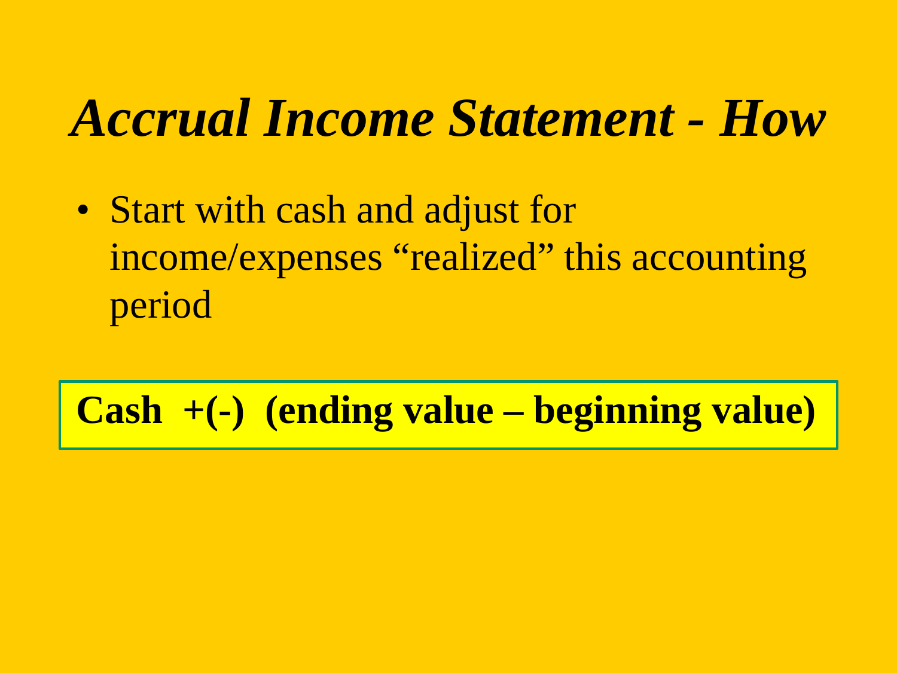# *Accrual Income Statement - How*

- Start with cash and adjust for income/expenses "realized" this accounting period

**Cash +(-) (ending value – beginning value)**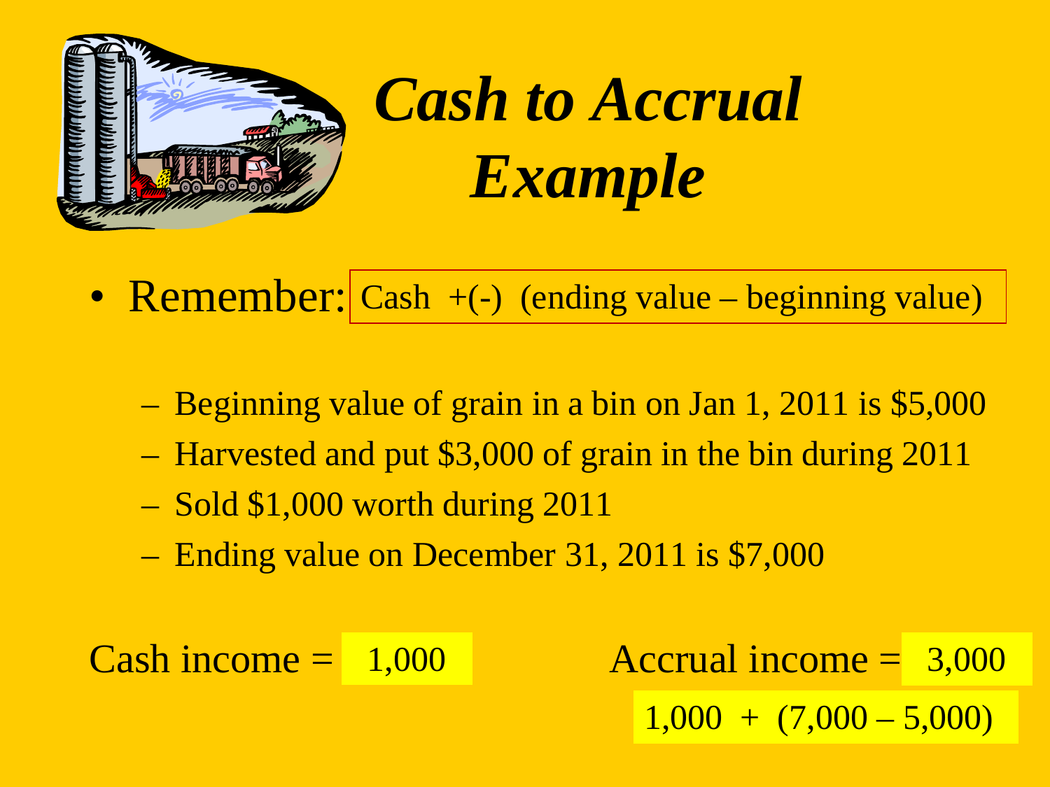# *Cash to Accrual Example*

- Remember: Cash +(-) (ending value – beginning value)
  - Beginning value of grain in a bin on Jan 1, 2011 is $5,000
  - Harvested and put $3,000 of grain in the bin during 2011
  - Sold $1,000 worth during 2011
  - Ending value on December 31, 2011 is $7,000

Cash income = 1,000

Accrual income = 3,000

1,000 + (7,000 – 5,000)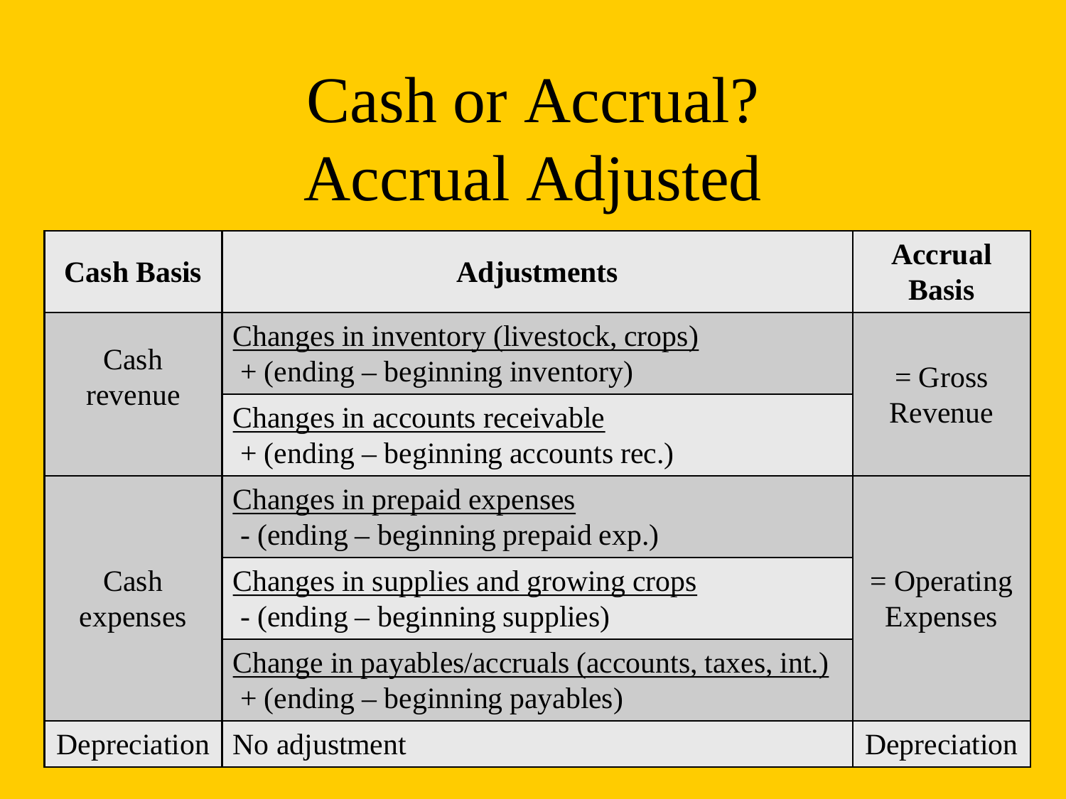# Cash or Accrual? Accrual Adjusted

| Cash Basis | Adjustments | Accrual Basis |
|---|---|---|
| Cash revenue | Changes in inventory (livestock, crops) + (ending – beginning inventory) | = Gross Revenue |
| | Changes in accounts receivable + (ending – beginning accounts rec.) | |
| Cash expenses | Changes in prepaid expenses - (ending – beginning prepaid exp.) | = Operating Expenses |
| | Changes in supplies and growing crops - (ending – beginning supplies) | |
| | Change in payables/accruals (accounts, taxes, int.) + (ending – beginning payables) | |
| Depreciation | No adjustment | Depreciation |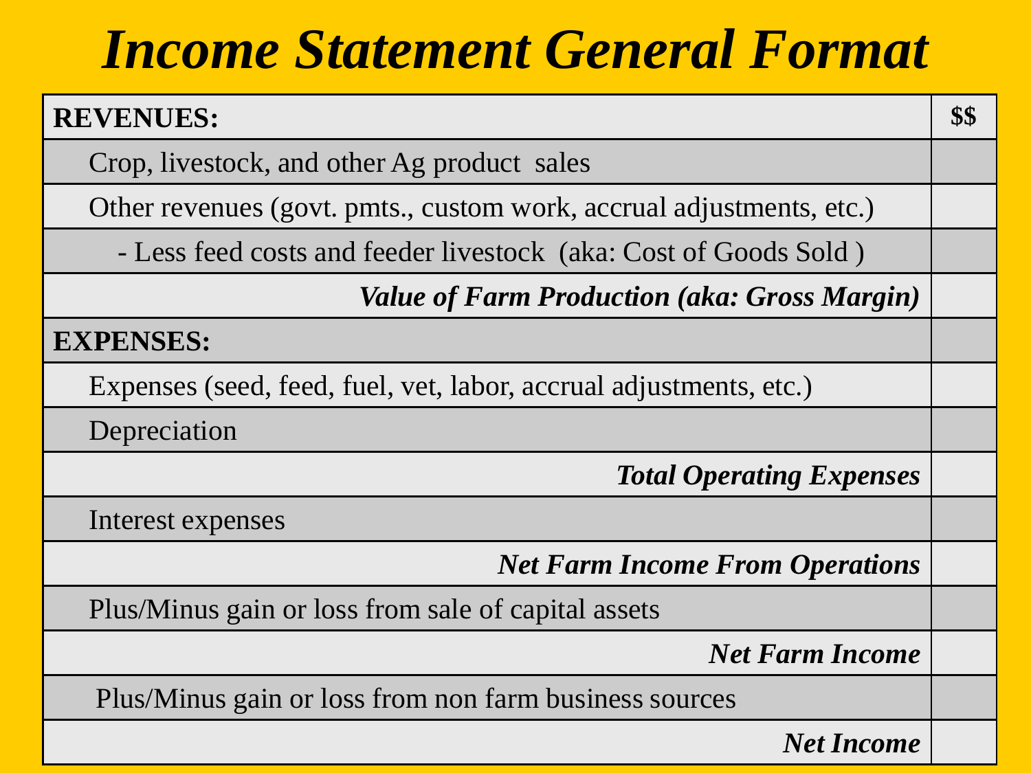# *Income Statement General Format*

| **REVENUES:** | **$$** |
|---|---|
| Crop, livestock, and other Ag product sales | |
| Other revenues (govt. pmts., custom work, accrual adjustments, etc.) | |
| - Less feed costs and feeder livestock (aka: Cost of Goods Sold ) | |
| ***Value of Farm Production (aka: Gross Margin)*** | |
| **EXPENSES:** | |
| Expenses (seed, feed, fuel, vet, labor, accrual adjustments, etc.) | |
| Depreciation | |
| ***Total Operating Expenses*** | |
| Interest expenses | |
| ***Net Farm Income From Operations*** | |
| Plus/Minus gain or loss from sale of capital assets | |
| ***Net Farm Income*** | |
| Plus/Minus gain or loss from non farm business sources | |
| ***Net Income*** | |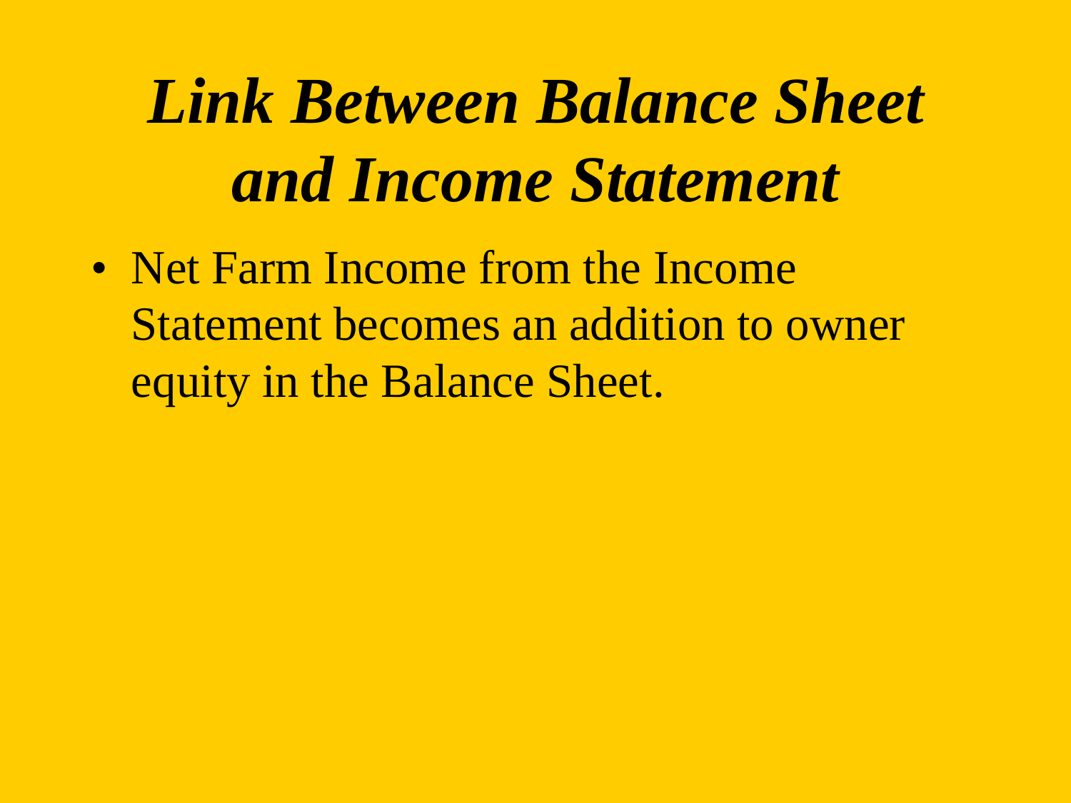# *Link Between Balance Sheet and Income Statement*

- Net Farm Income from the Income Statement becomes an addition to owner equity in the Balance Sheet.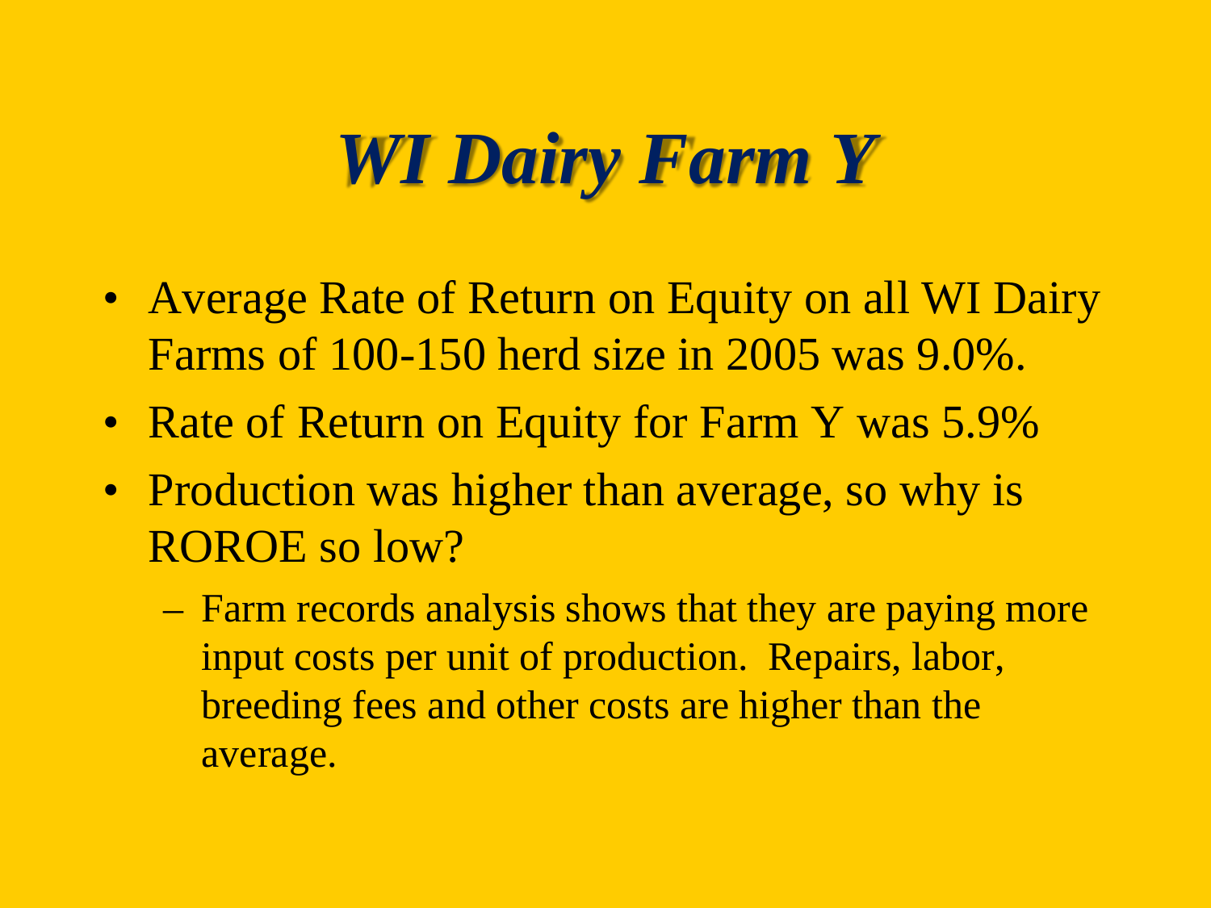# *WI Dairy Farm Y*

- Average Rate of Return on Equity on all WI Dairy Farms of 100-150 herd size in 2005 was 9.0%.
- Rate of Return on Equity for Farm Y was 5.9%
- Production was higher than average, so why is ROROE so low?
  - Farm records analysis shows that they are paying more input costs per unit of production. Repairs, labor, breeding fees and other costs are higher than the average.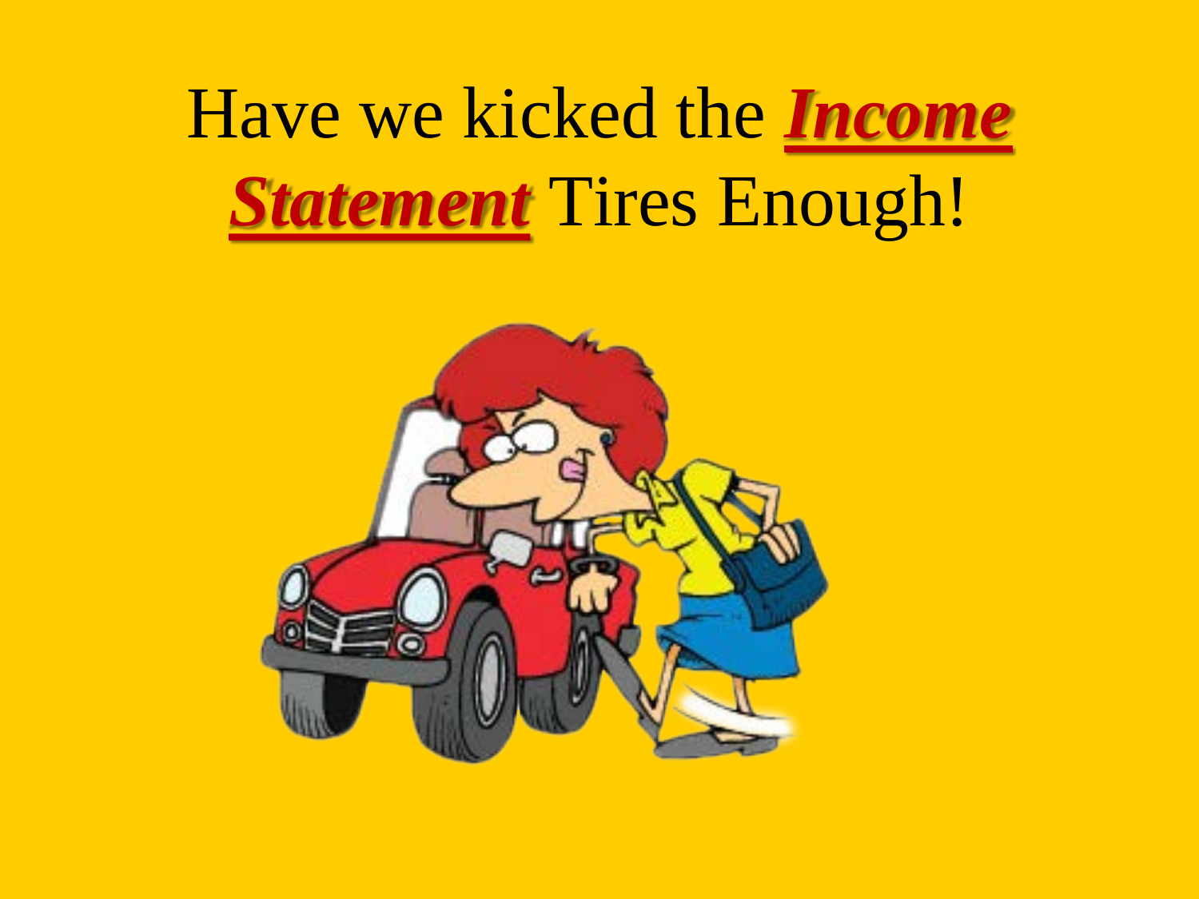# Have we kicked the ***Income Statement*** Tires Enough!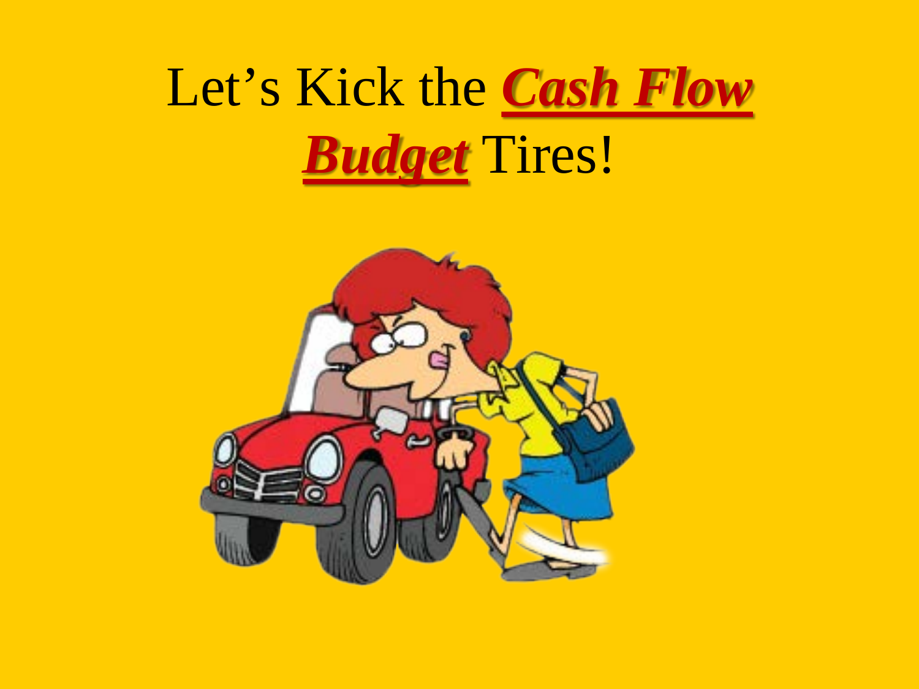# Let's Kick the ***Cash Flow Budget*** Tires!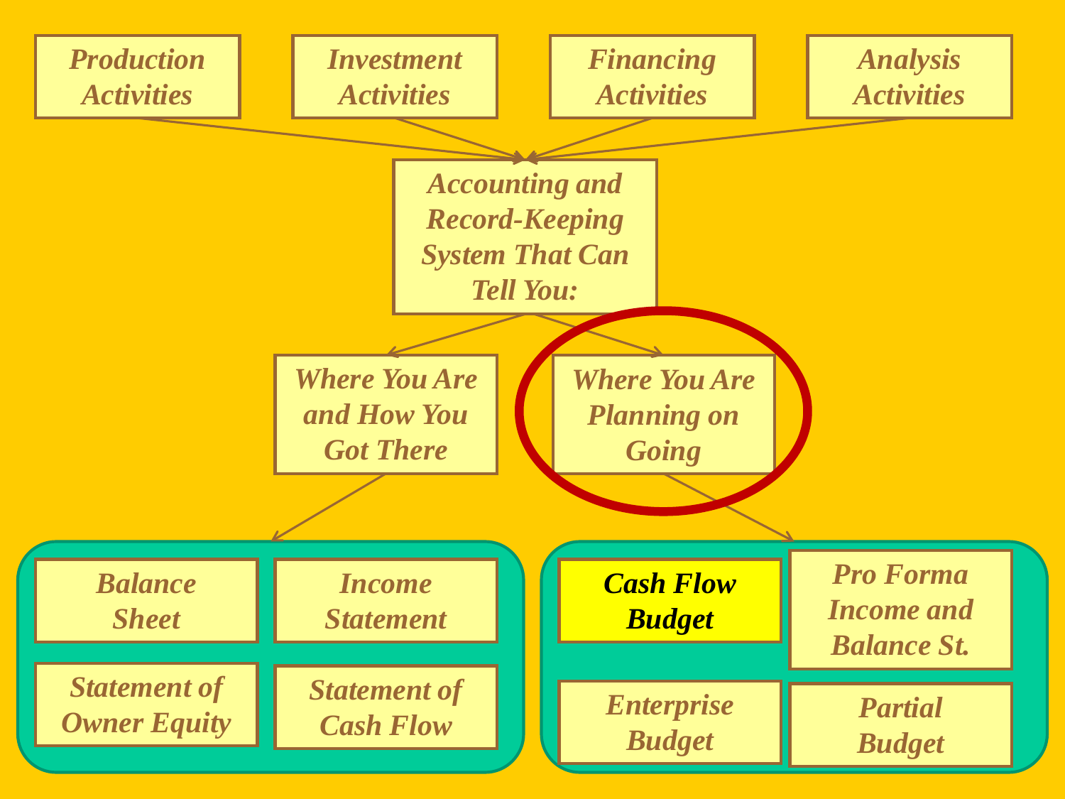*Production Activities*

*Investment Activities*

*Financing Activities*

*Analysis Activities*

*Accounting and Record-Keeping System That Can Tell You:*

*Where You Are and How You Got There*

- *Balance Sheet*
- *Income Statement*
- *Statement of Owner Equity*
- *Statement of Cash Flow*

*Where You Are Planning on Going*

- ***Cash Flow Budget***
- *Pro Forma Income and Balance St.*
- *Enterprise Budget*
- *Partial Budget*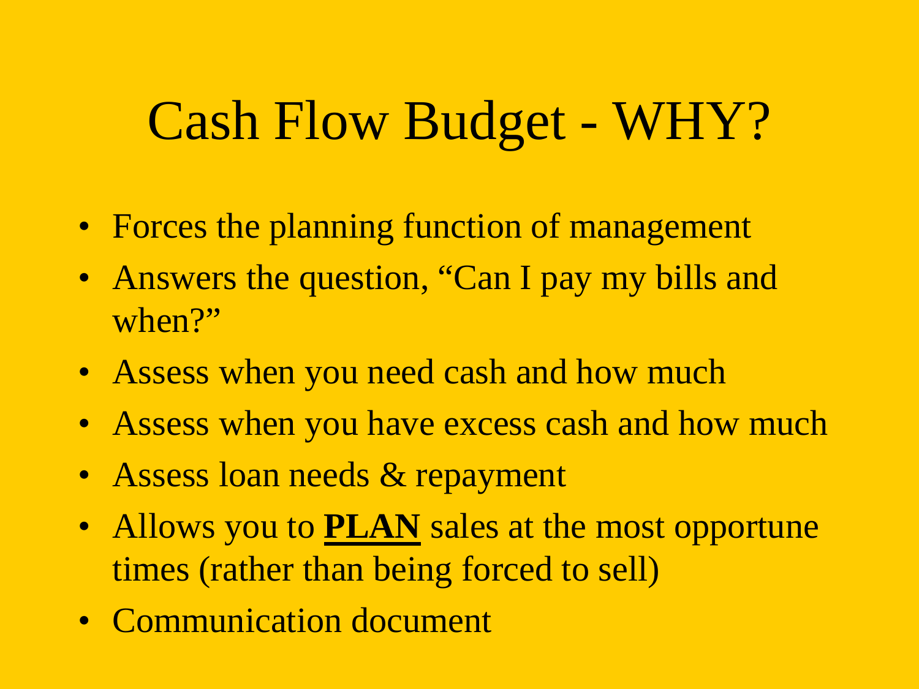# Cash Flow Budget - WHY?

- Forces the planning function of management
- Answers the question, “Can I pay my bills and when?”
- Assess when you need cash and how much
- Assess when you have excess cash and how much
- Assess loan needs & repayment
- Allows you to **PLAN** sales at the most opportune times (rather than being forced to sell)
- Communication document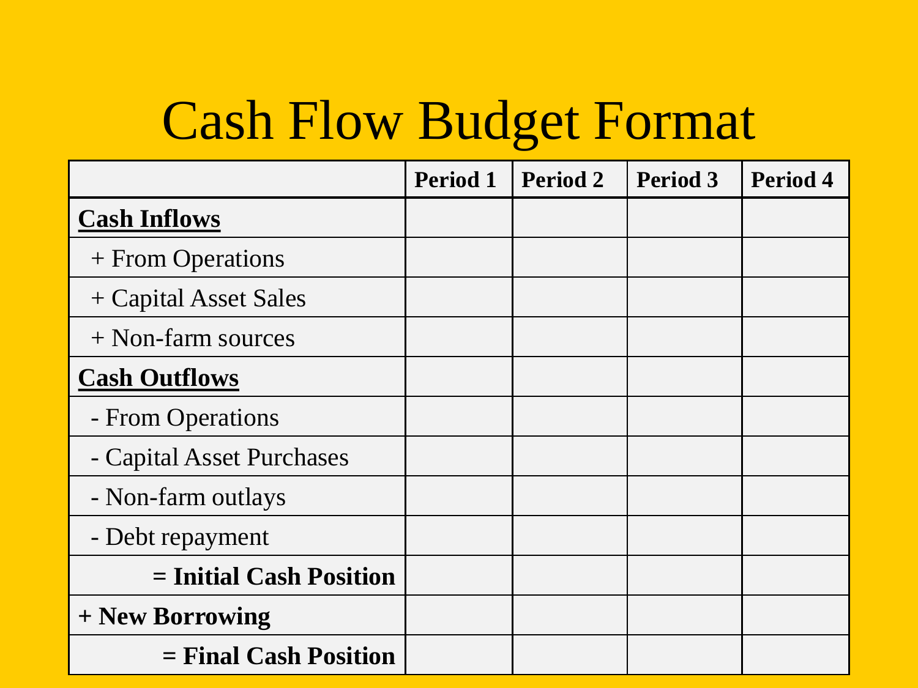# Cash Flow Budget Format

| | Period 1 | Period 2 | Period 3 | Period 4 |
|---|---|---|---|---|
| **Cash Inflows** | | | | |
| + From Operations | | | | |
| + Capital Asset Sales | | | | |
| + Non-farm sources | | | | |
| **Cash Outflows** | | | | |
| - From Operations | | | | |
| - Capital Asset Purchases | | | | |
| - Non-farm outlays | | | | |
| - Debt repayment | | | | |
| **= Initial Cash Position** | | | | |
| **+ New Borrowing** | | | | |
| **= Final Cash Position** | | | | |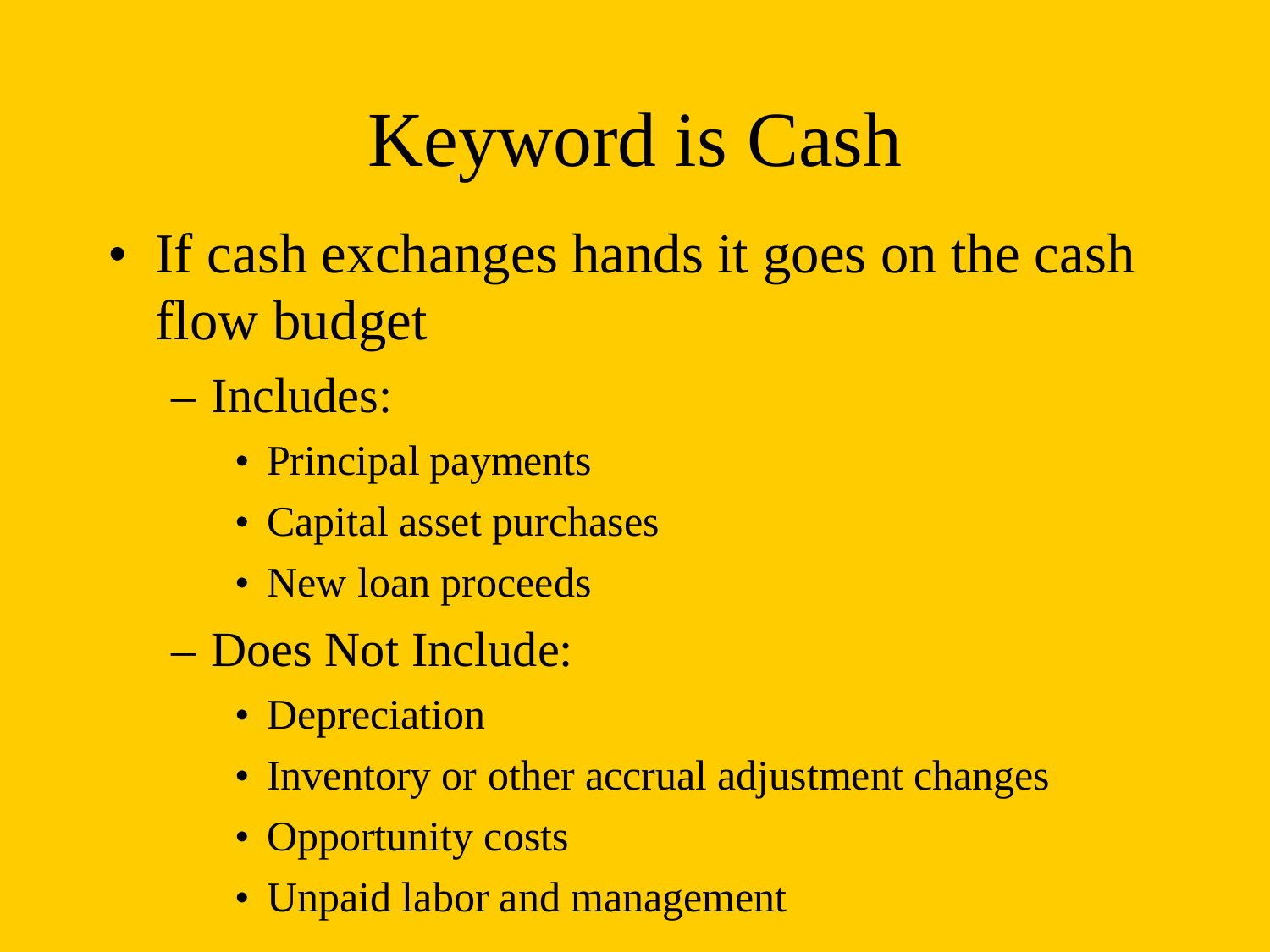# Keyword is Cash

- If cash exchanges hands it goes on the cash flow budget
  - Includes:
    - Principal payments
    - Capital asset purchases
    - New loan proceeds
  - Does Not Include:
    - Depreciation
    - Inventory or other accrual adjustment changes
    - Opportunity costs
    - Unpaid labor and management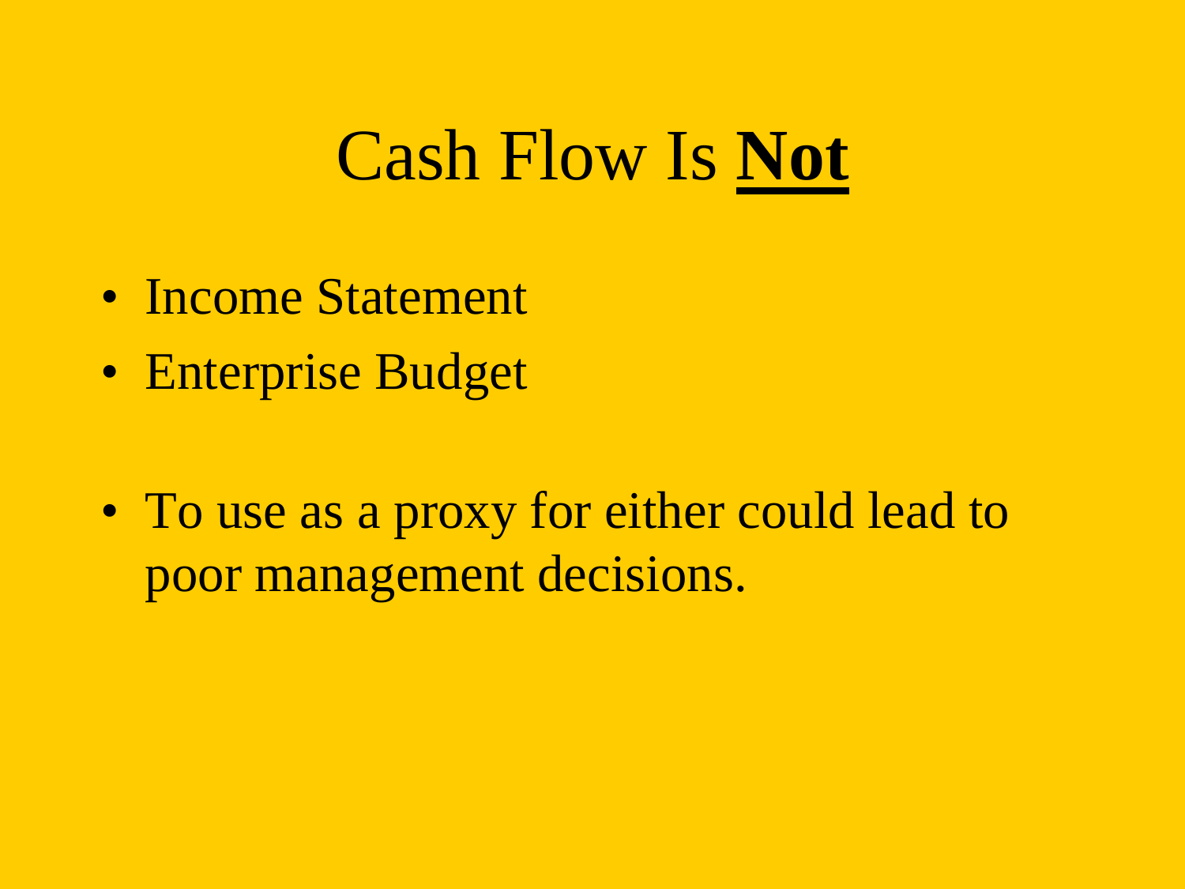# Cash Flow Is **<u>Not</u>**

- Income Statement
- Enterprise Budget

- To use as a proxy for either could lead to poor management decisions.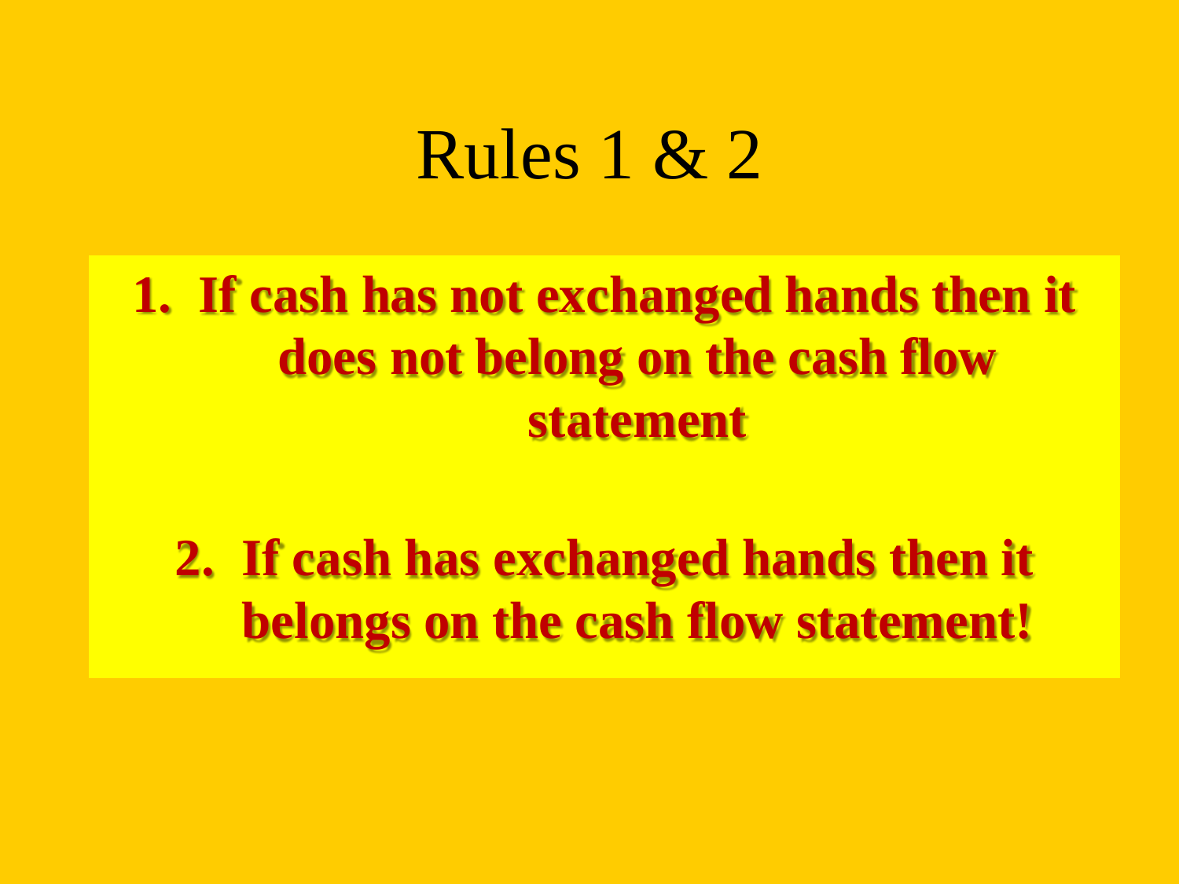# Rules 1 & 2

1. **If cash has not exchanged hands then it does not belong on the cash flow statement**

2. **If cash has exchanged hands then it belongs on the cash flow statement!**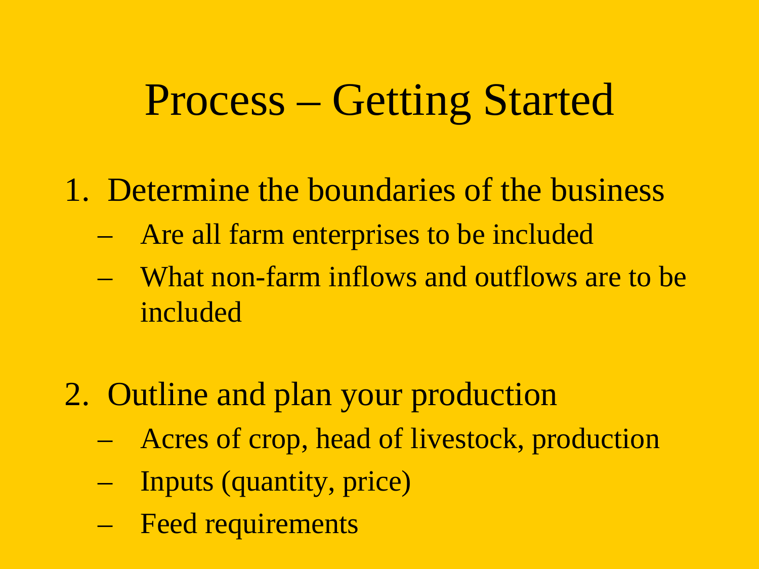# Process – Getting Started

1. Determine the boundaries of the business
   - Are all farm enterprises to be included
   - What non-farm inflows and outflows are to be included

2. Outline and plan your production
   - Acres of crop, head of livestock, production
   - Inputs (quantity, price)
   - Feed requirements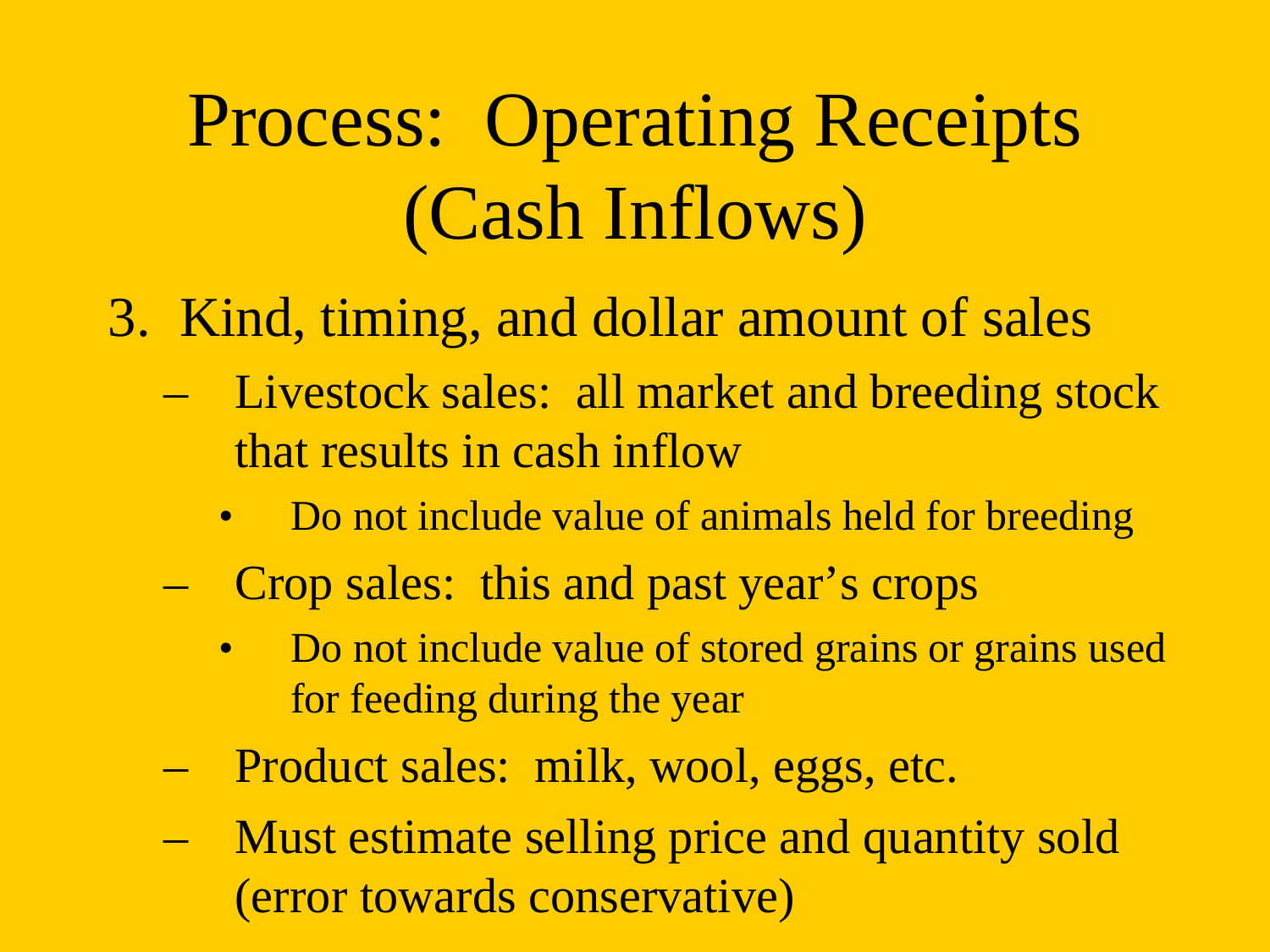# Process: Operating Receipts (Cash Inflows)

3. Kind, timing, and dollar amount of sales
   - Livestock sales: all market and breeding stock that results in cash inflow
     - Do not include value of animals held for breeding
   - Crop sales: this and past year's crops
     - Do not include value of stored grains or grains used for feeding during the year
   - Product sales: milk, wool, eggs, etc.
   - Must estimate selling price and quantity sold (error towards conservative)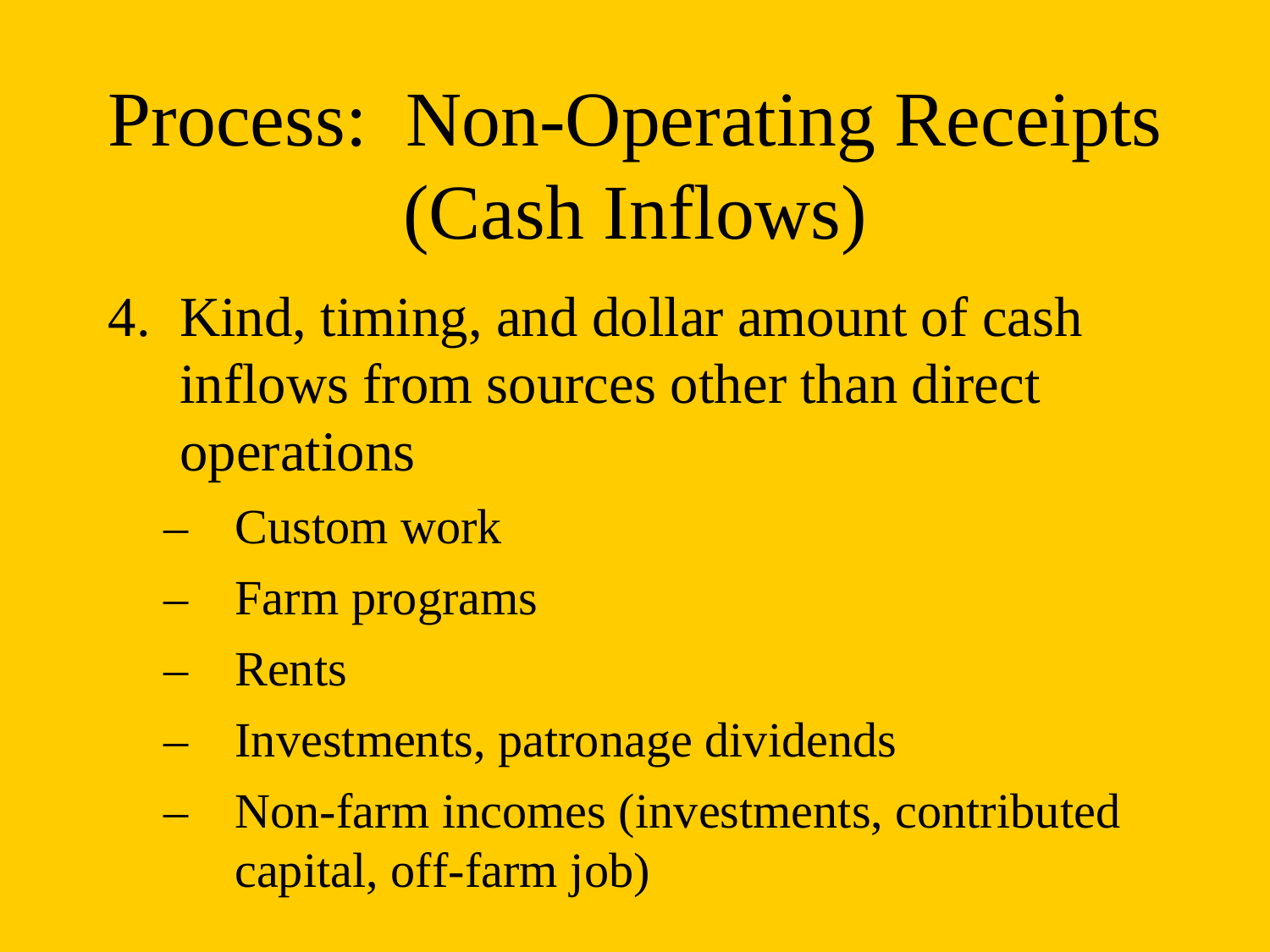# Process: Non-Operating Receipts (Cash Inflows)

4. Kind, timing, and dollar amount of cash inflows from sources other than direct operations
   - Custom work
   - Farm programs
   - Rents
   - Investments, patronage dividends
   - Non-farm incomes (investments, contributed capital, off-farm job)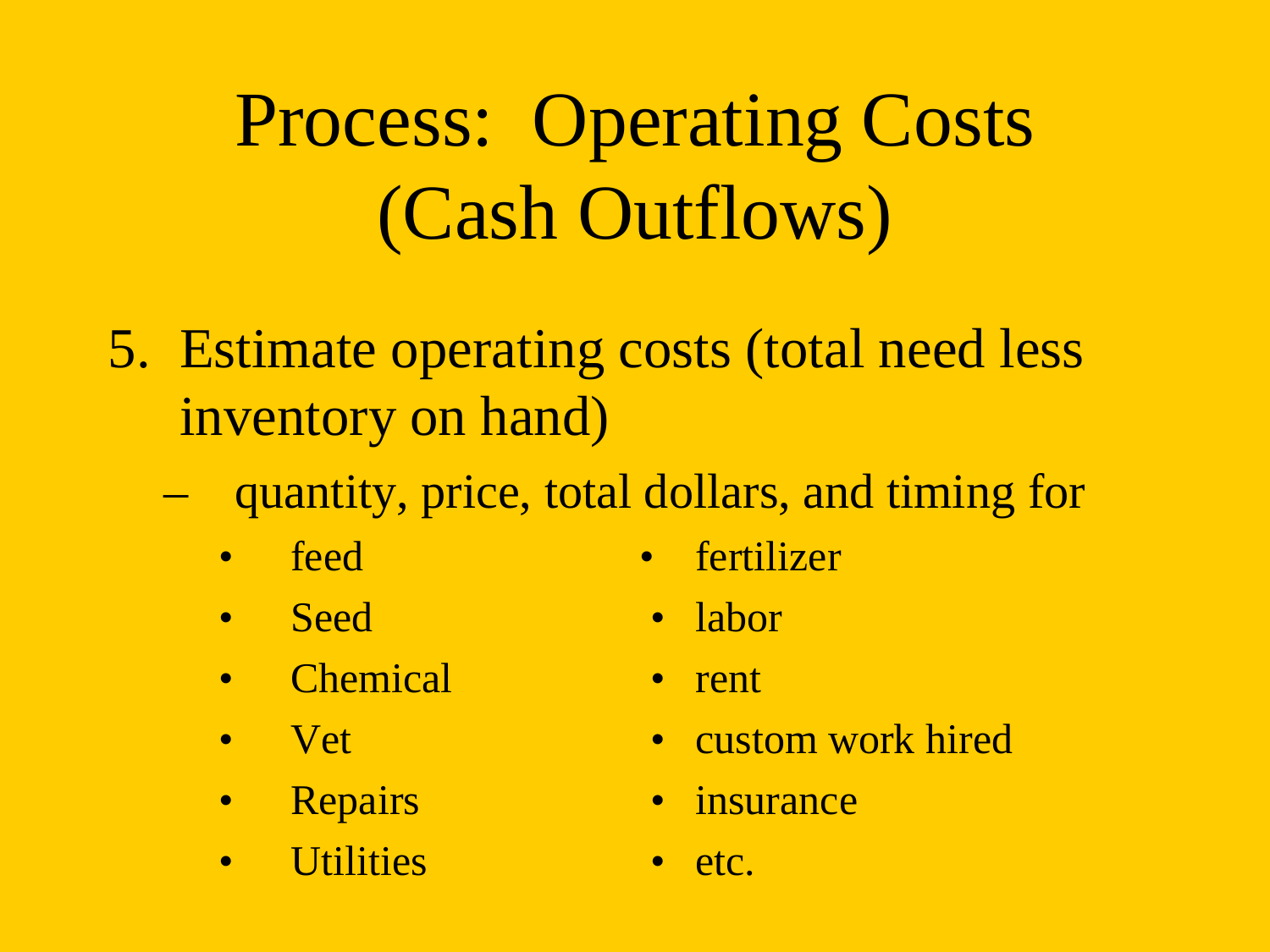# Process: Operating Costs (Cash Outflows)

5. Estimate operating costs (total need less inventory on hand)
   - quantity, price, total dollars, and timing for
     - feed
     - Seed
     - Chemical
     - Vet
     - Repairs
     - Utilities
     - fertilizer
     - labor
     - rent
     - custom work hired
     - insurance
     - etc.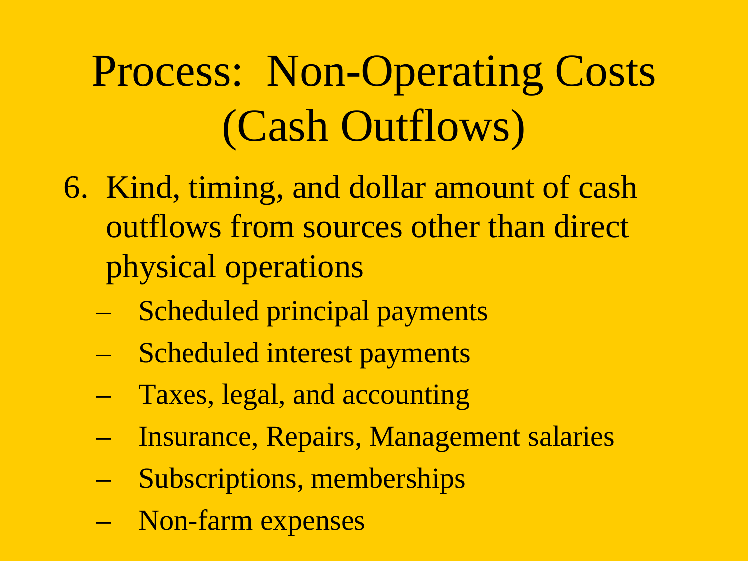# Process: Non-Operating Costs (Cash Outflows)

6. Kind, timing, and dollar amount of cash outflows from sources other than direct physical operations
   - Scheduled principal payments
   - Scheduled interest payments
   - Taxes, legal, and accounting
   - Insurance, Repairs, Management salaries
   - Subscriptions, memberships
   - Non-farm expenses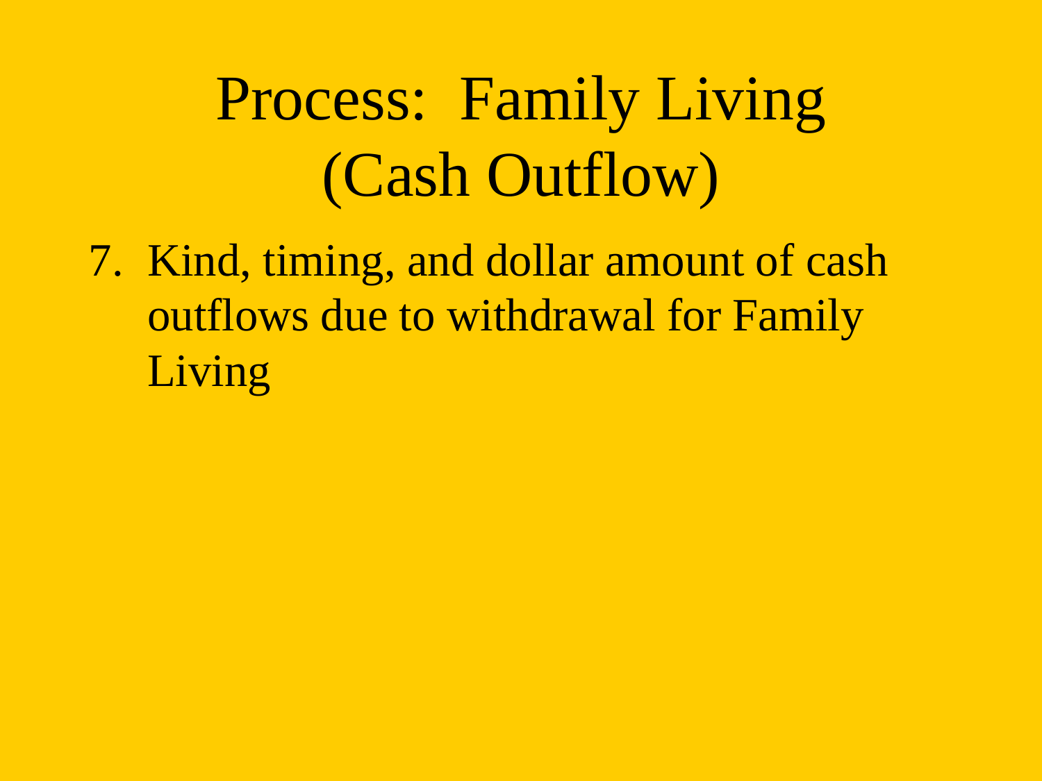# Process: Family Living (Cash Outflow)

7. Kind, timing, and dollar amount of cash outflows due to withdrawal for Family Living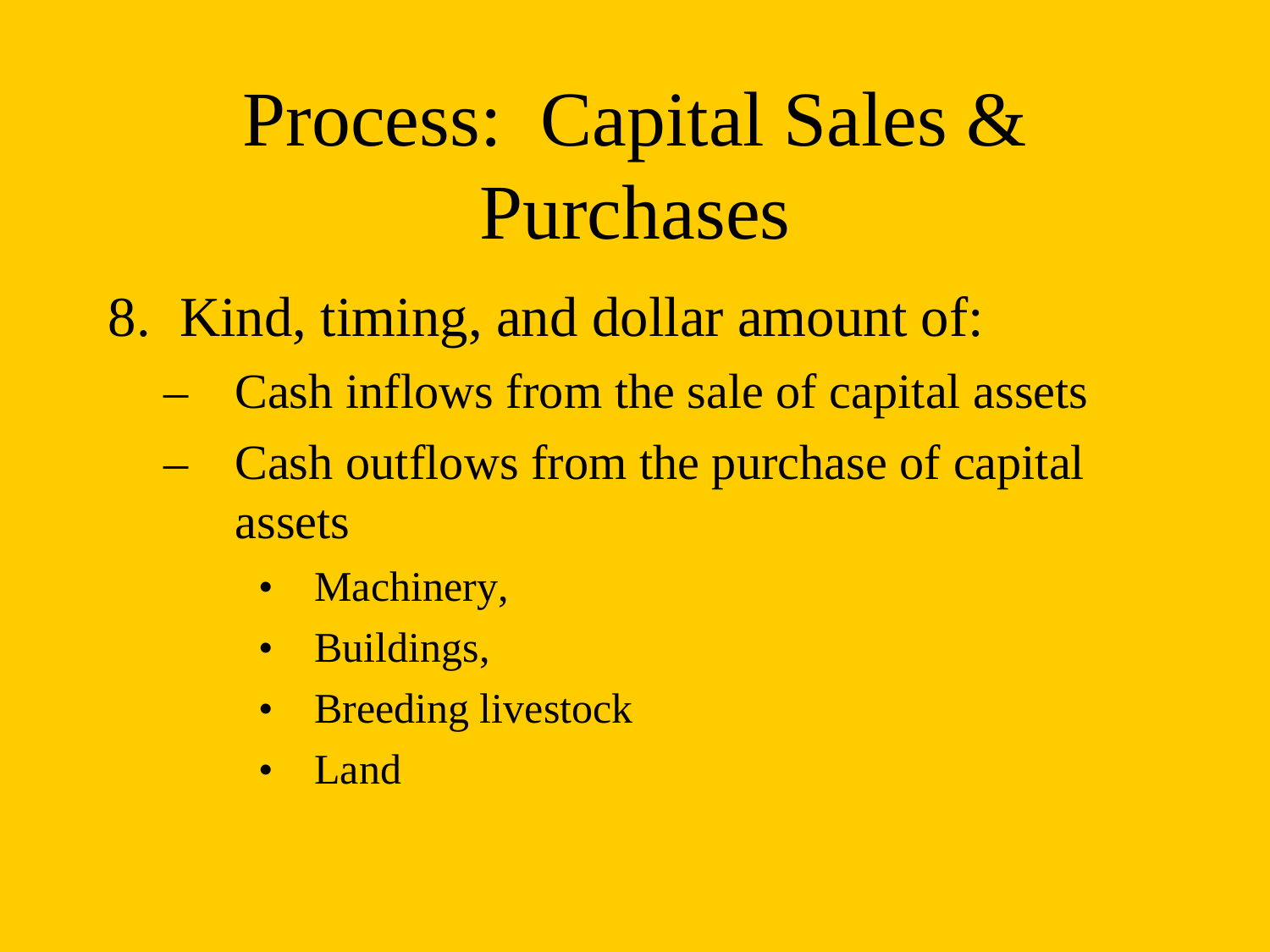# Process: Capital Sales & Purchases

8. Kind, timing, and dollar amount of:
   - Cash inflows from the sale of capital assets
   - Cash outflows from the purchase of capital assets
     - Machinery,
     - Buildings,
     - Breeding livestock
     - Land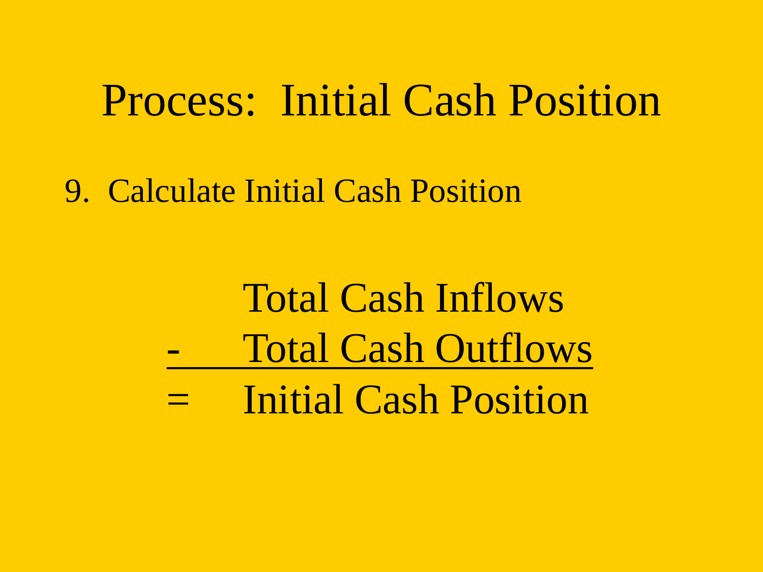# Process: Initial Cash Position

9. Calculate Initial Cash Position

|   |   |
|---|---|
|   | Total Cash Inflows |
| - | Total Cash Outflows |
| = | Initial Cash Position |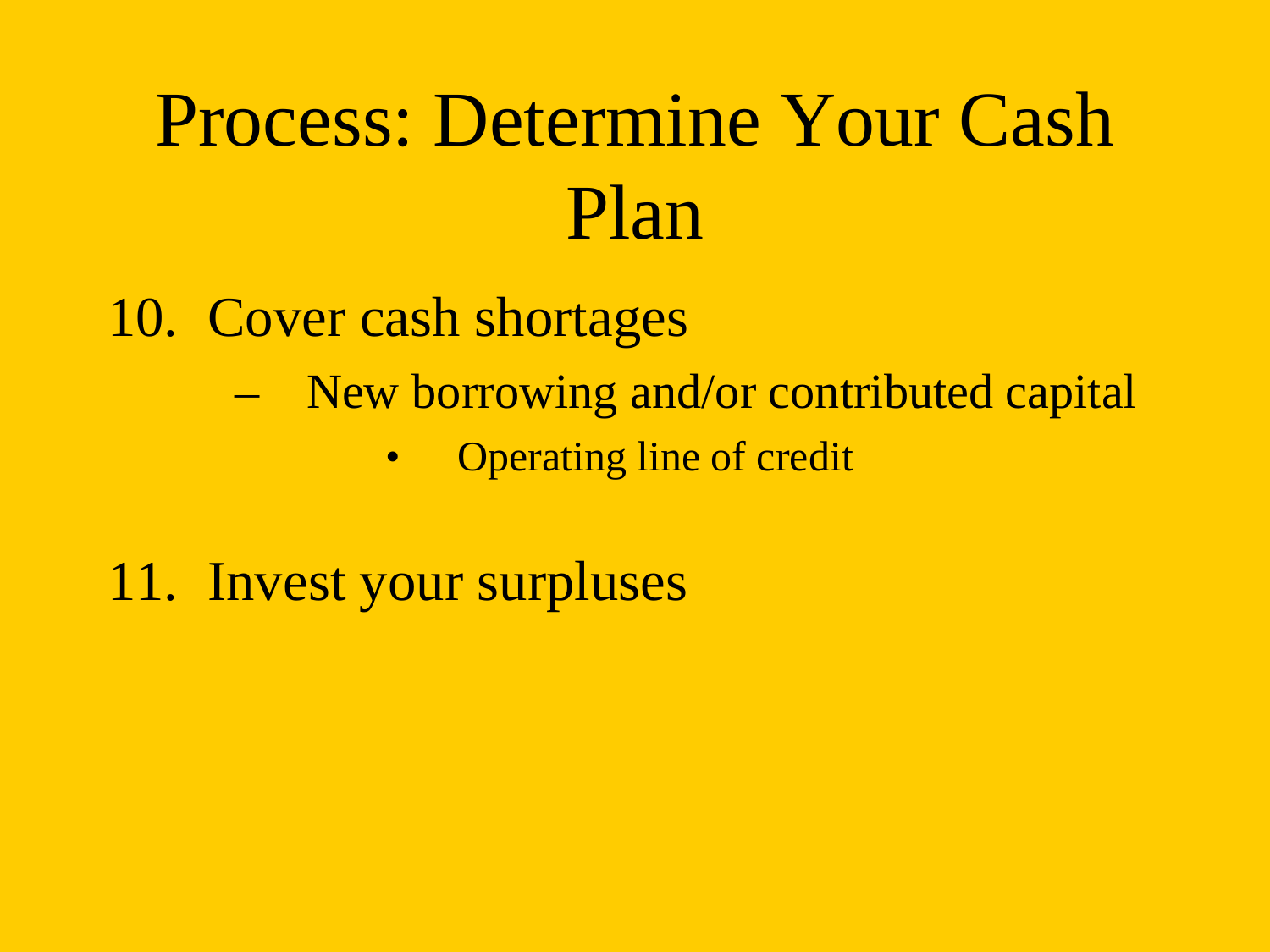# Process: Determine Your Cash Plan

10. Cover cash shortages
    - New borrowing and/or contributed capital
        - Operating line of credit

11. Invest your surpluses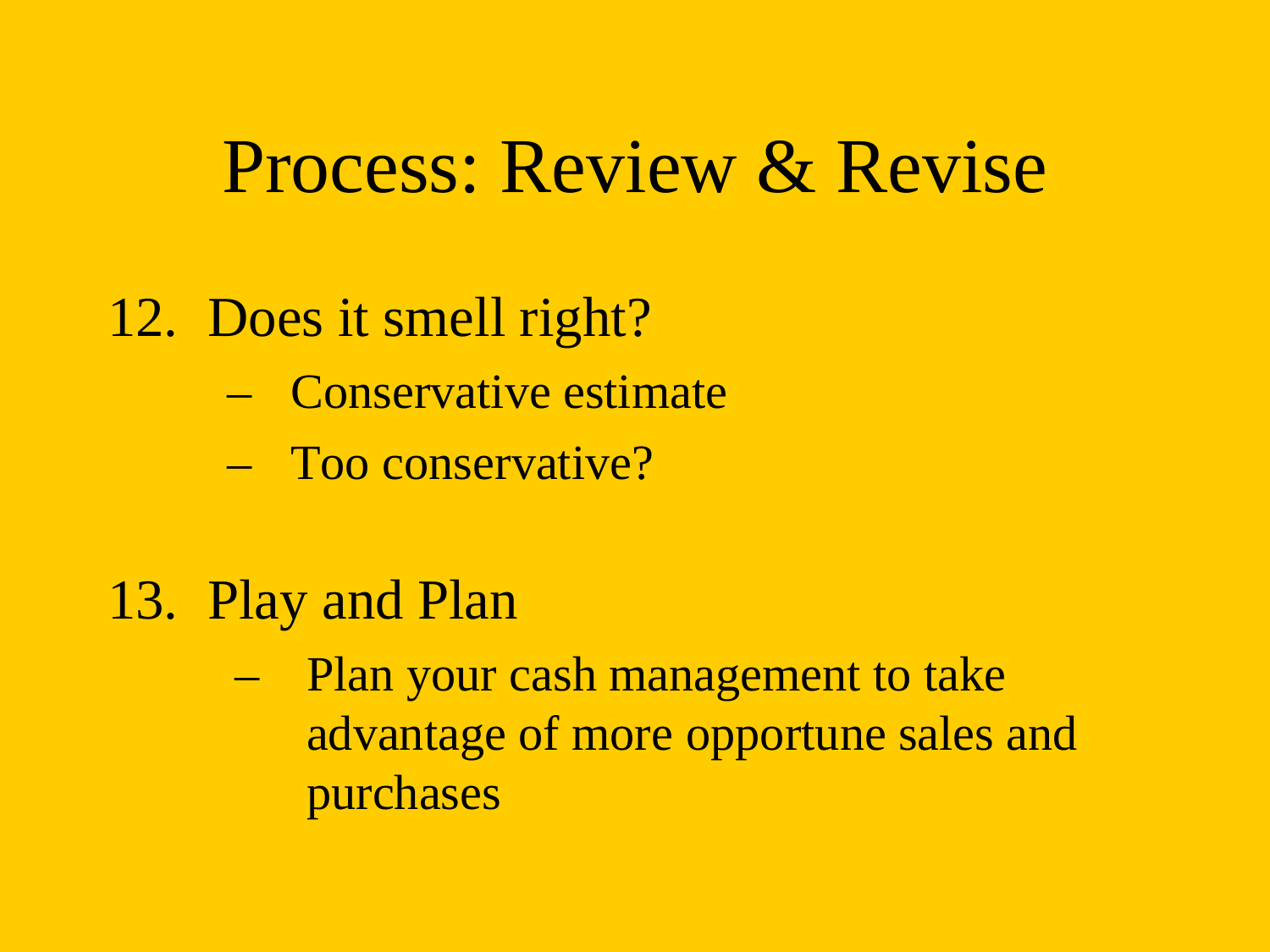# Process: Review & Revise

12. Does it smell right?
    - Conservative estimate
    - Too conservative?

13. Play and Plan
    - Plan your cash management to take advantage of more opportune sales and purchases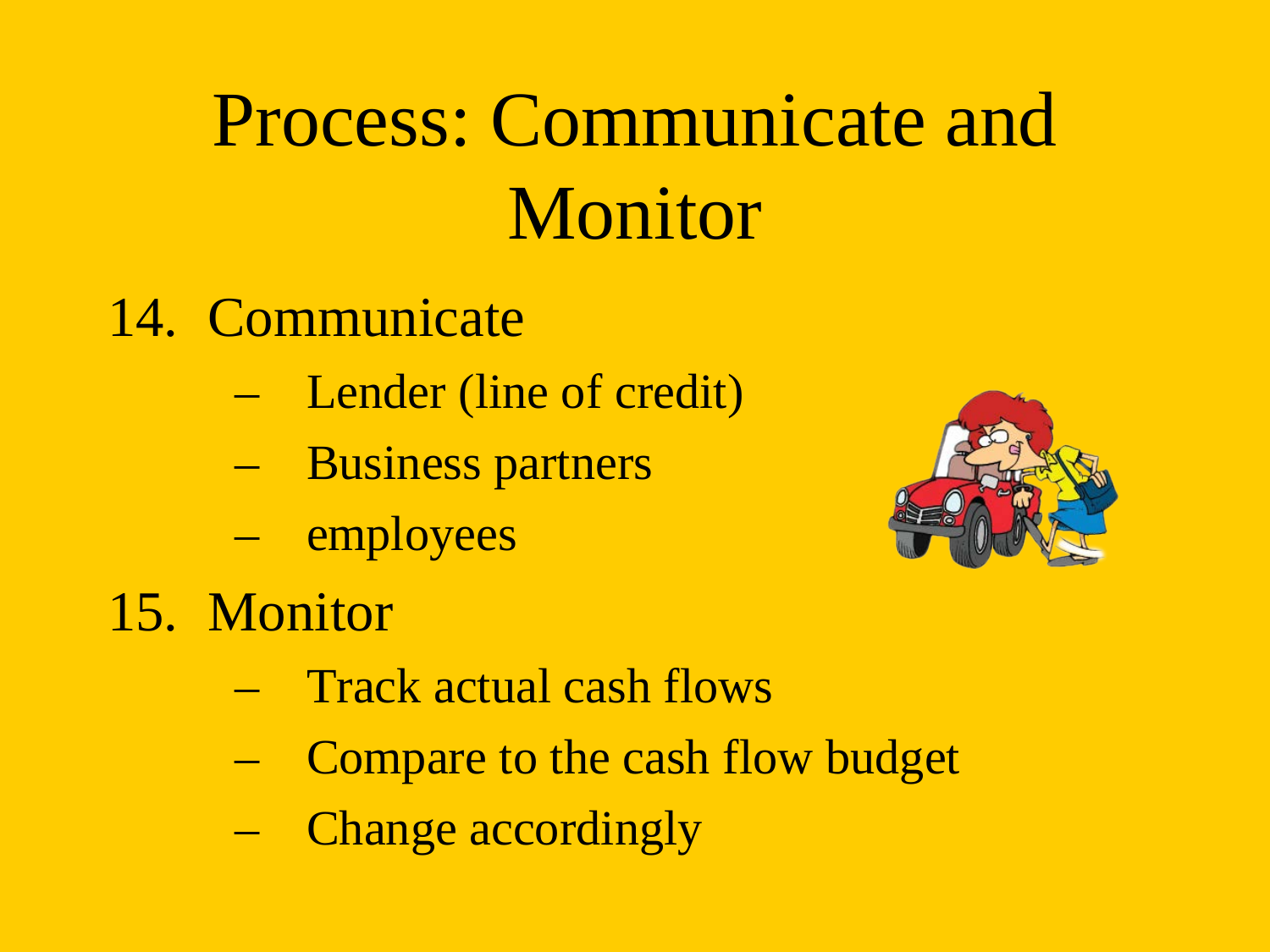# Process: Communicate and Monitor

14. Communicate
    - Lender (line of credit)
    - Business partners
    - employees
15. Monitor
    - Track actual cash flows
    - Compare to the cash flow budget
    - Change accordingly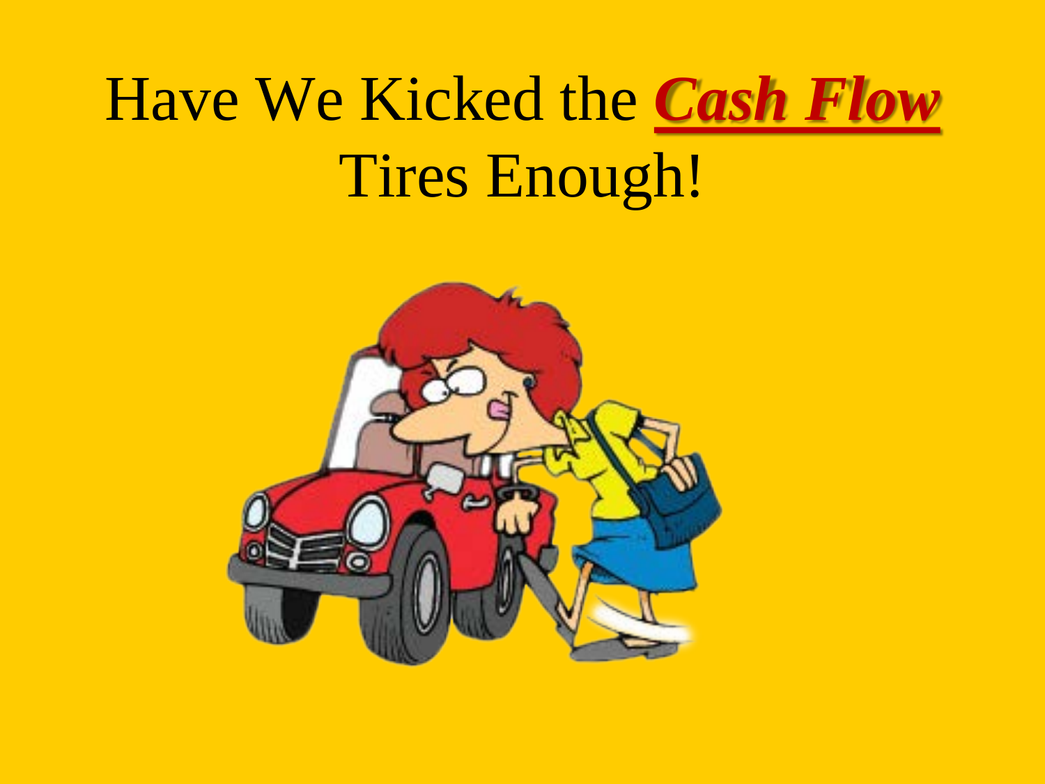# Have We Kicked the ***Cash Flow*** Tires Enough!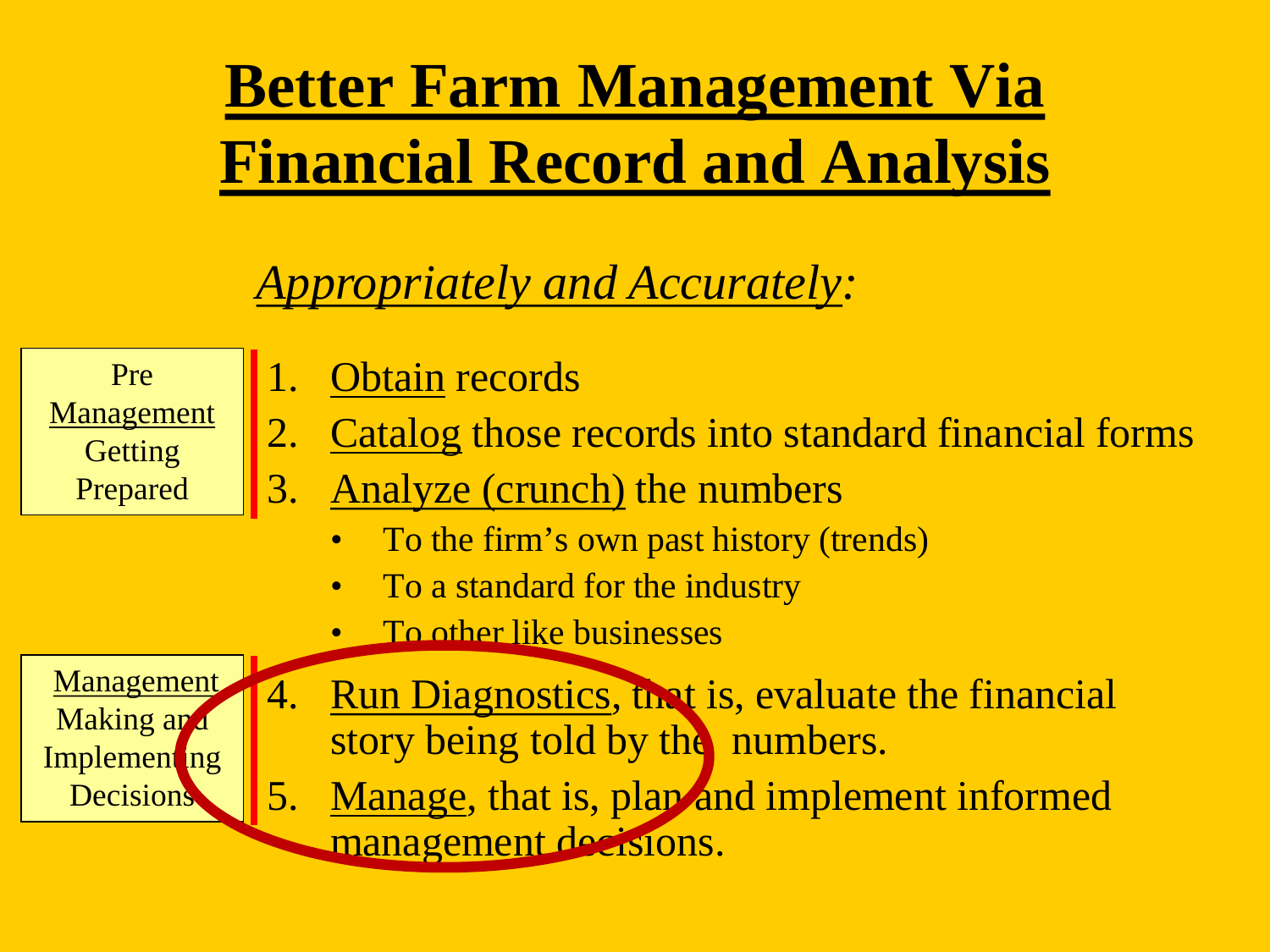# Better Farm Management Via Financial Record and Analysis

*Appropriately and Accurately:*

**Pre Management Getting Prepared**

1. Obtain records
2. Catalog those records into standard financial forms
3. Analyze (crunch) the numbers
   - To the firm's own past history (trends)
   - To a standard for the industry
   - To other like businesses

**Management Making and Implementing Decisions**

4. Run Diagnostics, that is, evaluate the financial story being told by the numbers.
5. Manage, that is, plan and implement informed management decisions.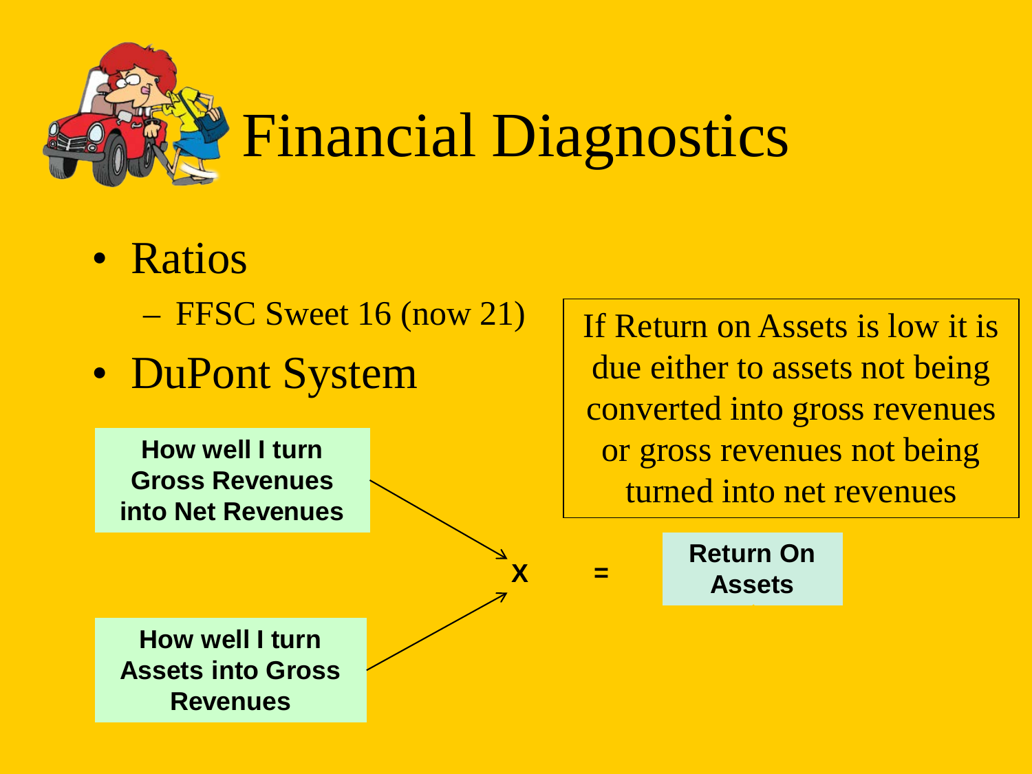# Financial Diagnostics

- Ratios
  - FFSC Sweet 16 (now 21)
- DuPont System

If Return on Assets is low it is due either to assets not being converted into gross revenues or gross revenues not being turned into net revenues

**How well I turn Gross Revenues into Net Revenues**

**X**

**How well I turn Assets into Gross Revenues**

**=**

**Return On Assets**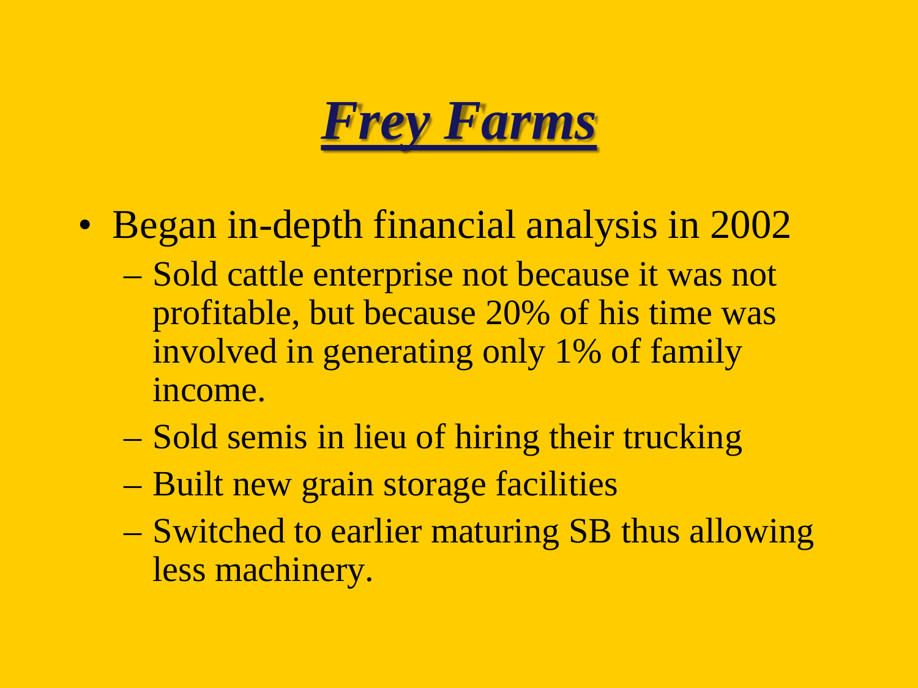# *Frey Farms*

- Began in-depth financial analysis in 2002
  - Sold cattle enterprise not because it was not profitable, but because 20% of his time was involved in generating only 1% of family income.
  - Sold semis in lieu of hiring their trucking
  - Built new grain storage facilities
  - Switched to earlier maturing SB thus allowing less machinery.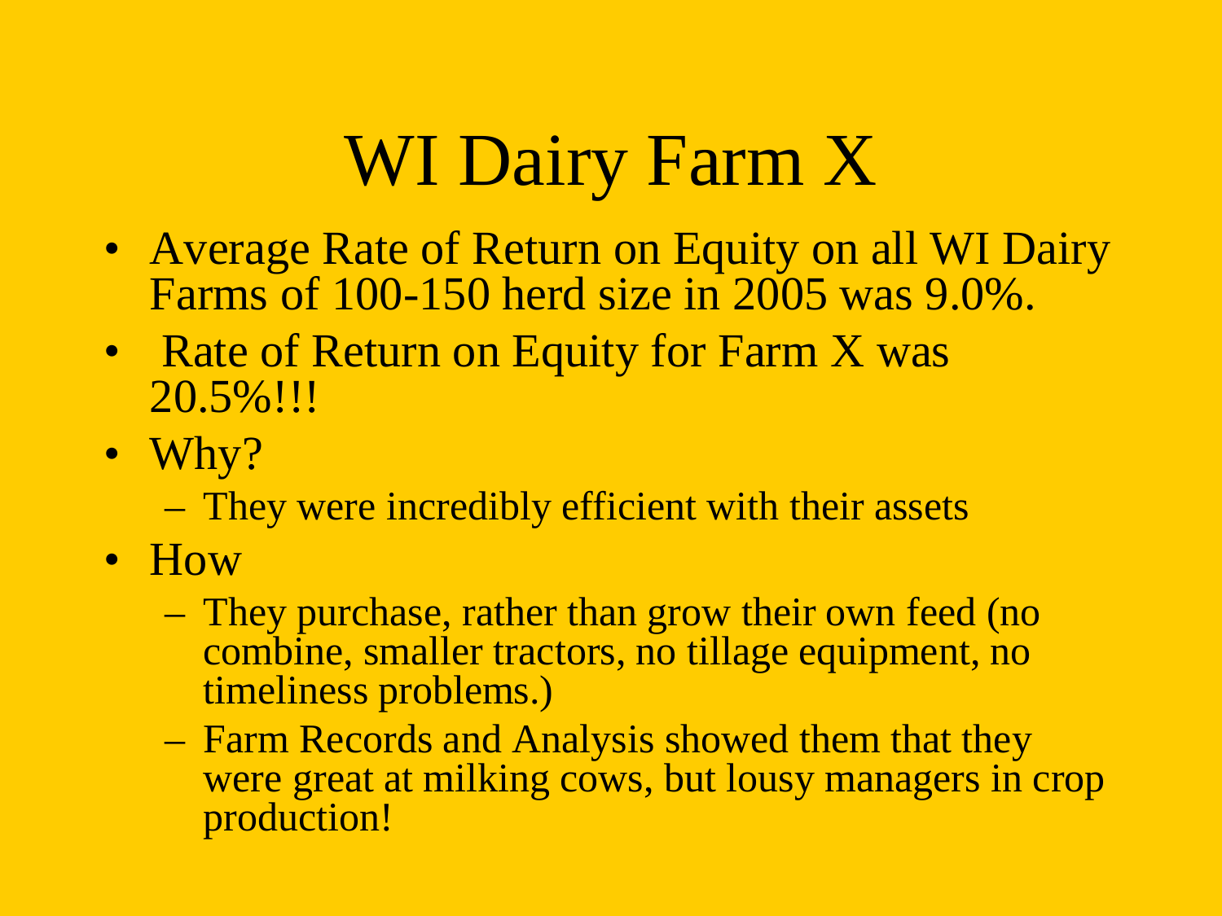# WI Dairy Farm X

- Average Rate of Return on Equity on all WI Dairy Farms of 100-150 herd size in 2005 was 9.0%.
- Rate of Return on Equity for Farm X was 20.5%!!!
- Why?
  - They were incredibly efficient with their assets
- How
  - They purchase, rather than grow their own feed (no combine, smaller tractors, no tillage equipment, no timeliness problems.)
  - Farm Records and Analysis showed them that they were great at milking cows, but lousy managers in crop production!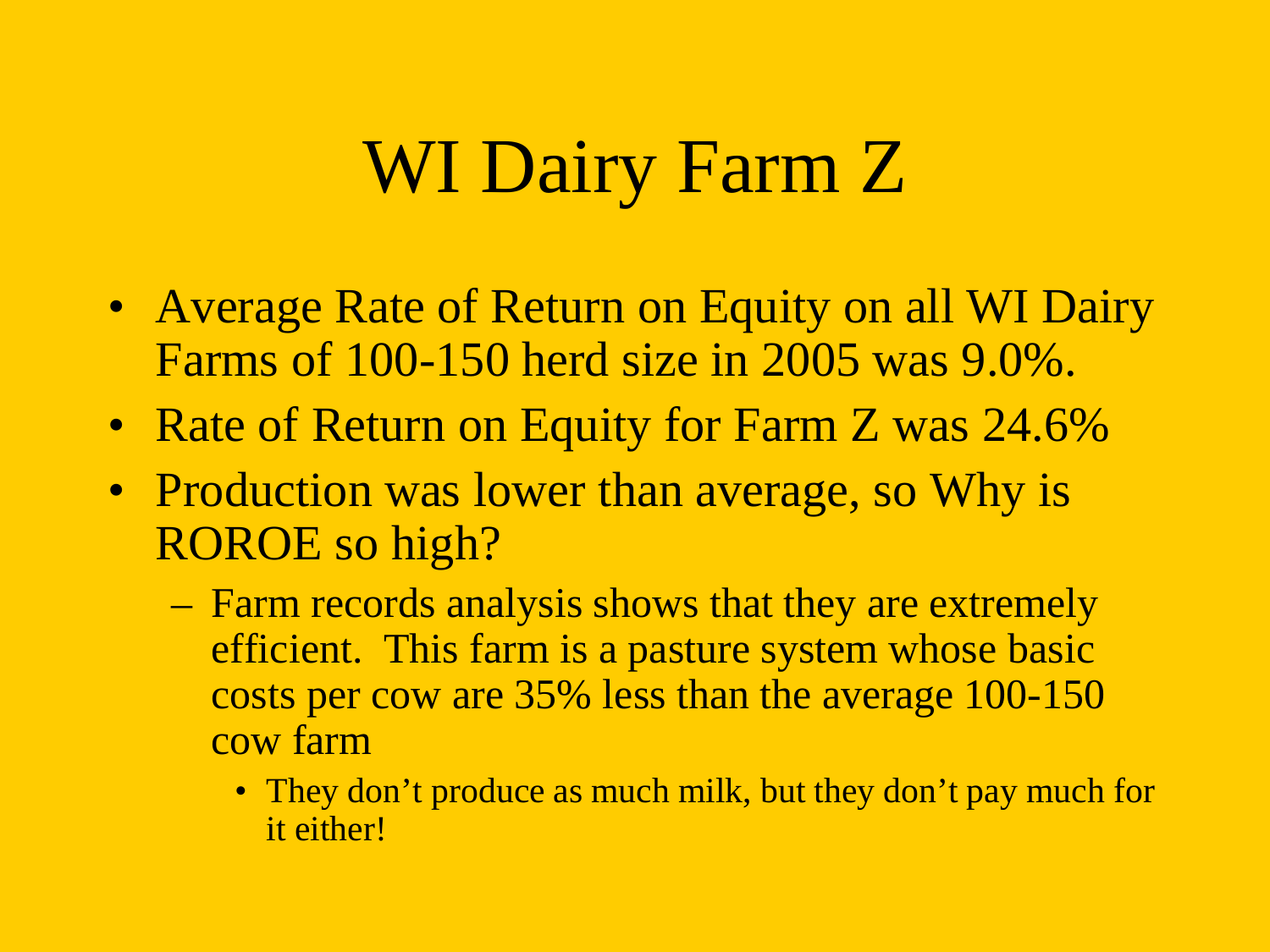# WI Dairy Farm Z

- Average Rate of Return on Equity on all WI Dairy Farms of 100-150 herd size in 2005 was 9.0%.
- Rate of Return on Equity for Farm Z was 24.6%
- Production was lower than average, so Why is ROROE so high?
  - Farm records analysis shows that they are extremely efficient. This farm is a pasture system whose basic costs per cow are 35% less than the average 100-150 cow farm
    - They don’t produce as much milk, but they don’t pay much for it either!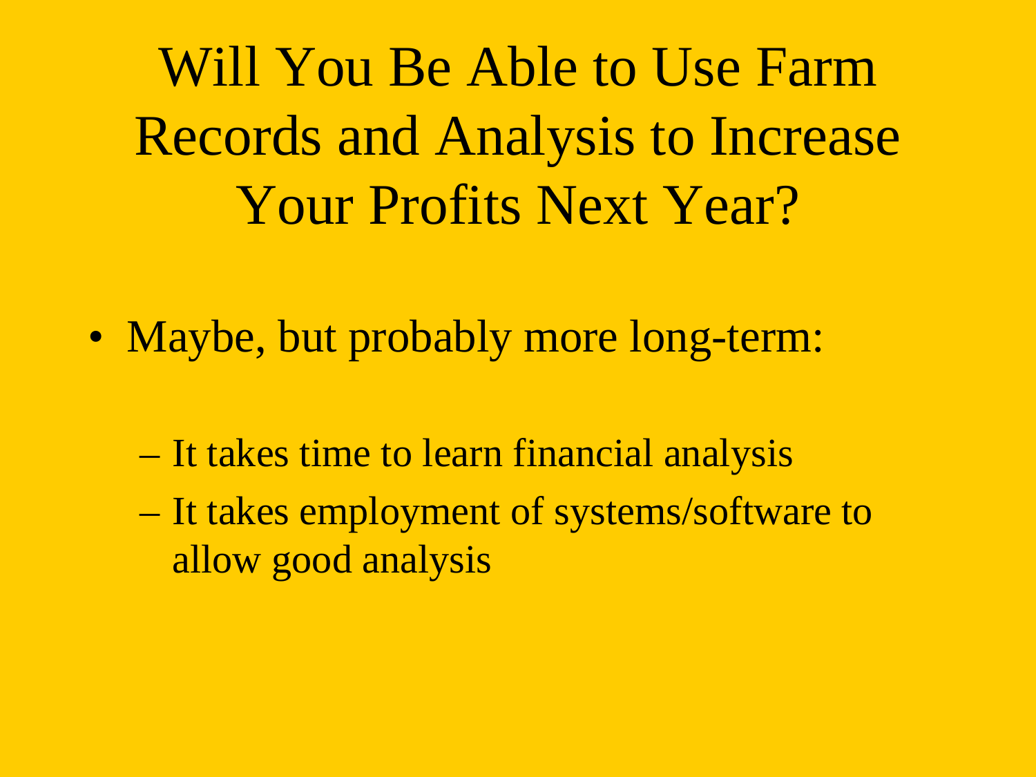# Will You Be Able to Use Farm Records and Analysis to Increase Your Profits Next Year?

- Maybe, but probably more long-term:
  - It takes time to learn financial analysis
  - It takes employment of systems/software to allow good analysis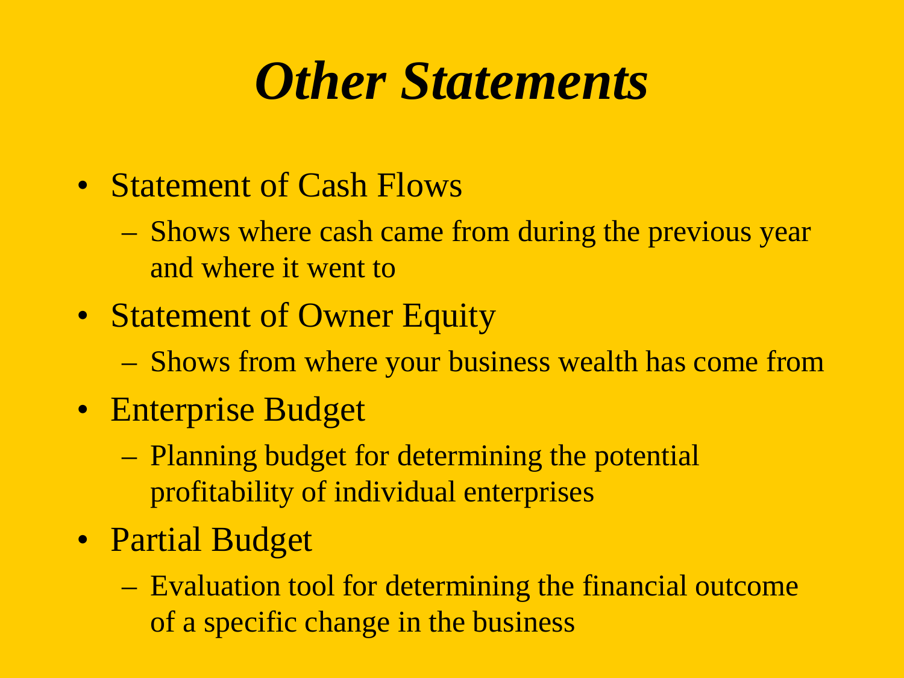# *Other Statements*

- Statement of Cash Flows
  - Shows where cash came from during the previous year and where it went to
- Statement of Owner Equity
  - Shows from where your business wealth has come from
- Enterprise Budget
  - Planning budget for determining the potential profitability of individual enterprises
- Partial Budget
  - Evaluation tool for determining the financial outcome of a specific change in the business